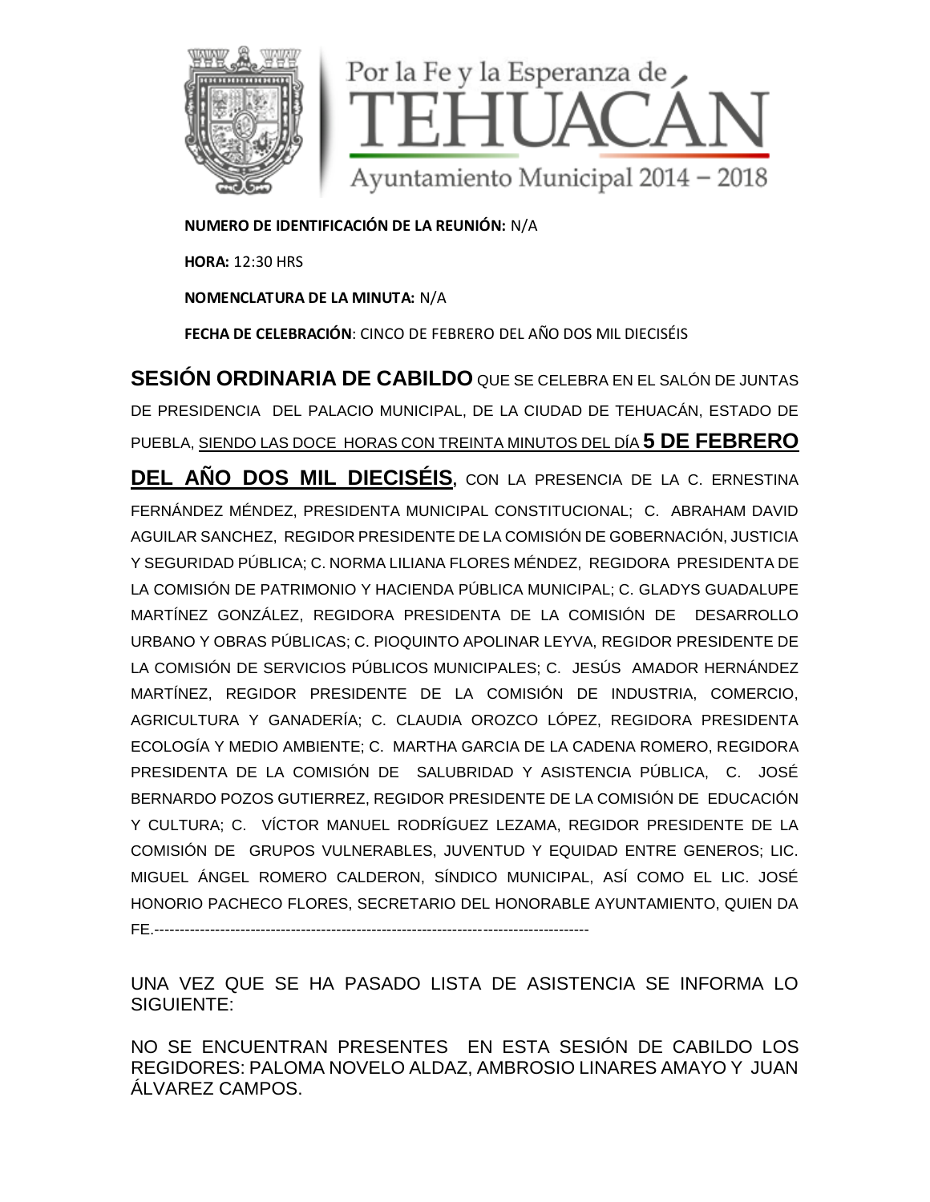Por la Fe y la Esperanza de
# TEHUACÁN
Ayuntamiento Municipal 2014 – 2018

**NUMERO DE IDENTIFICACIÓN DE LA REUNIÓN:** N/A

**HORA:** 12:30 HRS

**NOMENCLATURA DE LA MINUTA:** N/A

**FECHA DE CELEBRACIÓN**: CINCO DE FEBRERO DEL AÑO DOS MIL DIECISÉIS

**SESIÓN ORDINARIA DE CABILDO** QUE SE CELEBRA EN EL SALÓN DE JUNTAS DE PRESIDENCIA DEL PALACIO MUNICIPAL, DE LA CIUDAD DE TEHUACÁN, ESTADO DE PUEBLA, <u>SIENDO LAS DOCE HORAS CON TREINTA MINUTOS DEL DÍA</u> <u>**5 DE FEBRERO DEL AÑO DOS MIL DIECISÉIS**</u>, CON LA PRESENCIA DE LA C. ERNESTINA FERNÁNDEZ MÉNDEZ, PRESIDENTA MUNICIPAL CONSTITUCIONAL; C. ABRAHAM DAVID AGUILAR SANCHEZ, REGIDOR PRESIDENTE DE LA COMISIÓN DE GOBERNACIÓN, JUSTICIA Y SEGURIDAD PÚBLICA; C. NORMA LILIANA FLORES MÉNDEZ, REGIDORA PRESIDENTA DE LA COMISIÓN DE PATRIMONIO Y HACIENDA PÚBLICA MUNICIPAL; C. GLADYS GUADALUPE MARTÍNEZ GONZÁLEZ, REGIDORA PRESIDENTA DE LA COMISIÓN DE DESARROLLO URBANO Y OBRAS PÚBLICAS; C. PIOQUINTO APOLINAR LEYVA, REGIDOR PRESIDENTE DE LA COMISIÓN DE SERVICIOS PÚBLICOS MUNICIPALES; C. JESÚS AMADOR HERNÁNDEZ MARTÍNEZ, REGIDOR PRESIDENTE DE LA COMISIÓN DE INDUSTRIA, COMERCIO, AGRICULTURA Y GANADERÍA; C. CLAUDIA OROZCO LÓPEZ, REGIDORA PRESIDENTA ECOLOGÍA Y MEDIO AMBIENTE; C. MARTHA GARCIA DE LA CADENA ROMERO, REGIDORA PRESIDENTA DE LA COMISIÓN DE SALUBRIDAD Y ASISTENCIA PÚBLICA, C. JOSÉ BERNARDO POZOS GUTIERREZ, REGIDOR PRESIDENTE DE LA COMISIÓN DE EDUCACIÓN Y CULTURA; C. VÍCTOR MANUEL RODRÍGUEZ LEZAMA, REGIDOR PRESIDENTE DE LA COMISIÓN DE GRUPOS VULNERABLES, JUVENTUD Y EQUIDAD ENTRE GENEROS; LIC. MIGUEL ÁNGEL ROMERO CALDERON, SÍNDICO MUNICIPAL, ASÍ COMO EL LIC. JOSÉ HONORIO PACHECO FLORES, SECRETARIO DEL HONORABLE AYUNTAMIENTO, QUIEN DA FE.-----------------------------------------------------------------------------------------

UNA VEZ QUE SE HA PASADO LISTA DE ASISTENCIA SE INFORMA LO SIGUIENTE:

NO SE ENCUENTRAN PRESENTES EN ESTA SESIÓN DE CABILDO LOS REGIDORES: PALOMA NOVELO ALDAZ, AMBROSIO LINARES AMAYO Y JUAN ÁLVAREZ CAMPOS.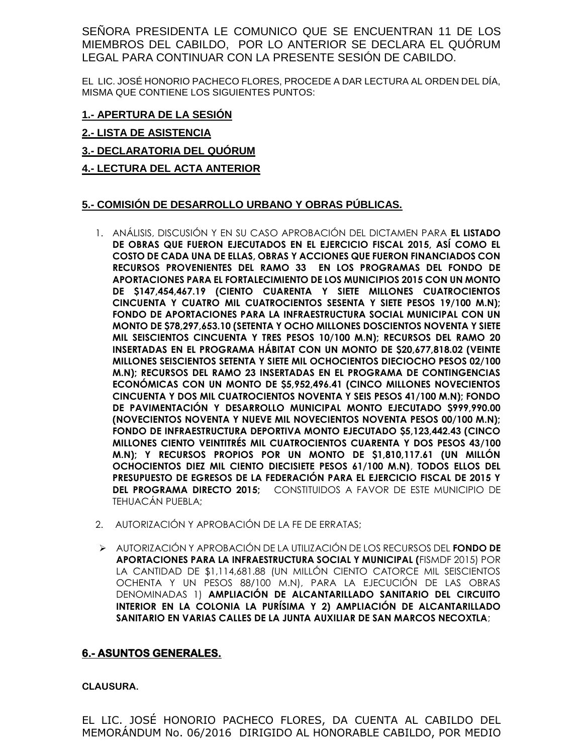SEÑORA PRESIDENTA LE COMUNICO QUE SE ENCUENTRAN 11 DE LOS MIEMBROS DEL CABILDO, POR LO ANTERIOR SE DECLARA EL QUÓRUM LEGAL PARA CONTINUAR CON LA PRESENTE SESIÓN DE CABILDO.

EL LIC. JOSÉ HONORIO PACHECO FLORES, PROCEDE A DAR LECTURA AL ORDEN DEL DÍA, MISMA QUE CONTIENE LOS SIGUIENTES PUNTOS:

**1.- APERTURA DE LA SESIÓN**

**2.- LISTA DE ASISTENCIA**

**3.- DECLARATORIA DEL QUÓRUM**

**4.- LECTURA DEL ACTA ANTERIOR**

**5.- COMISIÓN DE DESARROLLO URBANO Y OBRAS PÚBLICAS.**

1. ANÁLISIS, DISCUSIÓN Y EN SU CASO APROBACIÓN DEL DICTAMEN PARA **EL LISTADO DE OBRAS QUE FUERON EJECUTADOS EN EL EJERCICIO FISCAL 2015, ASÍ COMO EL COSTO DE CADA UNA DE ELLAS, OBRAS Y ACCIONES QUE FUERON FINANCIADOS CON RECURSOS PROVENIENTES DEL RAMO 33 EN LOS PROGRAMAS DEL FONDO DE APORTACIONES PARA EL FORTALECIMIENTO DE LOS MUNICIPIOS 2015 CON UN MONTO DE $147,454,467.19 (CIENTO CUARENTA Y SIETE MILLONES CUATROCIENTOS CINCUENTA Y CUATRO MIL CUATROCIENTOS SESENTA Y SIETE PESOS 19/100 M.N); FONDO DE APORTACIONES PARA LA INFRAESTRUCTURA SOCIAL MUNICIPAL CON UN MONTO DE $78,297,653.10 (SETENTA Y OCHO MILLONES DOSCIENTOS NOVENTA Y SIETE MIL SEISCIENTOS CINCUENTA Y TRES PESOS 10/100 M.N); RECURSOS DEL RAMO 20 INSERTADAS EN EL PROGRAMA HÁBITAT CON UN MONTO DE $20,677,818.02 (VEINTE MILLONES SEISCIENTOS SETENTA Y SIETE MIL OCHOCIENTOS DIECIOCHO PESOS 02/100 M.N); RECURSOS DEL RAMO 23 INSERTADAS EN EL PROGRAMA DE CONTINGENCIAS ECONÓMICAS CON UN MONTO DE $5,952,496.41 (CINCO MILLONES NOVECIENTOS CINCUENTA Y DOS MIL CUATROCIENTOS NOVENTA Y SEIS PESOS 41/100 M.N); FONDO DE PAVIMENTACIÓN Y DESARROLLO MUNICIPAL MONTO EJECUTADO $999,990.00 (NOVECIENTOS NOVENTA Y NUEVE MIL NOVECIENTOS NOVENTA PESOS 00/100 M.N); FONDO DE INFRAESTRUCTURA DEPORTIVA MONTO EJECUTADO $5,123,442.43 (CINCO MILLONES CIENTO VEINTITRÉS MIL CUATROCIENTOS CUARENTA Y DOS PESOS 43/100 M.N); Y RECURSOS PROPIOS POR UN MONTO DE $1,810,117.61 (UN MILLÓN OCHOCIENTOS DIEZ MIL CIENTO DIECISIETE PESOS 61/100 M.N)**, **TODOS ELLOS DEL PRESUPUESTO DE EGRESOS DE LA FEDERACIÓN PARA EL EJERCICIO FISCAL DE 2015 Y DEL PROGRAMA DIRECTO 2015;** CONSTITUIDOS A FAVOR DE ESTE MUNICIPIO DE TEHUACÁN PUEBLA;

2. AUTORIZACIÓN Y APROBACIÓN DE LA FE DE ERRATAS;

- AUTORIZACIÓN Y APROBACIÓN DE LA UTILIZACIÓN DE LOS RECURSOS DEL **FONDO DE APORTACIONES PARA LA INFRAESTRUCTURA SOCIAL Y MUNICIPAL (**FISMDF 2015) POR LA CANTIDAD DE $1,114,681.88 (UN MILLÓN CIENTO CATORCE MIL SEISCIENTOS OCHENTA Y UN PESOS 88/100 M.N), PARA LA EJECUCIÓN DE LAS OBRAS DENOMINADAS 1) **AMPLIACIÓN DE ALCANTARILLADO SANITARIO DEL CIRCUITO INTERIOR EN LA COLONIA LA PURÍSIMA Y 2) AMPLIACIÓN DE ALCANTARILLADO SANITARIO EN VARIAS CALLES DE LA JUNTA AUXILIAR DE SAN MARCOS NECOXTLA**;

**6.- ASUNTOS GENERALES.**

**CLAUSURA.**

EL LIC. JOSÉ HONORIO PACHECO FLORES, DA CUENTA AL CABILDO DEL MEMORÁNDUM No. 06/2016 DIRIGIDO AL HONORABLE CABILDO, POR MEDIO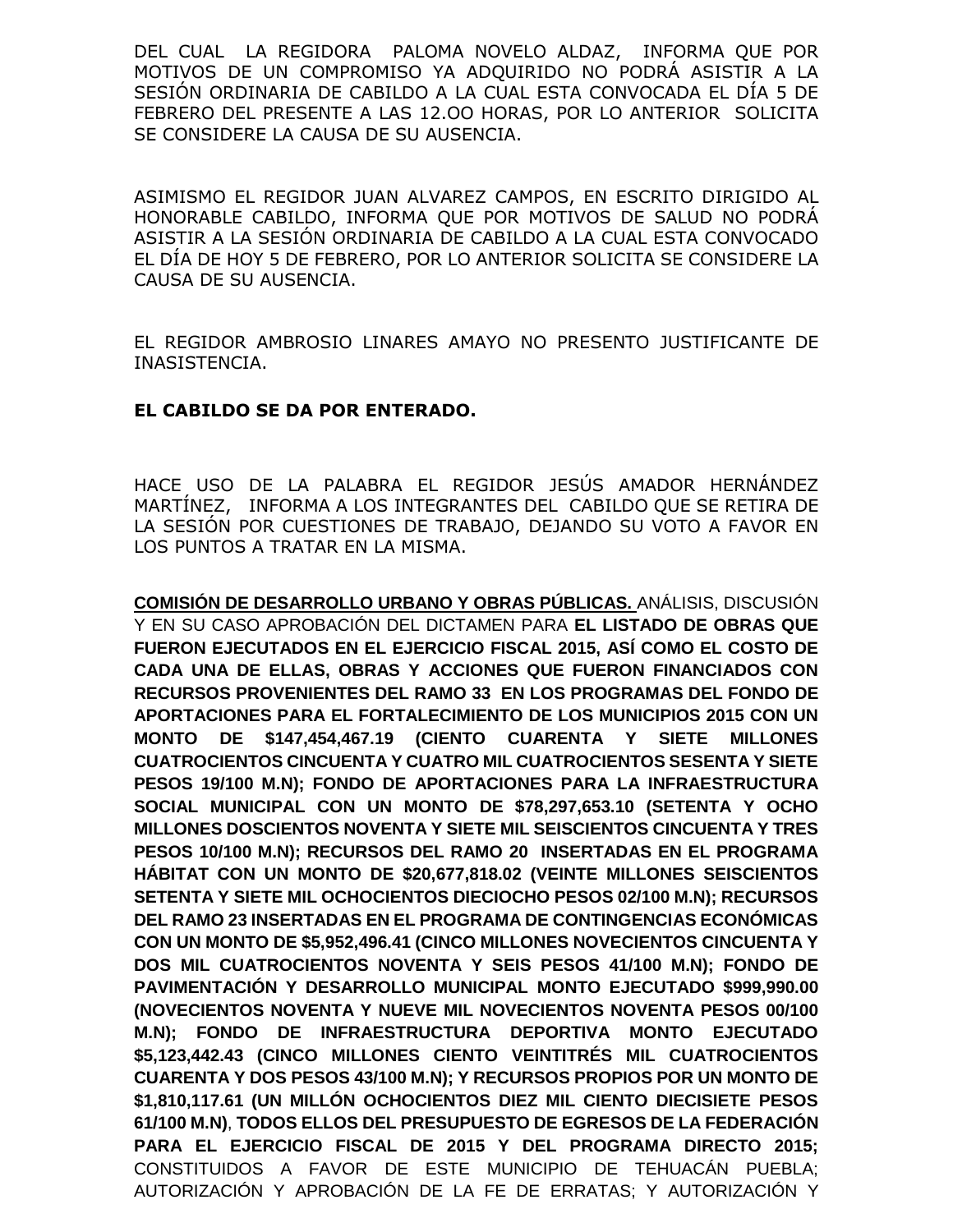DEL CUAL LA REGIDORA PALOMA NOVELO ALDAZ, INFORMA QUE POR MOTIVOS DE UN COMPROMISO YA ADQUIRIDO NO PODRÁ ASISTIR A LA SESIÓN ORDINARIA DE CABILDO A LA CUAL ESTA CONVOCADA EL DÍA 5 DE FEBRERO DEL PRESENTE A LAS 12.OO HORAS, POR LO ANTERIOR SOLICITA SE CONSIDERE LA CAUSA DE SU AUSENCIA.

ASIMISMO EL REGIDOR JUAN ALVAREZ CAMPOS, EN ESCRITO DIRIGIDO AL HONORABLE CABILDO, INFORMA QUE POR MOTIVOS DE SALUD NO PODRÁ ASISTIR A LA SESIÓN ORDINARIA DE CABILDO A LA CUAL ESTA CONVOCADO EL DÍA DE HOY 5 DE FEBRERO, POR LO ANTERIOR SOLICITA SE CONSIDERE LA CAUSA DE SU AUSENCIA.

EL REGIDOR AMBROSIO LINARES AMAYO NO PRESENTO JUSTIFICANTE DE INASISTENCIA.

**EL CABILDO SE DA POR ENTERADO.**

HACE USO DE LA PALABRA EL REGIDOR JESÚS AMADOR HERNÁNDEZ MARTÍNEZ, INFORMA A LOS INTEGRANTES DEL CABILDO QUE SE RETIRA DE LA SESIÓN POR CUESTIONES DE TRABAJO, DEJANDO SU VOTO A FAVOR EN LOS PUNTOS A TRATAR EN LA MISMA.

**COMISIÓN DE DESARROLLO URBANO Y OBRAS PÚBLICAS.** ANÁLISIS, DISCUSIÓN Y EN SU CASO APROBACIÓN DEL DICTAMEN PARA **EL LISTADO DE OBRAS QUE FUERON EJECUTADOS EN EL EJERCICIO FISCAL 2015, ASÍ COMO EL COSTO DE CADA UNA DE ELLAS, OBRAS Y ACCIONES QUE FUERON FINANCIADOS CON RECURSOS PROVENIENTES DEL RAMO 33 EN LOS PROGRAMAS DEL FONDO DE APORTACIONES PARA EL FORTALECIMIENTO DE LOS MUNICIPIOS 2015 CON UN MONTO DE $147,454,467.19 (CIENTO CUARENTA Y SIETE MILLONES CUATROCIENTOS CINCUENTA Y CUATRO MIL CUATROCIENTOS SESENTA Y SIETE PESOS 19/100 M.N); FONDO DE APORTACIONES PARA LA INFRAESTRUCTURA SOCIAL MUNICIPAL CON UN MONTO DE $78,297,653.10 (SETENTA Y OCHO MILLONES DOSCIENTOS NOVENTA Y SIETE MIL SEISCIENTOS CINCUENTA Y TRES PESOS 10/100 M.N); RECURSOS DEL RAMO 20 INSERTADAS EN EL PROGRAMA HÁBITAT CON UN MONTO DE $20,677,818.02 (VEINTE MILLONES SEISCIENTOS SETENTA Y SIETE MIL OCHOCIENTOS DIECIOCHO PESOS 02/100 M.N); RECURSOS DEL RAMO 23 INSERTADAS EN EL PROGRAMA DE CONTINGENCIAS ECONÓMICAS CON UN MONTO DE $5,952,496.41 (CINCO MILLONES NOVECIENTOS CINCUENTA Y DOS MIL CUATROCIENTOS NOVENTA Y SEIS PESOS 41/100 M.N); FONDO DE PAVIMENTACIÓN Y DESARROLLO MUNICIPAL MONTO EJECUTADO $999,990.00 (NOVECIENTOS NOVENTA Y NUEVE MIL NOVECIENTOS NOVENTA PESOS 00/100 M.N); FONDO DE INFRAESTRUCTURA DEPORTIVA MONTO EJECUTADO $5,123,442.43 (CINCO MILLONES CIENTO VEINTITRÉS MIL CUATROCIENTOS CUARENTA Y DOS PESOS 43/100 M.N); Y RECURSOS PROPIOS POR UN MONTO DE $1,810,117.61 (UN MILLÓN OCHOCIENTOS DIEZ MIL CIENTO DIECISIETE PESOS 61/100 M.N)**, **TODOS ELLOS DEL PRESUPUESTO DE EGRESOS DE LA FEDERACIÓN PARA EL EJERCICIO FISCAL DE 2015 Y DEL PROGRAMA DIRECTO 2015;** CONSTITUIDOS A FAVOR DE ESTE MUNICIPIO DE TEHUACÁN PUEBLA; AUTORIZACIÓN Y APROBACIÓN DE LA FE DE ERRATAS; Y AUTORIZACIÓN Y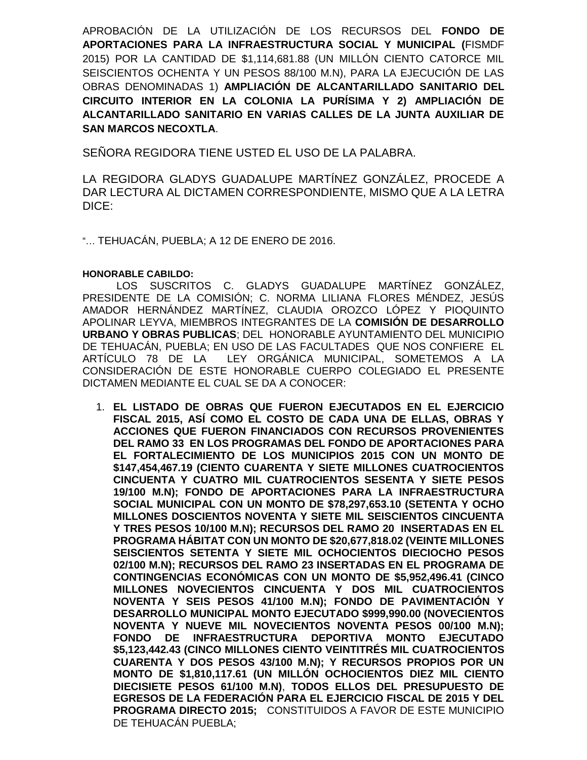APROBACIÓN DE LA UTILIZACIÓN DE LOS RECURSOS DEL **FONDO DE APORTACIONES PARA LA INFRAESTRUCTURA SOCIAL Y MUNICIPAL (**FISMDF 2015) POR LA CANTIDAD DE $1,114,681.88 (UN MILLÓN CIENTO CATORCE MIL SEISCIENTOS OCHENTA Y UN PESOS 88/100 M.N), PARA LA EJECUCIÓN DE LAS OBRAS DENOMINADAS 1) **AMPLIACIÓN DE ALCANTARILLADO SANITARIO DEL CIRCUITO INTERIOR EN LA COLONIA LA PURÍSIMA Y 2) AMPLIACIÓN DE ALCANTARILLADO SANITARIO EN VARIAS CALLES DE LA JUNTA AUXILIAR DE SAN MARCOS NECOXTLA**.

SEÑORA REGIDORA TIENE USTED EL USO DE LA PALABRA.

LA REGIDORA GLADYS GUADALUPE MARTÍNEZ GONZÁLEZ, PROCEDE A DAR LECTURA AL DICTAMEN CORRESPONDIENTE, MISMO QUE A LA LETRA DICE:

"… TEHUACÁN, PUEBLA; A 12 DE ENERO DE 2016.

**HONORABLE CABILDO:**

LOS SUSCRITOS C. GLADYS GUADALUPE MARTÍNEZ GONZÁLEZ, PRESIDENTE DE LA COMISIÓN; C. NORMA LILIANA FLORES MÉNDEZ, JESÚS AMADOR HERNÁNDEZ MARTÍNEZ, CLAUDIA OROZCO LÓPEZ Y PIOQUINTO APOLINAR LEYVA, MIEMBROS INTEGRANTES DE LA **COMISIÓN DE DESARROLLO URBANO Y OBRAS PUBLICAS**; DEL HONORABLE AYUNTAMIENTO DEL MUNICIPIO DE TEHUACÁN, PUEBLA; EN USO DE LAS FACULTADES QUE NOS CONFIERE EL ARTÍCULO 78 DE LA LEY ORGÁNICA MUNICIPAL, SOMETEMOS A LA CONSIDERACIÓN DE ESTE HONORABLE CUERPO COLEGIADO EL PRESENTE DICTAMEN MEDIANTE EL CUAL SE DA A CONOCER:

1. **EL LISTADO DE OBRAS QUE FUERON EJECUTADOS EN EL EJERCICIO FISCAL 2015, ASÍ COMO EL COSTO DE CADA UNA DE ELLAS, OBRAS Y ACCIONES QUE FUERON FINANCIADOS CON RECURSOS PROVENIENTES DEL RAMO 33 EN LOS PROGRAMAS DEL FONDO DE APORTACIONES PARA EL FORTALECIMIENTO DE LOS MUNICIPIOS 2015 CON UN MONTO DE $147,454,467.19 (CIENTO CUARENTA Y SIETE MILLONES CUATROCIENTOS CINCUENTA Y CUATRO MIL CUATROCIENTOS SESENTA Y SIETE PESOS 19/100 M.N); FONDO DE APORTACIONES PARA LA INFRAESTRUCTURA SOCIAL MUNICIPAL CON UN MONTO DE $78,297,653.10 (SETENTA Y OCHO MILLONES DOSCIENTOS NOVENTA Y SIETE MIL SEISCIENTOS CINCUENTA Y TRES PESOS 10/100 M.N); RECURSOS DEL RAMO 20 INSERTADAS EN EL PROGRAMA HÁBITAT CON UN MONTO DE $20,677,818.02 (VEINTE MILLONES SEISCIENTOS SETENTA Y SIETE MIL OCHOCIENTOS DIECIOCHO PESOS 02/100 M.N); RECURSOS DEL RAMO 23 INSERTADAS EN EL PROGRAMA DE CONTINGENCIAS ECONÓMICAS CON UN MONTO DE $5,952,496.41 (CINCO MILLONES NOVECIENTOS CINCUENTA Y DOS MIL CUATROCIENTOS NOVENTA Y SEIS PESOS 41/100 M.N); FONDO DE PAVIMENTACIÓN Y DESARROLLO MUNICIPAL MONTO EJECUTADO $999,990.00 (NOVECIENTOS NOVENTA Y NUEVE MIL NOVECIENTOS NOVENTA PESOS 00/100 M.N); FONDO DE INFRAESTRUCTURA DEPORTIVA MONTO EJECUTADO $5,123,442.43 (CINCO MILLONES CIENTO VEINTITRÉS MIL CUATROCIENTOS CUARENTA Y DOS PESOS 43/100 M.N); Y RECURSOS PROPIOS POR UN MONTO DE $1,810,117.61 (UN MILLÓN OCHOCIENTOS DIEZ MIL CIENTO DIECISIETE PESOS 61/100 M.N)**, **TODOS ELLOS DEL PRESUPUESTO DE EGRESOS DE LA FEDERACIÓN PARA EL EJERCICIO FISCAL DE 2015 Y DEL PROGRAMA DIRECTO 2015;** CONSTITUIDOS A FAVOR DE ESTE MUNICIPIO DE TEHUACÁN PUEBLA;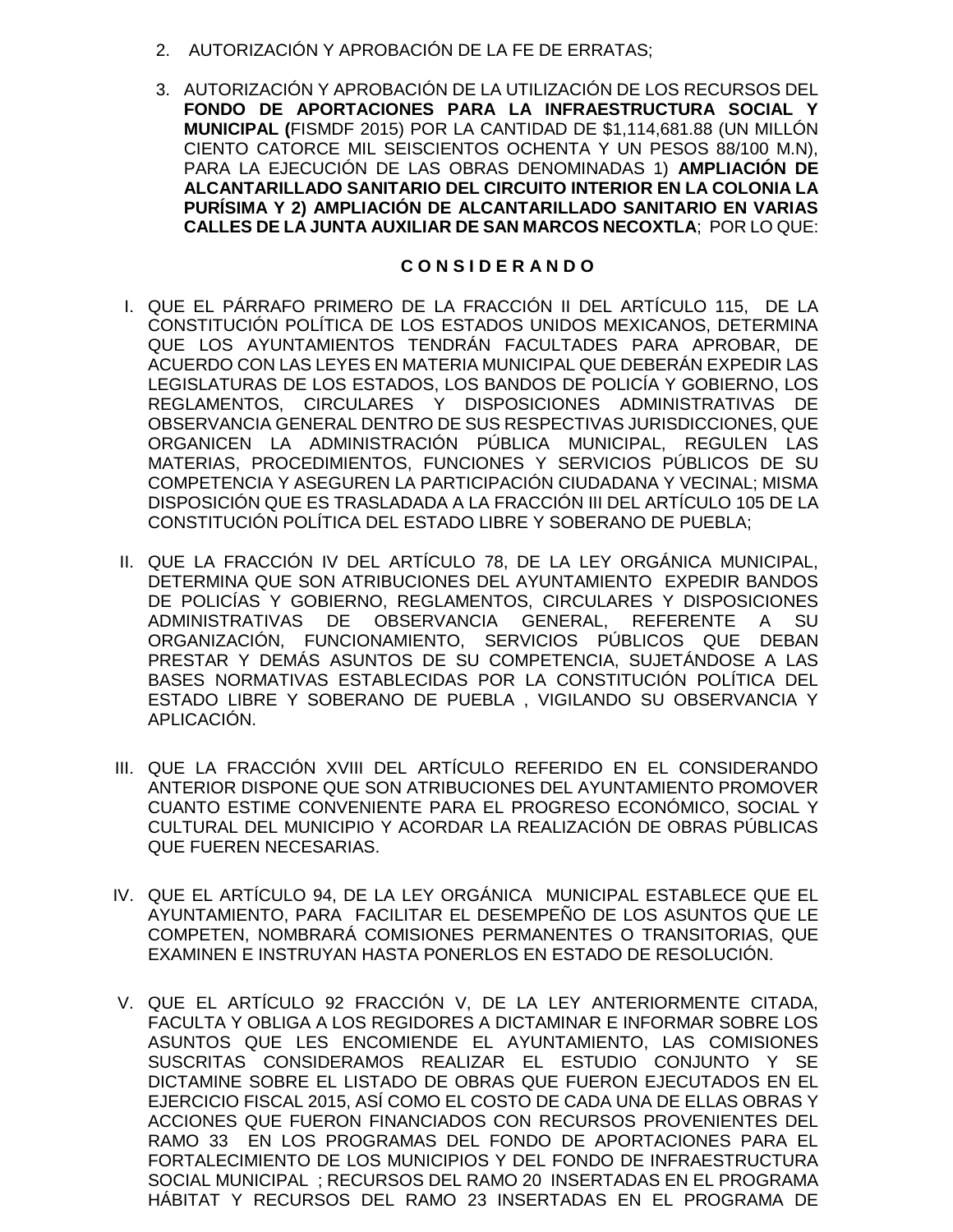2. AUTORIZACIÓN Y APROBACIÓN DE LA FE DE ERRATAS;

3. AUTORIZACIÓN Y APROBACIÓN DE LA UTILIZACIÓN DE LOS RECURSOS DEL **FONDO DE APORTACIONES PARA LA INFRAESTRUCTURA SOCIAL Y MUNICIPAL (**FISMDF 2015) POR LA CANTIDAD DE $1,114,681.88 (UN MILLÓN CIENTO CATORCE MIL SEISCIENTOS OCHENTA Y UN PESOS 88/100 M.N), PARA LA EJECUCIÓN DE LAS OBRAS DENOMINADAS 1) **AMPLIACIÓN DE ALCANTARILLADO SANITARIO DEL CIRCUITO INTERIOR EN LA COLONIA LA PURÍSIMA Y 2) AMPLIACIÓN DE ALCANTARILLADO SANITARIO EN VARIAS CALLES DE LA JUNTA AUXILIAR DE SAN MARCOS NECOXTLA**; POR LO QUE:

**C O N S I D E R A N D O**

I. QUE EL PÁRRAFO PRIMERO DE LA FRACCIÓN II DEL ARTÍCULO 115, DE LA CONSTITUCIÓN POLÍTICA DE LOS ESTADOS UNIDOS MEXICANOS, DETERMINA QUE LOS AYUNTAMIENTOS TENDRÁN FACULTADES PARA APROBAR, DE ACUERDO CON LAS LEYES EN MATERIA MUNICIPAL QUE DEBERÁN EXPEDIR LAS LEGISLATURAS DE LOS ESTADOS, LOS BANDOS DE POLICÍA Y GOBIERNO, LOS REGLAMENTOS, CIRCULARES Y DISPOSICIONES ADMINISTRATIVAS DE OBSERVANCIA GENERAL DENTRO DE SUS RESPECTIVAS JURISDICCIONES, QUE ORGANICEN LA ADMINISTRACIÓN PÚBLICA MUNICIPAL, REGULEN LAS MATERIAS, PROCEDIMIENTOS, FUNCIONES Y SERVICIOS PÚBLICOS DE SU COMPETENCIA Y ASEGUREN LA PARTICIPACIÓN CIUDADANA Y VECINAL; MISMA DISPOSICIÓN QUE ES TRASLADADA A LA FRACCIÓN III DEL ARTÍCULO 105 DE LA CONSTITUCIÓN POLÍTICA DEL ESTADO LIBRE Y SOBERANO DE PUEBLA;

II. QUE LA FRACCIÓN IV DEL ARTÍCULO 78, DE LA LEY ORGÁNICA MUNICIPAL, DETERMINA QUE SON ATRIBUCIONES DEL AYUNTAMIENTO EXPEDIR BANDOS DE POLICÍAS Y GOBIERNO, REGLAMENTOS, CIRCULARES Y DISPOSICIONES ADMINISTRATIVAS DE OBSERVANCIA GENERAL, REFERENTE A SU ORGANIZACIÓN, FUNCIONAMIENTO, SERVICIOS PÚBLICOS QUE DEBAN PRESTAR Y DEMÁS ASUNTOS DE SU COMPETENCIA, SUJETÁNDOSE A LAS BASES NORMATIVAS ESTABLECIDAS POR LA CONSTITUCIÓN POLÍTICA DEL ESTADO LIBRE Y SOBERANO DE PUEBLA , VIGILANDO SU OBSERVANCIA Y APLICACIÓN.

III. QUE LA FRACCIÓN XVIII DEL ARTÍCULO REFERIDO EN EL CONSIDERANDO ANTERIOR DISPONE QUE SON ATRIBUCIONES DEL AYUNTAMIENTO PROMOVER CUANTO ESTIME CONVENIENTE PARA EL PROGRESO ECONÓMICO, SOCIAL Y CULTURAL DEL MUNICIPIO Y ACORDAR LA REALIZACIÓN DE OBRAS PÚBLICAS QUE FUEREN NECESARIAS.

IV. QUE EL ARTÍCULO 94, DE LA LEY ORGÁNICA MUNICIPAL ESTABLECE QUE EL AYUNTAMIENTO, PARA FACILITAR EL DESEMPEÑO DE LOS ASUNTOS QUE LE COMPETEN, NOMBRARÁ COMISIONES PERMANENTES O TRANSITORIAS, QUE EXAMINEN E INSTRUYAN HASTA PONERLOS EN ESTADO DE RESOLUCIÓN.

V. QUE EL ARTÍCULO 92 FRACCIÓN V, DE LA LEY ANTERIORMENTE CITADA, FACULTA Y OBLIGA A LOS REGIDORES A DICTAMINAR E INFORMAR SOBRE LOS ASUNTOS QUE LES ENCOMIENDE EL AYUNTAMIENTO, LAS COMISIONES SUSCRITAS CONSIDERAMOS REALIZAR EL ESTUDIO CONJUNTO Y SE DICTAMINE SOBRE EL LISTADO DE OBRAS QUE FUERON EJECUTADOS EN EL EJERCICIO FISCAL 2015, ASÍ COMO EL COSTO DE CADA UNA DE ELLAS OBRAS Y ACCIONES QUE FUERON FINANCIADOS CON RECURSOS PROVENIENTES DEL RAMO 33 EN LOS PROGRAMAS DEL FONDO DE APORTACIONES PARA EL FORTALECIMIENTO DE LOS MUNICIPIOS Y DEL FONDO DE INFRAESTRUCTURA SOCIAL MUNICIPAL ; RECURSOS DEL RAMO 20 INSERTADAS EN EL PROGRAMA HÁBITAT Y RECURSOS DEL RAMO 23 INSERTADAS EN EL PROGRAMA DE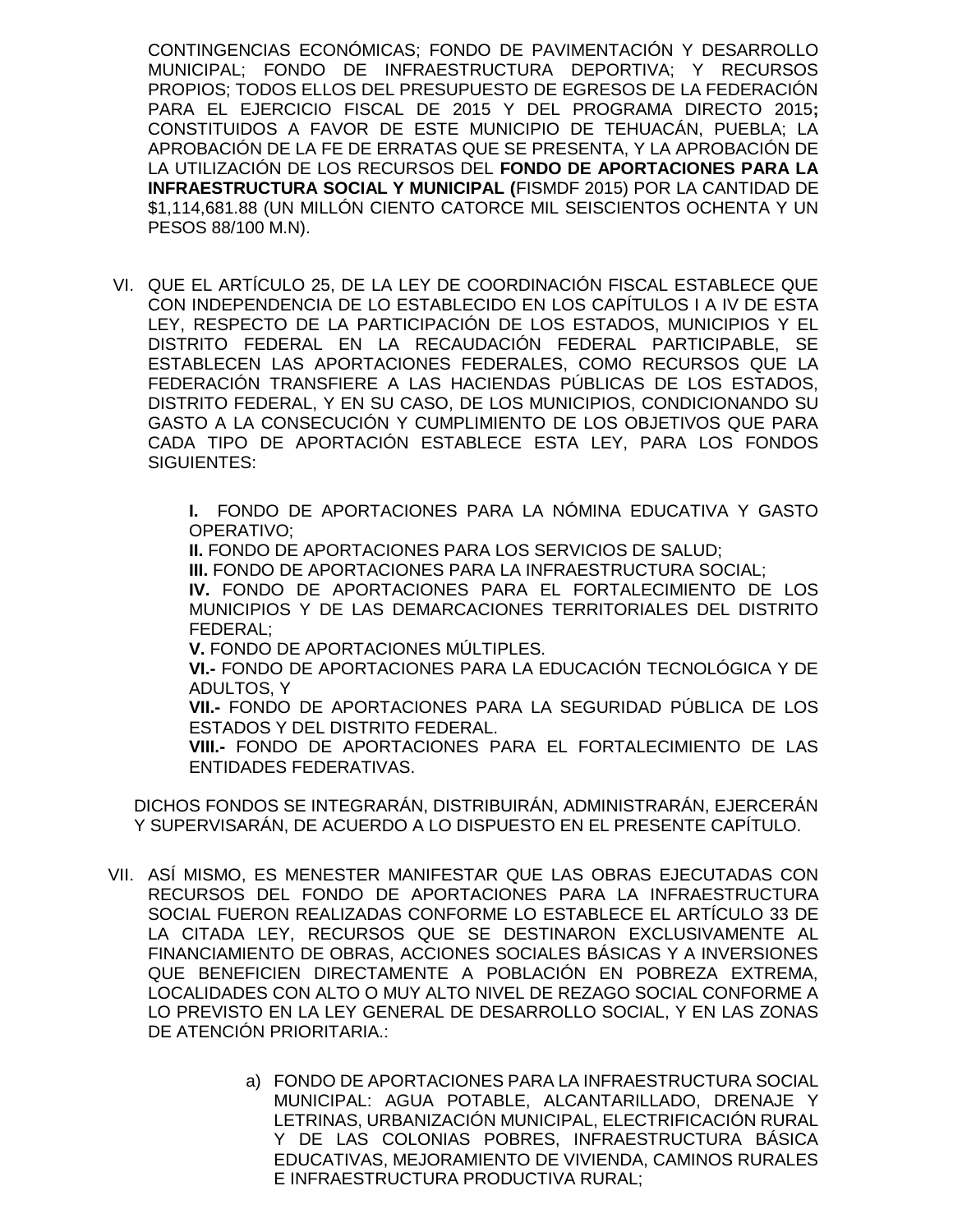CONTINGENCIAS ECONÓMICAS; FONDO DE PAVIMENTACIÓN Y DESARROLLO MUNICIPAL; FONDO DE INFRAESTRUCTURA DEPORTIVA; Y RECURSOS PROPIOS; TODOS ELLOS DEL PRESUPUESTO DE EGRESOS DE LA FEDERACIÓN PARA EL EJERCICIO FISCAL DE 2015 Y DEL PROGRAMA DIRECTO 2015**;** CONSTITUIDOS A FAVOR DE ESTE MUNICIPIO DE TEHUACÁN, PUEBLA; LA APROBACIÓN DE LA FE DE ERRATAS QUE SE PRESENTA, Y LA APROBACIÓN DE LA UTILIZACIÓN DE LOS RECURSOS DEL **FONDO DE APORTACIONES PARA LA INFRAESTRUCTURA SOCIAL Y MUNICIPAL (**FISMDF 2015) POR LA CANTIDAD DE $1,114,681.88 (UN MILLÓN CIENTO CATORCE MIL SEISCIENTOS OCHENTA Y UN PESOS 88/100 M.N).

VI. QUE EL ARTÍCULO 25, DE LA LEY DE COORDINACIÓN FISCAL ESTABLECE QUE CON INDEPENDENCIA DE LO ESTABLECIDO EN LOS CAPÍTULOS I A IV DE ESTA LEY, RESPECTO DE LA PARTICIPACIÓN DE LOS ESTADOS, MUNICIPIOS Y EL DISTRITO FEDERAL EN LA RECAUDACIÓN FEDERAL PARTICIPABLE, SE ESTABLECEN LAS APORTACIONES FEDERALES, COMO RECURSOS QUE LA FEDERACIÓN TRANSFIERE A LAS HACIENDAS PÚBLICAS DE LOS ESTADOS, DISTRITO FEDERAL, Y EN SU CASO, DE LOS MUNICIPIOS, CONDICIONANDO SU GASTO A LA CONSECUCIÓN Y CUMPLIMIENTO DE LOS OBJETIVOS QUE PARA CADA TIPO DE APORTACIÓN ESTABLECE ESTA LEY, PARA LOS FONDOS SIGUIENTES:

**I.** FONDO DE APORTACIONES PARA LA NÓMINA EDUCATIVA Y GASTO OPERATIVO;
**II.** FONDO DE APORTACIONES PARA LOS SERVICIOS DE SALUD;
**III.** FONDO DE APORTACIONES PARA LA INFRAESTRUCTURA SOCIAL;
**IV.** FONDO DE APORTACIONES PARA EL FORTALECIMIENTO DE LOS MUNICIPIOS Y DE LAS DEMARCACIONES TERRITORIALES DEL DISTRITO FEDERAL;
**V.** FONDO DE APORTACIONES MÚLTIPLES.
**VI.-** FONDO DE APORTACIONES PARA LA EDUCACIÓN TECNOLÓGICA Y DE ADULTOS, Y
**VII.-** FONDO DE APORTACIONES PARA LA SEGURIDAD PÚBLICA DE LOS ESTADOS Y DEL DISTRITO FEDERAL.
**VIII.-** FONDO DE APORTACIONES PARA EL FORTALECIMIENTO DE LAS ENTIDADES FEDERATIVAS.

DICHOS FONDOS SE INTEGRARÁN, DISTRIBUIRÁN, ADMINISTRARÁN, EJERCERÁN Y SUPERVISARÁN, DE ACUERDO A LO DISPUESTO EN EL PRESENTE CAPÍTULO.

VII. ASÍ MISMO, ES MENESTER MANIFESTAR QUE LAS OBRAS EJECUTADAS CON RECURSOS DEL FONDO DE APORTACIONES PARA LA INFRAESTRUCTURA SOCIAL FUERON REALIZADAS CONFORME LO ESTABLECE EL ARTÍCULO 33 DE LA CITADA LEY, RECURSOS QUE SE DESTINARON EXCLUSIVAMENTE AL FINANCIAMIENTO DE OBRAS, ACCIONES SOCIALES BÁSICAS Y A INVERSIONES QUE BENEFICIEN DIRECTAMENTE A POBLACIÓN EN POBREZA EXTREMA, LOCALIDADES CON ALTO O MUY ALTO NIVEL DE REZAGO SOCIAL CONFORME A LO PREVISTO EN LA LEY GENERAL DE DESARROLLO SOCIAL, Y EN LAS ZONAS DE ATENCIÓN PRIORITARIA.:

a) FONDO DE APORTACIONES PARA LA INFRAESTRUCTURA SOCIAL MUNICIPAL: AGUA POTABLE, ALCANTARILLADO, DRENAJE Y LETRINAS, URBANIZACIÓN MUNICIPAL, ELECTRIFICACIÓN RURAL Y DE LAS COLONIAS POBRES, INFRAESTRUCTURA BÁSICA EDUCATIVAS, MEJORAMIENTO DE VIVIENDA, CAMINOS RURALES E INFRAESTRUCTURA PRODUCTIVA RURAL;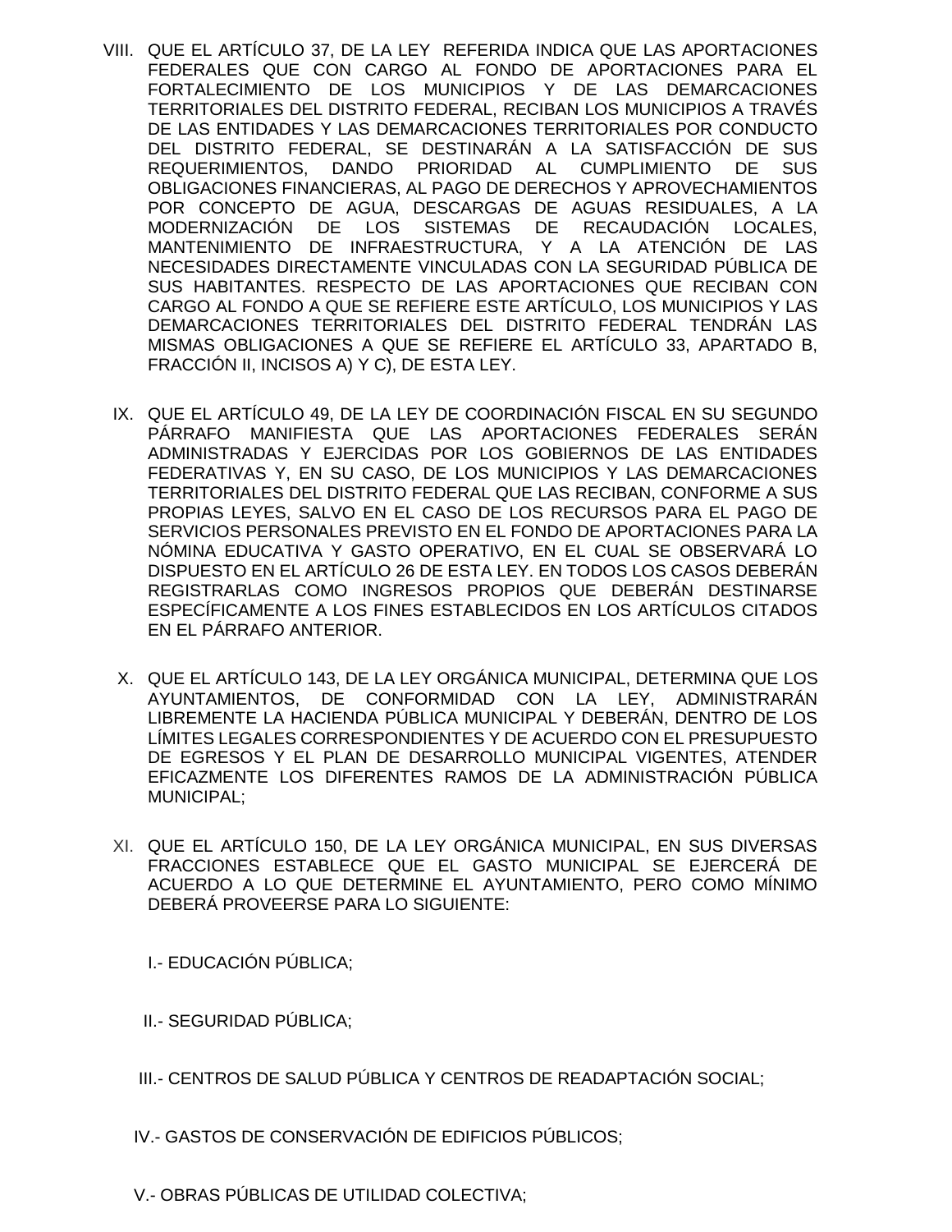VIII. QUE EL ARTÍCULO 37, DE LA LEY REFERIDA INDICA QUE LAS APORTACIONES FEDERALES QUE CON CARGO AL FONDO DE APORTACIONES PARA EL FORTALECIMIENTO DE LOS MUNICIPIOS Y DE LAS DEMARCACIONES TERRITORIALES DEL DISTRITO FEDERAL, RECIBAN LOS MUNICIPIOS A TRAVÉS DE LAS ENTIDADES Y LAS DEMARCACIONES TERRITORIALES POR CONDUCTO DEL DISTRITO FEDERAL, SE DESTINARÁN A LA SATISFACCIÓN DE SUS REQUERIMIENTOS, DANDO PRIORIDAD AL CUMPLIMIENTO DE SUS OBLIGACIONES FINANCIERAS, AL PAGO DE DERECHOS Y APROVECHAMIENTOS POR CONCEPTO DE AGUA, DESCARGAS DE AGUAS RESIDUALES, A LA MODERNIZACIÓN DE LOS SISTEMAS DE RECAUDACIÓN LOCALES, MANTENIMIENTO DE INFRAESTRUCTURA, Y A LA ATENCIÓN DE LAS NECESIDADES DIRECTAMENTE VINCULADAS CON LA SEGURIDAD PÚBLICA DE SUS HABITANTES. RESPECTO DE LAS APORTACIONES QUE RECIBAN CON CARGO AL FONDO A QUE SE REFIERE ESTE ARTÍCULO, LOS MUNICIPIOS Y LAS DEMARCACIONES TERRITORIALES DEL DISTRITO FEDERAL TENDRÁN LAS MISMAS OBLIGACIONES A QUE SE REFIERE EL ARTÍCULO 33, APARTADO B, FRACCIÓN II, INCISOS A) Y C), DE ESTA LEY.

IX. QUE EL ARTÍCULO 49, DE LA LEY DE COORDINACIÓN FISCAL EN SU SEGUNDO PÁRRAFO MANIFIESTA QUE LAS APORTACIONES FEDERALES SERÁN ADMINISTRADAS Y EJERCIDAS POR LOS GOBIERNOS DE LAS ENTIDADES FEDERATIVAS Y, EN SU CASO, DE LOS MUNICIPIOS Y LAS DEMARCACIONES TERRITORIALES DEL DISTRITO FEDERAL QUE LAS RECIBAN, CONFORME A SUS PROPIAS LEYES, SALVO EN EL CASO DE LOS RECURSOS PARA EL PAGO DE SERVICIOS PERSONALES PREVISTO EN EL FONDO DE APORTACIONES PARA LA NÓMINA EDUCATIVA Y GASTO OPERATIVO, EN EL CUAL SE OBSERVARÁ LO DISPUESTO EN EL ARTÍCULO 26 DE ESTA LEY. EN TODOS LOS CASOS DEBERÁN REGISTRARLAS COMO INGRESOS PROPIOS QUE DEBERÁN DESTINARSE ESPECÍFICAMENTE A LOS FINES ESTABLECIDOS EN LOS ARTÍCULOS CITADOS EN EL PÁRRAFO ANTERIOR.

X. QUE EL ARTÍCULO 143, DE LA LEY ORGÁNICA MUNICIPAL, DETERMINA QUE LOS AYUNTAMIENTOS, DE CONFORMIDAD CON LA LEY, ADMINISTRARÁN LIBREMENTE LA HACIENDA PÚBLICA MUNICIPAL Y DEBERÁN, DENTRO DE LOS LÍMITES LEGALES CORRESPONDIENTES Y DE ACUERDO CON EL PRESUPUESTO DE EGRESOS Y EL PLAN DE DESARROLLO MUNICIPAL VIGENTES, ATENDER EFICAZMENTE LOS DIFERENTES RAMOS DE LA ADMINISTRACIÓN PÚBLICA MUNICIPAL;

XI. QUE EL ARTÍCULO 150, DE LA LEY ORGÁNICA MUNICIPAL, EN SUS DIVERSAS FRACCIONES ESTABLECE QUE EL GASTO MUNICIPAL SE EJERCERÁ DE ACUERDO A LO QUE DETERMINE EL AYUNTAMIENTO, PERO COMO MÍNIMO DEBERÁ PROVEERSE PARA LO SIGUIENTE:

I.- EDUCACIÓN PÚBLICA;

II.- SEGURIDAD PÚBLICA;

III.- CENTROS DE SALUD PÚBLICA Y CENTROS DE READAPTACIÓN SOCIAL;

IV.- GASTOS DE CONSERVACIÓN DE EDIFICIOS PÚBLICOS;

V.- OBRAS PÚBLICAS DE UTILIDAD COLECTIVA;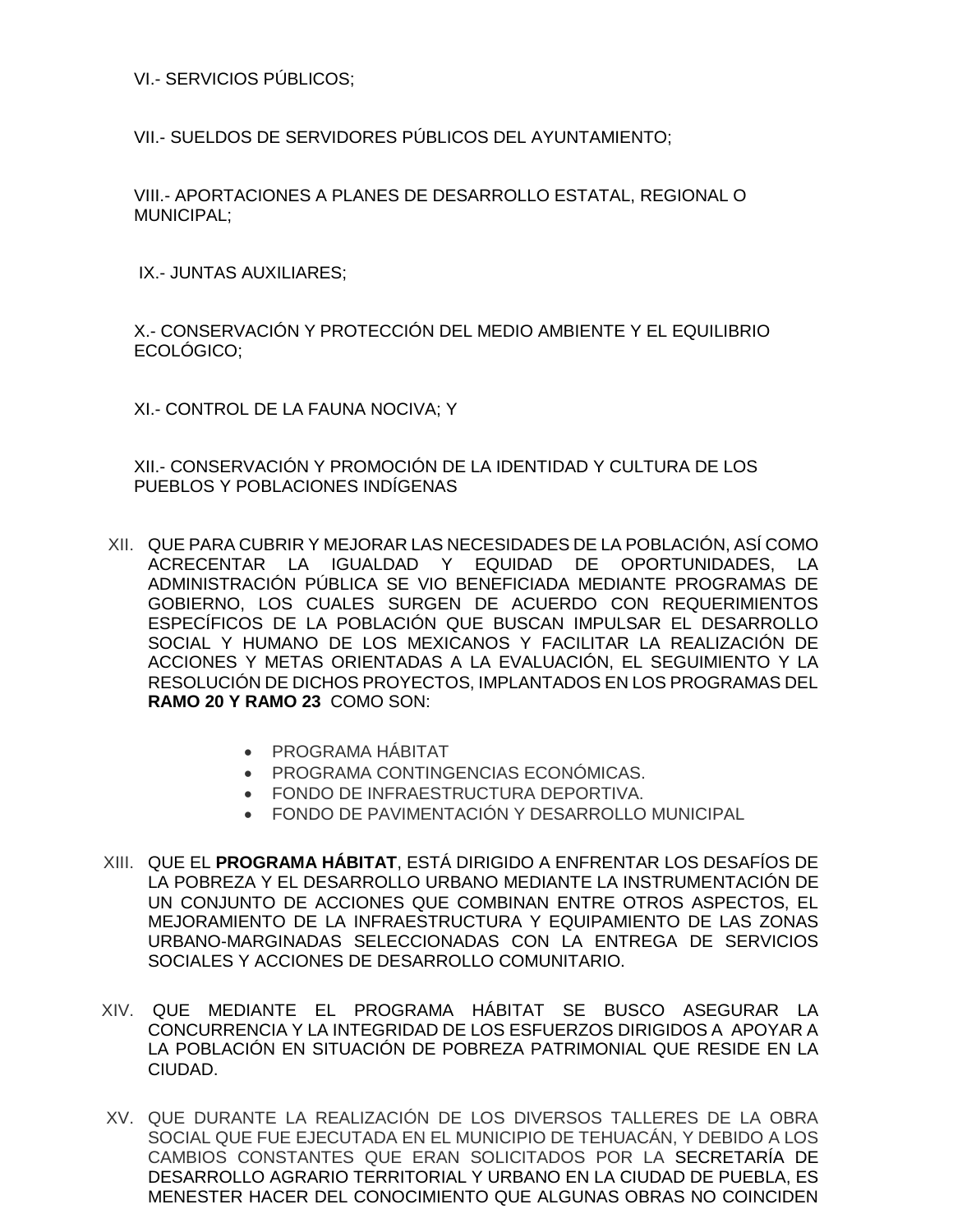VI.- SERVICIOS PÚBLICOS;

VII.- SUELDOS DE SERVIDORES PÚBLICOS DEL AYUNTAMIENTO;

VIII.- APORTACIONES A PLANES DE DESARROLLO ESTATAL, REGIONAL O MUNICIPAL;

IX.- JUNTAS AUXILIARES;

X.- CONSERVACIÓN Y PROTECCIÓN DEL MEDIO AMBIENTE Y EL EQUILIBRIO ECOLÓGICO;

XI.- CONTROL DE LA FAUNA NOCIVA; Y

XII.- CONSERVACIÓN Y PROMOCIÓN DE LA IDENTIDAD Y CULTURA DE LOS PUEBLOS Y POBLACIONES INDÍGENAS

XII. QUE PARA CUBRIR Y MEJORAR LAS NECESIDADES DE LA POBLACIÓN, ASÍ COMO ACRECENTAR LA IGUALDAD Y EQUIDAD DE OPORTUNIDADES, LA ADMINISTRACIÓN PÚBLICA SE VIO BENEFICIADA MEDIANTE PROGRAMAS DE GOBIERNO, LOS CUALES SURGEN DE ACUERDO CON REQUERIMIENTOS ESPECÍFICOS DE LA POBLACIÓN QUE BUSCAN IMPULSAR EL DESARROLLO SOCIAL Y HUMANO DE LOS MEXICANOS Y FACILITAR LA REALIZACIÓN DE ACCIONES Y METAS ORIENTADAS A LA EVALUACIÓN, EL SEGUIMIENTO Y LA RESOLUCIÓN DE DICHOS PROYECTOS, IMPLANTADOS EN LOS PROGRAMAS DEL **RAMO 20 Y RAMO 23** COMO SON:

- PROGRAMA HÁBITAT
- PROGRAMA CONTINGENCIAS ECONÓMICAS.
- FONDO DE INFRAESTRUCTURA DEPORTIVA.
- FONDO DE PAVIMENTACIÓN Y DESARROLLO MUNICIPAL

XIII. QUE EL **PROGRAMA HÁBITAT**, ESTÁ DIRIGIDO A ENFRENTAR LOS DESAFÍOS DE LA POBREZA Y EL DESARROLLO URBANO MEDIANTE LA INSTRUMENTACIÓN DE UN CONJUNTO DE ACCIONES QUE COMBINAN ENTRE OTROS ASPECTOS, EL MEJORAMIENTO DE LA INFRAESTRUCTURA Y EQUIPAMIENTO DE LAS ZONAS URBANO-MARGINADAS SELECCIONADAS CON LA ENTREGA DE SERVICIOS SOCIALES Y ACCIONES DE DESARROLLO COMUNITARIO.

XIV. QUE MEDIANTE EL PROGRAMA HÁBITAT SE BUSCO ASEGURAR LA CONCURRENCIA Y LA INTEGRIDAD DE LOS ESFUERZOS DIRIGIDOS A APOYAR A LA POBLACIÓN EN SITUACIÓN DE POBREZA PATRIMONIAL QUE RESIDE EN LA CIUDAD.

XV. QUE DURANTE LA REALIZACIÓN DE LOS DIVERSOS TALLERES DE LA OBRA SOCIAL QUE FUE EJECUTADA EN EL MUNICIPIO DE TEHUACÁN, Y DEBIDO A LOS CAMBIOS CONSTANTES QUE ERAN SOLICITADOS POR LA SECRETARÍA DE DESARROLLO AGRARIO TERRITORIAL Y URBANO EN LA CIUDAD DE PUEBLA, ES MENESTER HACER DEL CONOCIMIENTO QUE ALGUNAS OBRAS NO COINCIDEN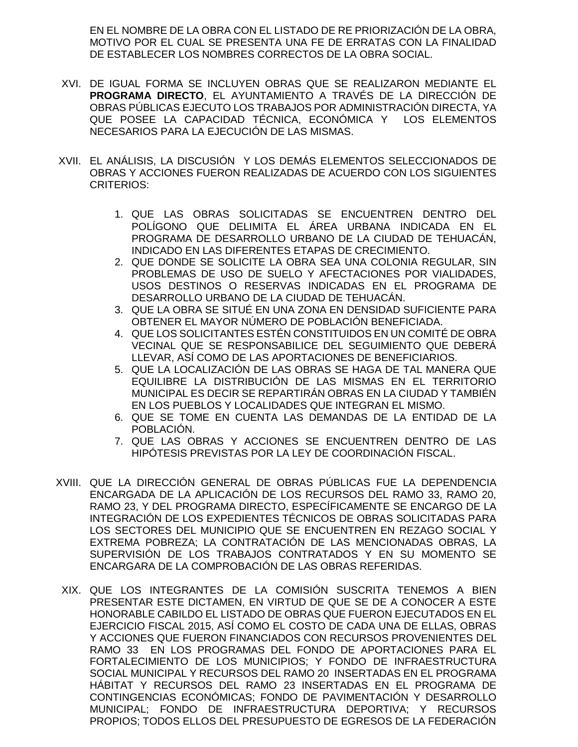EN EL NOMBRE DE LA OBRA CON EL LISTADO DE RE PRIORIZACIÓN DE LA OBRA, MOTIVO POR EL CUAL SE PRESENTA UNA FE DE ERRATAS CON LA FINALIDAD DE ESTABLECER LOS NOMBRES CORRECTOS DE LA OBRA SOCIAL.

XVI. DE IGUAL FORMA SE INCLUYEN OBRAS QUE SE REALIZARON MEDIANTE EL **PROGRAMA DIRECTO**, EL AYUNTAMIENTO A TRAVÉS DE LA DIRECCIÓN DE OBRAS PÚBLICAS EJECUTO LOS TRABAJOS POR ADMINISTRACIÓN DIRECTA, YA QUE POSEE LA CAPACIDAD TÉCNICA, ECONÓMICA Y LOS ELEMENTOS NECESARIOS PARA LA EJECUCIÓN DE LAS MISMAS.

XVII. EL ANÁLISIS, LA DISCUSIÓN Y LOS DEMÁS ELEMENTOS SELECCIONADOS DE OBRAS Y ACCIONES FUERON REALIZADAS DE ACUERDO CON LOS SIGUIENTES CRITERIOS:

1. QUE LAS OBRAS SOLICITADAS SE ENCUENTREN DENTRO DEL POLÍGONO QUE DELIMITA EL ÁREA URBANA INDICADA EN EL PROGRAMA DE DESARROLLO URBANO DE LA CIUDAD DE TEHUACÁN, INDICADO EN LAS DIFERENTES ETAPAS DE CRECIMIENTO.
2. QUE DONDE SE SOLICITE LA OBRA SEA UNA COLONIA REGULAR, SIN PROBLEMAS DE USO DE SUELO Y AFECTACIONES POR VIALIDADES, USOS DESTINOS O RESERVAS INDICADAS EN EL PROGRAMA DE DESARROLLO URBANO DE LA CIUDAD DE TEHUACÁN.
3. QUE LA OBRA SE SITUÉ EN UNA ZONA EN DENSIDAD SUFICIENTE PARA OBTENER EL MAYOR NÚMERO DE POBLACIÓN BENEFICIADA.
4. QUE LOS SOLICITANTES ESTÉN CONSTITUIDOS EN UN COMITÉ DE OBRA VECINAL QUE SE RESPONSABILICE DEL SEGUIMIENTO QUE DEBERÁ LLEVAR, ASÍ COMO DE LAS APORTACIONES DE BENEFICIARIOS.
5. QUE LA LOCALIZACIÓN DE LAS OBRAS SE HAGA DE TAL MANERA QUE EQUILIBRE LA DISTRIBUCIÓN DE LAS MISMAS EN EL TERRITORIO MUNICIPAL ES DECIR SE REPARTIRÁN OBRAS EN LA CIUDAD Y TAMBIÉN EN LOS PUEBLOS Y LOCALIDADES QUE INTEGRAN EL MISMO.
6. QUE SE TOME EN CUENTA LAS DEMANDAS DE LA ENTIDAD DE LA POBLACIÓN.
7. QUE LAS OBRAS Y ACCIONES SE ENCUENTREN DENTRO DE LAS HIPÓTESIS PREVISTAS POR LA LEY DE COORDINACIÓN FISCAL.

XVIII. QUE LA DIRECCIÓN GENERAL DE OBRAS PÚBLICAS FUE LA DEPENDENCIA ENCARGADA DE LA APLICACIÓN DE LOS RECURSOS DEL RAMO 33, RAMO 20, RAMO 23, Y DEL PROGRAMA DIRECTO, ESPECÍFICAMENTE SE ENCARGO DE LA INTEGRACIÓN DE LOS EXPEDIENTES TÉCNICOS DE OBRAS SOLICITADAS PARA LOS SECTORES DEL MUNICIPIO QUE SE ENCUENTREN EN REZAGO SOCIAL Y EXTREMA POBREZA; LA CONTRATACIÓN DE LAS MENCIONADAS OBRAS, LA SUPERVISIÓN DE LOS TRABAJOS CONTRATADOS Y EN SU MOMENTO SE ENCARGARA DE LA COMPROBACIÓN DE LAS OBRAS REFERIDAS.

XIX. QUE LOS INTEGRANTES DE LA COMISIÓN SUSCRITA TENEMOS A BIEN PRESENTAR ESTE DICTAMEN, EN VIRTUD DE QUE SE DE A CONOCER A ESTE HONORABLE CABILDO EL LISTADO DE OBRAS QUE FUERON EJECUTADOS EN EL EJERCICIO FISCAL 2015, ASÍ COMO EL COSTO DE CADA UNA DE ELLAS, OBRAS Y ACCIONES QUE FUERON FINANCIADOS CON RECURSOS PROVENIENTES DEL RAMO 33 EN LOS PROGRAMAS DEL FONDO DE APORTACIONES PARA EL FORTALECIMIENTO DE LOS MUNICIPIOS; Y FONDO DE INFRAESTRUCTURA SOCIAL MUNICIPAL Y RECURSOS DEL RAMO 20 INSERTADAS EN EL PROGRAMA HÁBITAT Y RECURSOS DEL RAMO 23 INSERTADAS EN EL PROGRAMA DE CONTINGENCIAS ECONÓMICAS; FONDO DE PAVIMENTACIÓN Y DESARROLLO MUNICIPAL; FONDO DE INFRAESTRUCTURA DEPORTIVA; Y RECURSOS PROPIOS; TODOS ELLOS DEL PRESUPUESTO DE EGRESOS DE LA FEDERACIÓN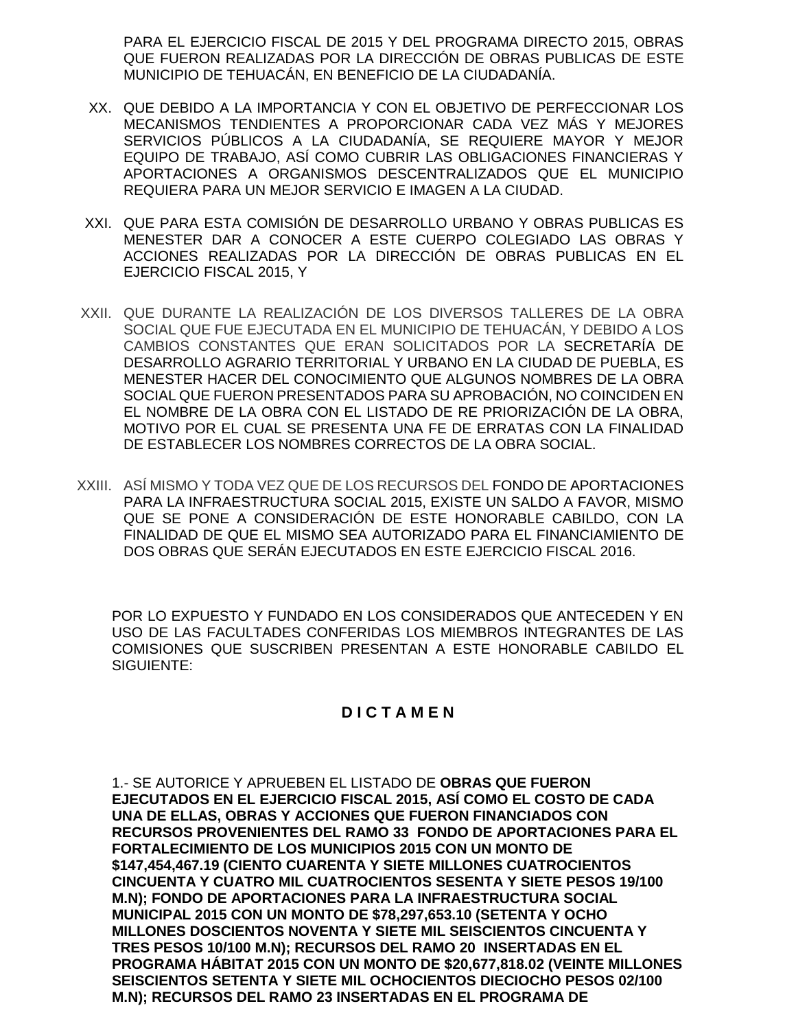PARA EL EJERCICIO FISCAL DE 2015 Y DEL PROGRAMA DIRECTO 2015, OBRAS QUE FUERON REALIZADAS POR LA DIRECCIÓN DE OBRAS PUBLICAS DE ESTE MUNICIPIO DE TEHUACÁN, EN BENEFICIO DE LA CIUDADANÍA.

XX. QUE DEBIDO A LA IMPORTANCIA Y CON EL OBJETIVO DE PERFECCIONAR LOS MECANISMOS TENDIENTES A PROPORCIONAR CADA VEZ MÁS Y MEJORES SERVICIOS PÚBLICOS A LA CIUDADANÍA, SE REQUIERE MAYOR Y MEJOR EQUIPO DE TRABAJO, ASÍ COMO CUBRIR LAS OBLIGACIONES FINANCIERAS Y APORTACIONES A ORGANISMOS DESCENTRALIZADOS QUE EL MUNICIPIO REQUIERA PARA UN MEJOR SERVICIO E IMAGEN A LA CIUDAD.

XXI. QUE PARA ESTA COMISIÓN DE DESARROLLO URBANO Y OBRAS PUBLICAS ES MENESTER DAR A CONOCER A ESTE CUERPO COLEGIADO LAS OBRAS Y ACCIONES REALIZADAS POR LA DIRECCIÓN DE OBRAS PUBLICAS EN EL EJERCICIO FISCAL 2015, Y

XXII. QUE DURANTE LA REALIZACIÓN DE LOS DIVERSOS TALLERES DE LA OBRA SOCIAL QUE FUE EJECUTADA EN EL MUNICIPIO DE TEHUACÁN, Y DEBIDO A LOS CAMBIOS CONSTANTES QUE ERAN SOLICITADOS POR LA SECRETARÍA DE DESARROLLO AGRARIO TERRITORIAL Y URBANO EN LA CIUDAD DE PUEBLA, ES MENESTER HACER DEL CONOCIMIENTO QUE ALGUNOS NOMBRES DE LA OBRA SOCIAL QUE FUERON PRESENTADOS PARA SU APROBACIÓN, NO COINCIDEN EN EL NOMBRE DE LA OBRA CON EL LISTADO DE RE PRIORIZACIÓN DE LA OBRA, MOTIVO POR EL CUAL SE PRESENTA UNA FE DE ERRATAS CON LA FINALIDAD DE ESTABLECER LOS NOMBRES CORRECTOS DE LA OBRA SOCIAL.

XXIII. ASÍ MISMO Y TODA VEZ QUE DE LOS RECURSOS DEL FONDO DE APORTACIONES PARA LA INFRAESTRUCTURA SOCIAL 2015, EXISTE UN SALDO A FAVOR, MISMO QUE SE PONE A CONSIDERACIÓN DE ESTE HONORABLE CABILDO, CON LA FINALIDAD DE QUE EL MISMO SEA AUTORIZADO PARA EL FINANCIAMIENTO DE DOS OBRAS QUE SERÁN EJECUTADOS EN ESTE EJERCICIO FISCAL 2016.

POR LO EXPUESTO Y FUNDADO EN LOS CONSIDERADOS QUE ANTECEDEN Y EN USO DE LAS FACULTADES CONFERIDAS LOS MIEMBROS INTEGRANTES DE LAS COMISIONES QUE SUSCRIBEN PRESENTAN A ESTE HONORABLE CABILDO EL SIGUIENTE:

## D I C T A M E N

1.- SE AUTORICE Y APRUEBEN EL LISTADO DE **OBRAS QUE FUERON EJECUTADOS EN EL EJERCICIO FISCAL 2015, ASÍ COMO EL COSTO DE CADA UNA DE ELLAS, OBRAS Y ACCIONES QUE FUERON FINANCIADOS CON RECURSOS PROVENIENTES DEL RAMO 33 FONDO DE APORTACIONES PARA EL FORTALECIMIENTO DE LOS MUNICIPIOS 2015 CON UN MONTO DE $147,454,467.19 (CIENTO CUARENTA Y SIETE MILLONES CUATROCIENTOS CINCUENTA Y CUATRO MIL CUATROCIENTOS SESENTA Y SIETE PESOS 19/100 M.N); FONDO DE APORTACIONES PARA LA INFRAESTRUCTURA SOCIAL MUNICIPAL 2015 CON UN MONTO DE $78,297,653.10 (SETENTA Y OCHO MILLONES DOSCIENTOS NOVENTA Y SIETE MIL SEISCIENTOS CINCUENTA Y TRES PESOS 10/100 M.N); RECURSOS DEL RAMO 20 INSERTADAS EN EL PROGRAMA HÁBITAT 2015 CON UN MONTO DE $20,677,818.02 (VEINTE MILLONES SEISCIENTOS SETENTA Y SIETE MIL OCHOCIENTOS DIECIOCHO PESOS 02/100 M.N); RECURSOS DEL RAMO 23 INSERTADAS EN EL PROGRAMA DE**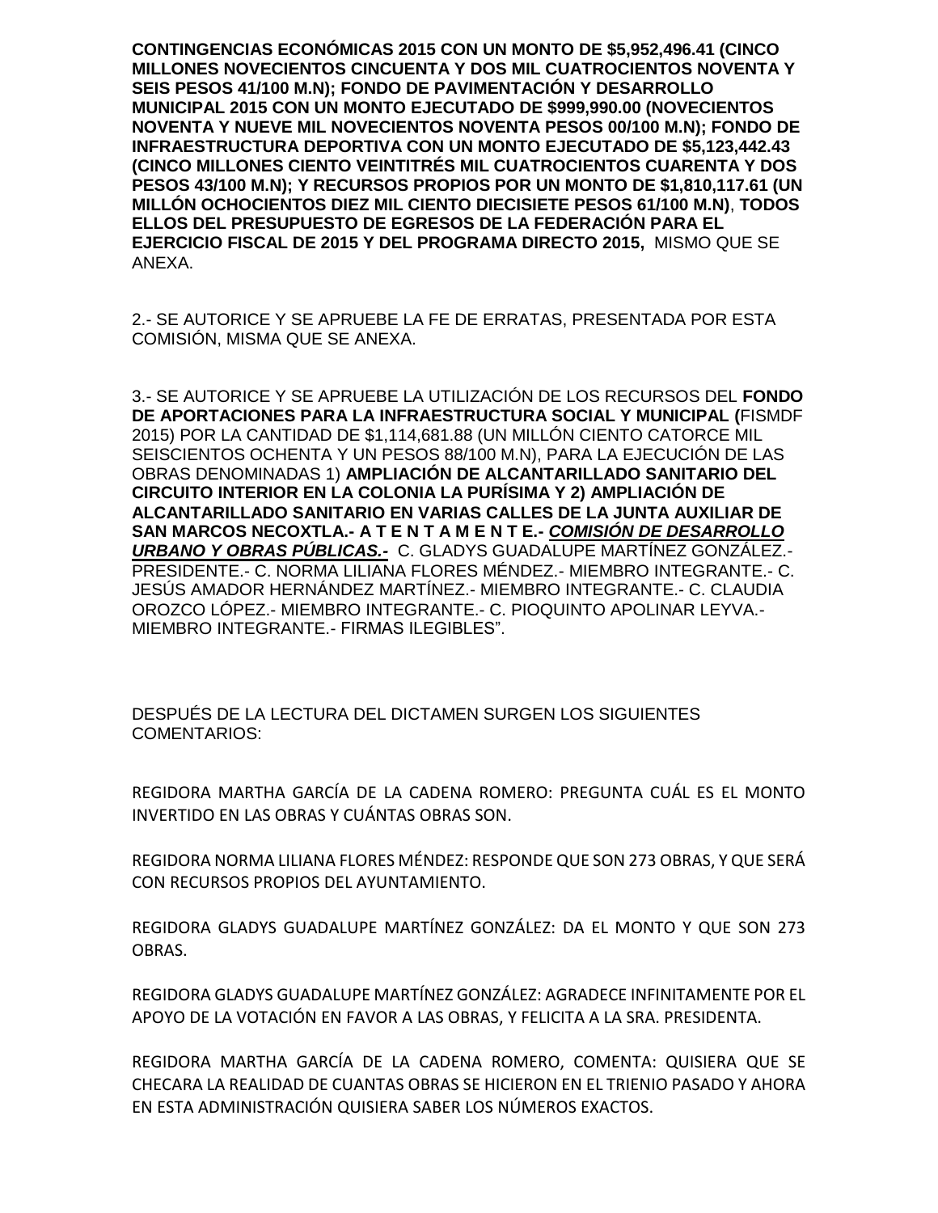**CONTINGENCIAS ECONÓMICAS 2015 CON UN MONTO DE $5,952,496.41 (CINCO MILLONES NOVECIENTOS CINCUENTA Y DOS MIL CUATROCIENTOS NOVENTA Y SEIS PESOS 41/100 M.N); FONDO DE PAVIMENTACIÓN Y DESARROLLO MUNICIPAL 2015 CON UN MONTO EJECUTADO DE $999,990.00 (NOVECIENTOS NOVENTA Y NUEVE MIL NOVECIENTOS NOVENTA PESOS 00/100 M.N); FONDO DE INFRAESTRUCTURA DEPORTIVA CON UN MONTO EJECUTADO DE $5,123,442.43 (CINCO MILLONES CIENTO VEINTITRÉS MIL CUATROCIENTOS CUARENTA Y DOS PESOS 43/100 M.N); Y RECURSOS PROPIOS POR UN MONTO DE $1,810,117.61 (UN MILLÓN OCHOCIENTOS DIEZ MIL CIENTO DIECISIETE PESOS 61/100 M.N)**, **TODOS ELLOS DEL PRESUPUESTO DE EGRESOS DE LA FEDERACIÓN PARA EL EJERCICIO FISCAL DE 2015 Y DEL PROGRAMA DIRECTO 2015,** MISMO QUE SE ANEXA.

2.- SE AUTORICE Y SE APRUEBE LA FE DE ERRATAS, PRESENTADA POR ESTA COMISIÓN, MISMA QUE SE ANEXA.

3.- SE AUTORICE Y SE APRUEBE LA UTILIZACIÓN DE LOS RECURSOS DEL **FONDO DE APORTACIONES PARA LA INFRAESTRUCTURA SOCIAL Y MUNICIPAL (**FISMDF 2015) POR LA CANTIDAD DE $1,114,681.88 (UN MILLÓN CIENTO CATORCE MIL SEISCIENTOS OCHENTA Y UN PESOS 88/100 M.N), PARA LA EJECUCIÓN DE LAS OBRAS DENOMINADAS 1) **AMPLIACIÓN DE ALCANTARILLADO SANITARIO DEL CIRCUITO INTERIOR EN LA COLONIA LA PURÍSIMA Y 2) AMPLIACIÓN DE ALCANTARILLADO SANITARIO EN VARIAS CALLES DE LA JUNTA AUXILIAR DE SAN MARCOS NECOXTLA.- A T E N T A M E N T E.-** ***COMISIÓN DE DESARROLLO URBANO Y OBRAS PÚBLICAS.-*** C. GLADYS GUADALUPE MARTÍNEZ GONZÁLEZ.- PRESIDENTE.- C. NORMA LILIANA FLORES MÉNDEZ.- MIEMBRO INTEGRANTE.- C. JESÚS AMADOR HERNÁNDEZ MARTÍNEZ.- MIEMBRO INTEGRANTE.- C. CLAUDIA OROZCO LÓPEZ.- MIEMBRO INTEGRANTE.- C. PIOQUINTO APOLINAR LEYVA.- MIEMBRO INTEGRANTE.- FIRMAS ILEGIBLES".

DESPUÉS DE LA LECTURA DEL DICTAMEN SURGEN LOS SIGUIENTES COMENTARIOS:

REGIDORA MARTHA GARCÍA DE LA CADENA ROMERO: PREGUNTA CUÁL ES EL MONTO INVERTIDO EN LAS OBRAS Y CUÁNTAS OBRAS SON.

REGIDORA NORMA LILIANA FLORES MÉNDEZ: RESPONDE QUE SON 273 OBRAS, Y QUE SERÁ CON RECURSOS PROPIOS DEL AYUNTAMIENTO.

REGIDORA GLADYS GUADALUPE MARTÍNEZ GONZÁLEZ: DA EL MONTO Y QUE SON 273 OBRAS.

REGIDORA GLADYS GUADALUPE MARTÍNEZ GONZÁLEZ: AGRADECE INFINITAMENTE POR EL APOYO DE LA VOTACIÓN EN FAVOR A LAS OBRAS, Y FELICITA A LA SRA. PRESIDENTA.

REGIDORA MARTHA GARCÍA DE LA CADENA ROMERO, COMENTA: QUISIERA QUE SE CHECARA LA REALIDAD DE CUANTAS OBRAS SE HICIERON EN EL TRIENIO PASADO Y AHORA EN ESTA ADMINISTRACIÓN QUISIERA SABER LOS NÚMEROS EXACTOS.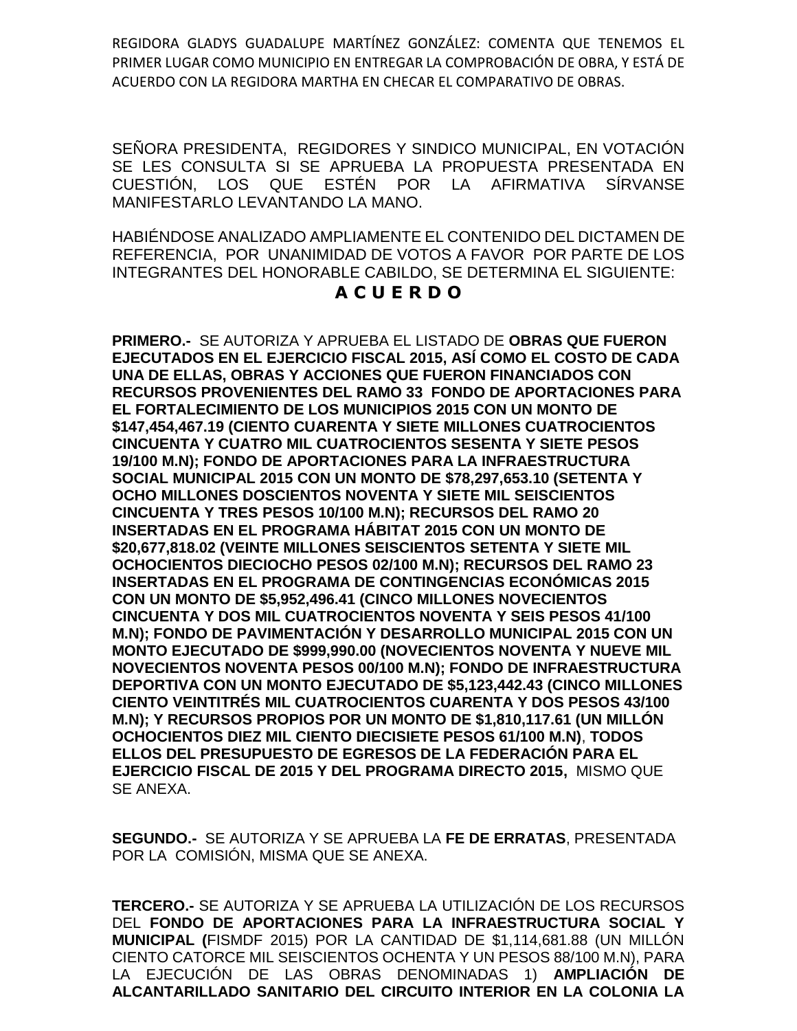REGIDORA GLADYS GUADALUPE MARTÍNEZ GONZÁLEZ: COMENTA QUE TENEMOS EL PRIMER LUGAR COMO MUNICIPIO EN ENTREGAR LA COMPROBACIÓN DE OBRA, Y ESTÁ DE ACUERDO CON LA REGIDORA MARTHA EN CHECAR EL COMPARATIVO DE OBRAS.

SEÑORA PRESIDENTA, REGIDORES Y SINDICO MUNICIPAL, EN VOTACIÓN SE LES CONSULTA SI SE APRUEBA LA PROPUESTA PRESENTADA EN CUESTIÓN, LOS QUE ESTÉN POR LA AFIRMATIVA SÍRVANSE MANIFESTARLO LEVANTANDO LA MANO.

HABIÉNDOSE ANALIZADO AMPLIAMENTE EL CONTENIDO DEL DICTAMEN DE REFERENCIA, POR UNANIMIDAD DE VOTOS A FAVOR POR PARTE DE LOS INTEGRANTES DEL HONORABLE CABILDO, SE DETERMINA EL SIGUIENTE:

## A C U E R D O

**PRIMERO.-** SE AUTORIZA Y APRUEBA EL LISTADO DE **OBRAS QUE FUERON EJECUTADOS EN EL EJERCICIO FISCAL 2015, ASÍ COMO EL COSTO DE CADA UNA DE ELLAS, OBRAS Y ACCIONES QUE FUERON FINANCIADOS CON RECURSOS PROVENIENTES DEL RAMO 33 FONDO DE APORTACIONES PARA EL FORTALECIMIENTO DE LOS MUNICIPIOS 2015 CON UN MONTO DE $147,454,467.19 (CIENTO CUARENTA Y SIETE MILLONES CUATROCIENTOS CINCUENTA Y CUATRO MIL CUATROCIENTOS SESENTA Y SIETE PESOS 19/100 M.N); FONDO DE APORTACIONES PARA LA INFRAESTRUCTURA SOCIAL MUNICIPAL 2015 CON UN MONTO DE $78,297,653.10 (SETENTA Y OCHO MILLONES DOSCIENTOS NOVENTA Y SIETE MIL SEISCIENTOS CINCUENTA Y TRES PESOS 10/100 M.N); RECURSOS DEL RAMO 20 INSERTADAS EN EL PROGRAMA HÁBITAT 2015 CON UN MONTO DE $20,677,818.02 (VEINTE MILLONES SEISCIENTOS SETENTA Y SIETE MIL OCHOCIENTOS DIECIOCHO PESOS 02/100 M.N); RECURSOS DEL RAMO 23 INSERTADAS EN EL PROGRAMA DE CONTINGENCIAS ECONÓMICAS 2015 CON UN MONTO DE $5,952,496.41 (CINCO MILLONES NOVECIENTOS CINCUENTA Y DOS MIL CUATROCIENTOS NOVENTA Y SEIS PESOS 41/100 M.N); FONDO DE PAVIMENTACIÓN Y DESARROLLO MUNICIPAL 2015 CON UN MONTO EJECUTADO DE $999,990.00 (NOVECIENTOS NOVENTA Y NUEVE MIL NOVECIENTOS NOVENTA PESOS 00/100 M.N); FONDO DE INFRAESTRUCTURA DEPORTIVA CON UN MONTO EJECUTADO DE $5,123,442.43 (CINCO MILLONES CIENTO VEINTITRÉS MIL CUATROCIENTOS CUARENTA Y DOS PESOS 43/100 M.N); Y RECURSOS PROPIOS POR UN MONTO DE $1,810,117.61 (UN MILLÓN OCHOCIENTOS DIEZ MIL CIENTO DIECISIETE PESOS 61/100 M.N)**, **TODOS ELLOS DEL PRESUPUESTO DE EGRESOS DE LA FEDERACIÓN PARA EL EJERCICIO FISCAL DE 2015 Y DEL PROGRAMA DIRECTO 2015,** MISMO QUE SE ANEXA.

**SEGUNDO.-** SE AUTORIZA Y SE APRUEBA LA **FE DE ERRATAS**, PRESENTADA POR LA COMISIÓN, MISMA QUE SE ANEXA.

**TERCERO.-** SE AUTORIZA Y SE APRUEBA LA UTILIZACIÓN DE LOS RECURSOS DEL **FONDO DE APORTACIONES PARA LA INFRAESTRUCTURA SOCIAL Y MUNICIPAL (**FISMDF 2015) POR LA CANTIDAD DE $1,114,681.88 (UN MILLÓN CIENTO CATORCE MIL SEISCIENTOS OCHENTA Y UN PESOS 88/100 M.N), PARA LA EJECUCIÓN DE LAS OBRAS DENOMINADAS 1) **AMPLIACIÓN DE ALCANTARILLADO SANITARIO DEL CIRCUITO INTERIOR EN LA COLONIA LA**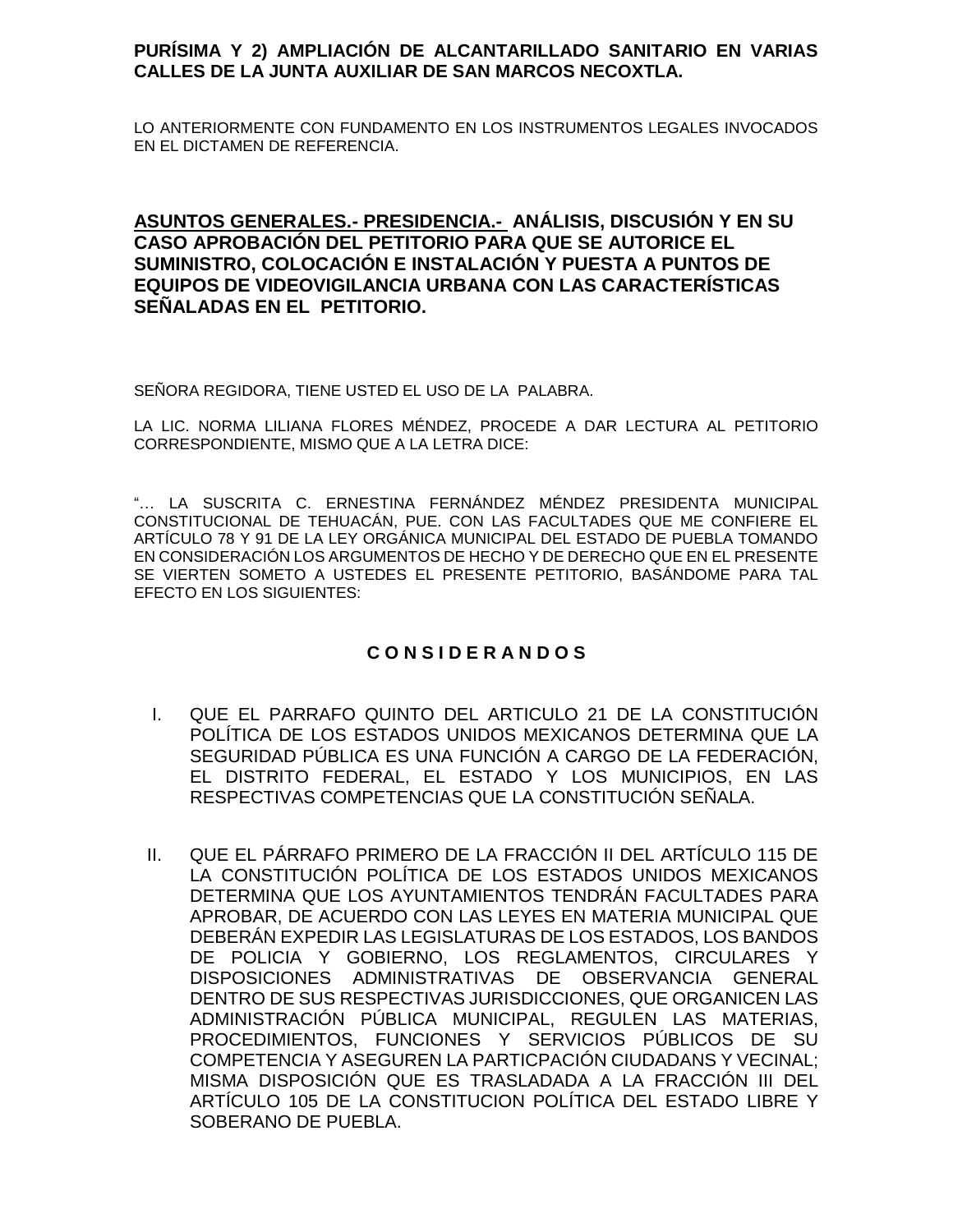**PURÍSIMA Y 2) AMPLIACIÓN DE ALCANTARILLADO SANITARIO EN VARIAS CALLES DE LA JUNTA AUXILIAR DE SAN MARCOS NECOXTLA.**

LO ANTERIORMENTE CON FUNDAMENTO EN LOS INSTRUMENTOS LEGALES INVOCADOS EN EL DICTAMEN DE REFERENCIA.

**<u>ASUNTOS GENERALES.- PRESIDENCIA.-</u> ANÁLISIS, DISCUSIÓN Y EN SU CASO APROBACIÓN DEL PETITORIO PARA QUE SE AUTORICE EL SUMINISTRO, COLOCACIÓN E INSTALACIÓN Y PUESTA A PUNTOS DE EQUIPOS DE VIDEOVIGILANCIA URBANA CON LAS CARACTERÍSTICAS SEÑALADAS EN EL PETITORIO.**

SEÑORA REGIDORA, TIENE USTED EL USO DE LA PALABRA.

LA LIC. NORMA LILIANA FLORES MÉNDEZ, PROCEDE A DAR LECTURA AL PETITORIO CORRESPONDIENTE, MISMO QUE A LA LETRA DICE:

"… LA SUSCRITA C. ERNESTINA FERNÁNDEZ MÉNDEZ PRESIDENTA MUNICIPAL CONSTITUCIONAL DE TEHUACÁN, PUE. CON LAS FACULTADES QUE ME CONFIERE EL ARTÍCULO 78 Y 91 DE LA LEY ORGÁNICA MUNICIPAL DEL ESTADO DE PUEBLA TOMANDO EN CONSIDERACIÓN LOS ARGUMENTOS DE HECHO Y DE DERECHO QUE EN EL PRESENTE SE VIERTEN SOMETO A USTEDES EL PRESENTE PETITORIO, BASÁNDOME PARA TAL EFECTO EN LOS SIGUIENTES:

**C O N S I D E R A N D O S**

I. QUE EL PARRAFO QUINTO DEL ARTICULO 21 DE LA CONSTITUCIÓN POLÍTICA DE LOS ESTADOS UNIDOS MEXICANOS DETERMINA QUE LA SEGURIDAD PÚBLICA ES UNA FUNCIÓN A CARGO DE LA FEDERACIÓN, EL DISTRITO FEDERAL, EL ESTADO Y LOS MUNICIPIOS, EN LAS RESPECTIVAS COMPETENCIAS QUE LA CONSTITUCIÓN SEÑALA.

II. QUE EL PÁRRAFO PRIMERO DE LA FRACCIÓN II DEL ARTÍCULO 115 DE LA CONSTITUCIÓN POLÍTICA DE LOS ESTADOS UNIDOS MEXICANOS DETERMINA QUE LOS AYUNTAMIENTOS TENDRÁN FACULTADES PARA APROBAR, DE ACUERDO CON LAS LEYES EN MATERIA MUNICIPAL QUE DEBERÁN EXPEDIR LAS LEGISLATURAS DE LOS ESTADOS, LOS BANDOS DE POLICIA Y GOBIERNO, LOS REGLAMENTOS, CIRCULARES Y DISPOSICIONES ADMINISTRATIVAS DE OBSERVANCIA GENERAL DENTRO DE SUS RESPECTIVAS JURISDICCIONES, QUE ORGANICEN LAS ADMINISTRACIÓN PÚBLICA MUNICIPAL, REGULEN LAS MATERIAS, PROCEDIMIENTOS, FUNCIONES Y SERVICIOS PÚBLICOS DE SU COMPETENCIA Y ASEGUREN LA PARTICPACIÓN CIUDADANS Y VECINAL; MISMA DISPOSICIÓN QUE ES TRASLADADA A LA FRACCIÓN III DEL ARTÍCULO 105 DE LA CONSTITUCION POLÍTICA DEL ESTADO LIBRE Y SOBERANO DE PUEBLA.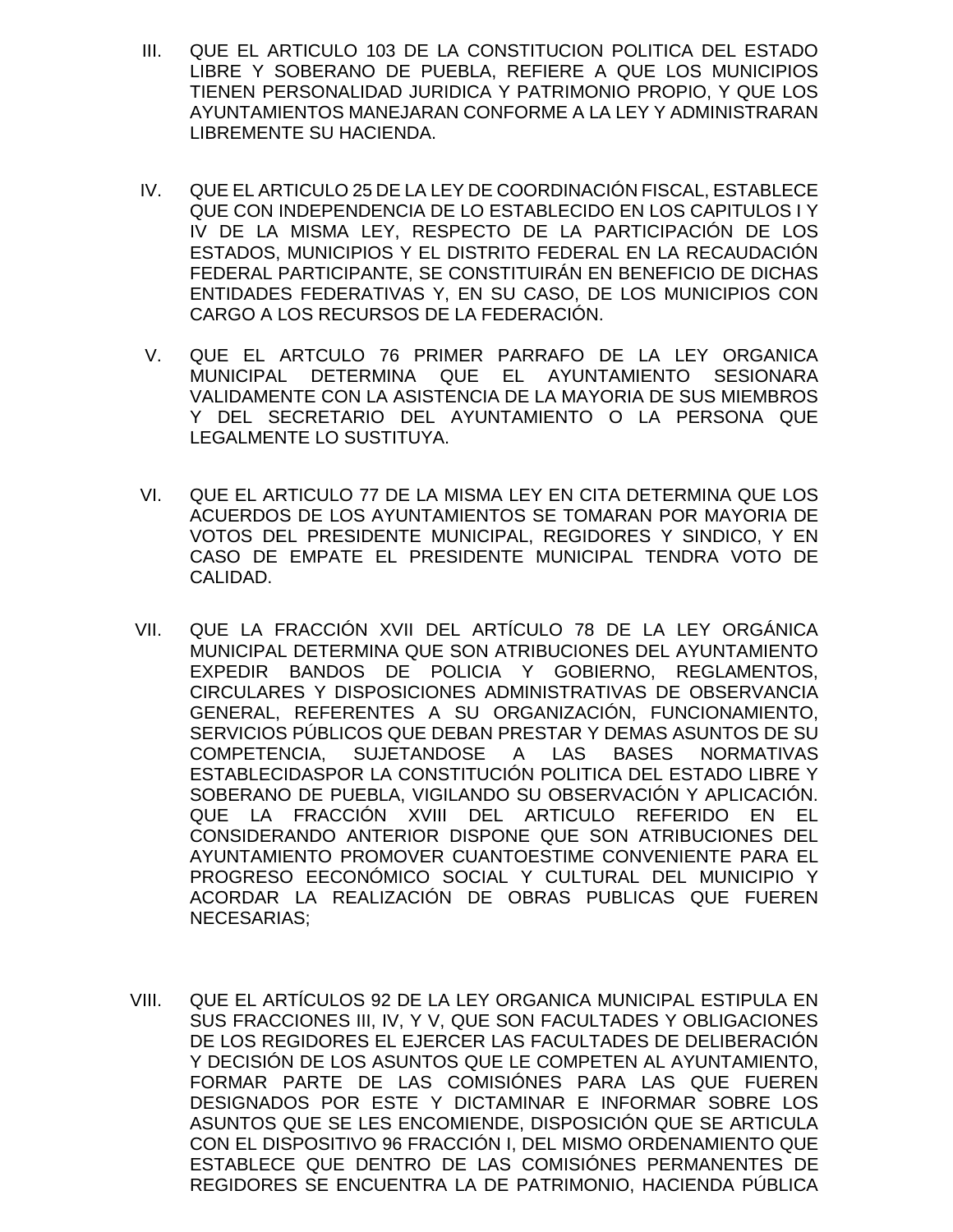III. QUE EL ARTICULO 103 DE LA CONSTITUCION POLITICA DEL ESTADO LIBRE Y SOBERANO DE PUEBLA, REFIERE A QUE LOS MUNICIPIOS TIENEN PERSONALIDAD JURIDICA Y PATRIMONIO PROPIO, Y QUE LOS AYUNTAMIENTOS MANEJARAN CONFORME A LA LEY Y ADMINISTRARAN LIBREMENTE SU HACIENDA.

IV. QUE EL ARTICULO 25 DE LA LEY DE COORDINACIÓN FISCAL, ESTABLECE QUE CON INDEPENDENCIA DE LO ESTABLECIDO EN LOS CAPITULOS I Y IV DE LA MISMA LEY, RESPECTO DE LA PARTICIPACIÓN DE LOS ESTADOS, MUNICIPIOS Y EL DISTRITO FEDERAL EN LA RECAUDACIÓN FEDERAL PARTICIPANTE, SE CONSTITUIRÁN EN BENEFICIO DE DICHAS ENTIDADES FEDERATIVAS Y, EN SU CASO, DE LOS MUNICIPIOS CON CARGO A LOS RECURSOS DE LA FEDERACIÓN.

V. QUE EL ARTCULO 76 PRIMER PARRAFO DE LA LEY ORGANICA MUNICIPAL DETERMINA QUE EL AYUNTAMIENTO SESIONARA VALIDAMENTE CON LA ASISTENCIA DE LA MAYORIA DE SUS MIEMBROS Y DEL SECRETARIO DEL AYUNTAMIENTO O LA PERSONA QUE LEGALMENTE LO SUSTITUYA.

VI. QUE EL ARTICULO 77 DE LA MISMA LEY EN CITA DETERMINA QUE LOS ACUERDOS DE LOS AYUNTAMIENTOS SE TOMARAN POR MAYORIA DE VOTOS DEL PRESIDENTE MUNICIPAL, REGIDORES Y SINDICO, Y EN CASO DE EMPATE EL PRESIDENTE MUNICIPAL TENDRA VOTO DE CALIDAD.

VII. QUE LA FRACCIÓN XVII DEL ARTÍCULO 78 DE LA LEY ORGÁNICA MUNICIPAL DETERMINA QUE SON ATRIBUCIONES DEL AYUNTAMIENTO EXPEDIR BANDOS DE POLICIA Y GOBIERNO, REGLAMENTOS, CIRCULARES Y DISPOSICIONES ADMINISTRATIVAS DE OBSERVANCIA GENERAL, REFERENTES A SU ORGANIZACIÓN, FUNCIONAMIENTO, SERVICIOS PÚBLICOS QUE DEBAN PRESTAR Y DEMAS ASUNTOS DE SU COMPETENCIA, SUJETANDOSE A LAS BASES NORMATIVAS ESTABLECIDASPOR LA CONSTITUCIÓN POLITICA DEL ESTADO LIBRE Y SOBERANO DE PUEBLA, VIGILANDO SU OBSERVACIÓN Y APLICACIÓN. QUE LA FRACCIÓN XVIII DEL ARTICULO REFERIDO EN EL CONSIDERANDO ANTERIOR DISPONE QUE SON ATRIBUCIONES DEL AYUNTAMIENTO PROMOVER CUANTOESTIME CONVENIENTE PARA EL PROGRESO EECONÓMICO SOCIAL Y CULTURAL DEL MUNICIPIO Y ACORDAR LA REALIZACIÓN DE OBRAS PUBLICAS QUE FUEREN NECESARIAS;

VIII. QUE EL ARTÍCULOS 92 DE LA LEY ORGANICA MUNICIPAL ESTIPULA EN SUS FRACCIONES III, IV, Y V, QUE SON FACULTADES Y OBLIGACIONES DE LOS REGIDORES EL EJERCER LAS FACULTADES DE DELIBERACIÓN Y DECISIÓN DE LOS ASUNTOS QUE LE COMPETEN AL AYUNTAMIENTO, FORMAR PARTE DE LAS COMISIÓNES PARA LAS QUE FUEREN DESIGNADOS POR ESTE Y DICTAMINAR E INFORMAR SOBRE LOS ASUNTOS QUE SE LES ENCOMIENDE, DISPOSICIÓN QUE SE ARTICULA CON EL DISPOSITIVO 96 FRACCIÓN I, DEL MISMO ORDENAMIENTO QUE ESTABLECE QUE DENTRO DE LAS COMISIÓNES PERMANENTES DE REGIDORES SE ENCUENTRA LA DE PATRIMONIO, HACIENDA PÚBLICA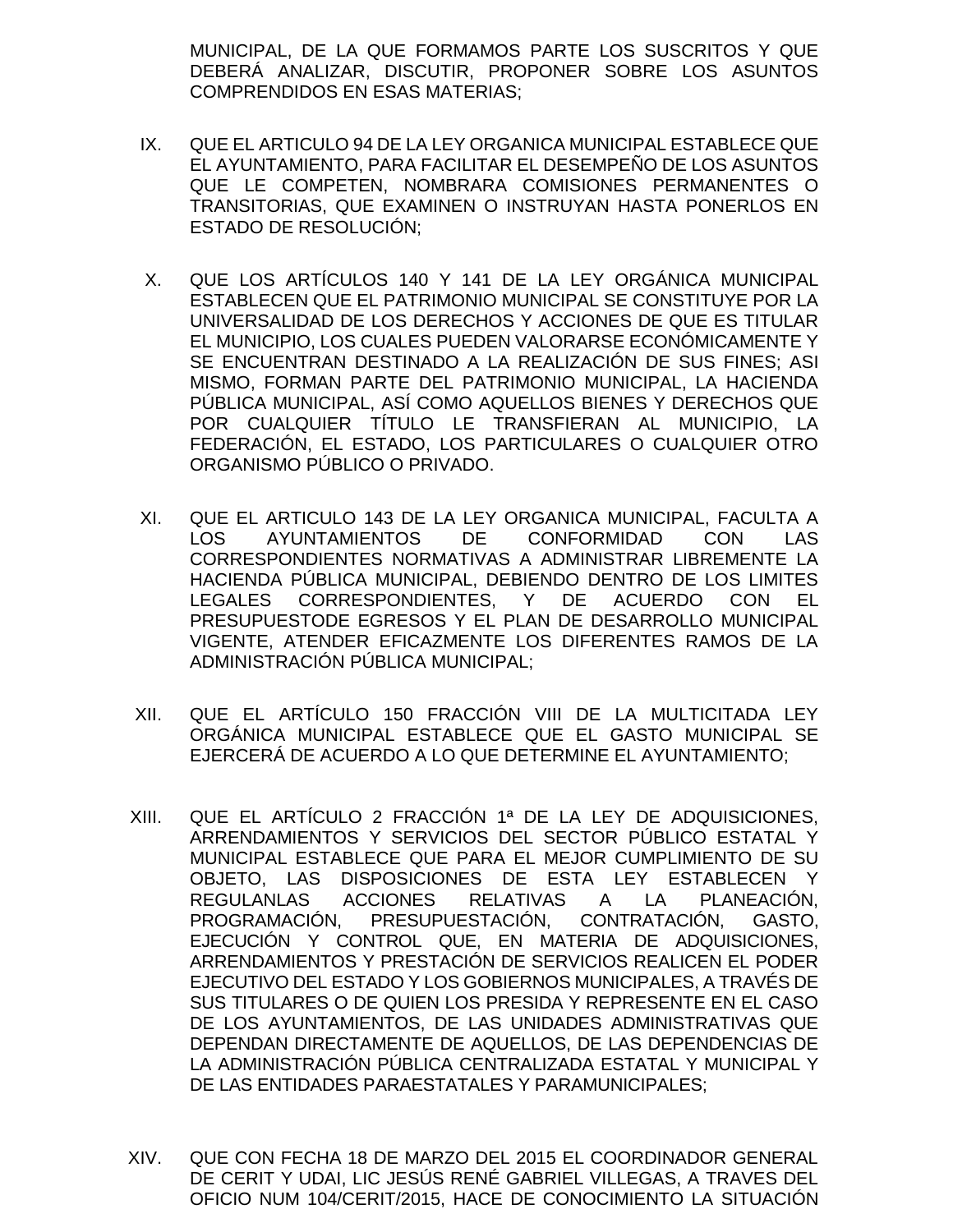MUNICIPAL, DE LA QUE FORMAMOS PARTE LOS SUSCRITOS Y QUE DEBERÁ ANALIZAR, DISCUTIR, PROPONER SOBRE LOS ASUNTOS COMPRENDIDOS EN ESAS MATERIAS;

IX. QUE EL ARTICULO 94 DE LA LEY ORGANICA MUNICIPAL ESTABLECE QUE EL AYUNTAMIENTO, PARA FACILITAR EL DESEMPEÑO DE LOS ASUNTOS QUE LE COMPETEN, NOMBRARA COMISIONES PERMANENTES O TRANSITORIAS, QUE EXAMINEN O INSTRUYAN HASTA PONERLOS EN ESTADO DE RESOLUCIÓN;

X. QUE LOS ARTÍCULOS 140 Y 141 DE LA LEY ORGÁNICA MUNICIPAL ESTABLECEN QUE EL PATRIMONIO MUNICIPAL SE CONSTITUYE POR LA UNIVERSALIDAD DE LOS DERECHOS Y ACCIONES DE QUE ES TITULAR EL MUNICIPIO, LOS CUALES PUEDEN VALORARSE ECONÓMICAMENTE Y SE ENCUENTRAN DESTINADO A LA REALIZACIÓN DE SUS FINES; ASI MISMO, FORMAN PARTE DEL PATRIMONIO MUNICIPAL, LA HACIENDA PÚBLICA MUNICIPAL, ASÍ COMO AQUELLOS BIENES Y DERECHOS QUE POR CUALQUIER TÍTULO LE TRANSFIERAN AL MUNICIPIO, LA FEDERACIÓN, EL ESTADO, LOS PARTICULARES O CUALQUIER OTRO ORGANISMO PÚBLICO O PRIVADO.

XI. QUE EL ARTICULO 143 DE LA LEY ORGANICA MUNICIPAL, FACULTA A LOS AYUNTAMIENTOS DE CONFORMIDAD CON LAS CORRESPONDIENTES NORMATIVAS A ADMINISTRAR LIBREMENTE LA HACIENDA PÚBLICA MUNICIPAL, DEBIENDO DENTRO DE LOS LIMITES LEGALES CORRESPONDIENTES, Y DE ACUERDO CON EL PRESUPUESTODE EGRESOS Y EL PLAN DE DESARROLLO MUNICIPAL VIGENTE, ATENDER EFICAZMENTE LOS DIFERENTES RAMOS DE LA ADMINISTRACIÓN PÚBLICA MUNICIPAL;

XII. QUE EL ARTÍCULO 150 FRACCIÓN VIII DE LA MULTICITADA LEY ORGÁNICA MUNICIPAL ESTABLECE QUE EL GASTO MUNICIPAL SE EJERCERÁ DE ACUERDO A LO QUE DETERMINE EL AYUNTAMIENTO;

XIII. QUE EL ARTÍCULO 2 FRACCIÓN 1ª DE LA LEY DE ADQUISICIONES, ARRENDAMIENTOS Y SERVICIOS DEL SECTOR PÚBLICO ESTATAL Y MUNICIPAL ESTABLECE QUE PARA EL MEJOR CUMPLIMIENTO DE SU OBJETO, LAS DISPOSICIONES DE ESTA LEY ESTABLECEN Y REGULANLAS ACCIONES RELATIVAS A LA PLANEACIÓN, PROGRAMACIÓN, PRESUPUESTACIÓN, CONTRATACIÓN, GASTO, EJECUCIÓN Y CONTROL QUE, EN MATERIA DE ADQUISICIONES, ARRENDAMIENTOS Y PRESTACIÓN DE SERVICIOS REALICEN EL PODER EJECUTIVO DEL ESTADO Y LOS GOBIERNOS MUNICIPALES, A TRAVÉS DE SUS TITULARES O DE QUIEN LOS PRESIDA Y REPRESENTE EN EL CASO DE LOS AYUNTAMIENTOS, DE LAS UNIDADES ADMINISTRATIVAS QUE DEPENDAN DIRECTAMENTE DE AQUELLOS, DE LAS DEPENDENCIAS DE LA ADMINISTRACIÓN PÚBLICA CENTRALIZADA ESTATAL Y MUNICIPAL Y DE LAS ENTIDADES PARAESTATALES Y PARAMUNICIPALES;

XIV. QUE CON FECHA 18 DE MARZO DEL 2015 EL COORDINADOR GENERAL DE CERIT Y UDAI, LIC JESÚS RENÉ GABRIEL VILLEGAS, A TRAVES DEL OFICIO NUM 104/CERIT/2015, HACE DE CONOCIMIENTO LA SITUACIÓN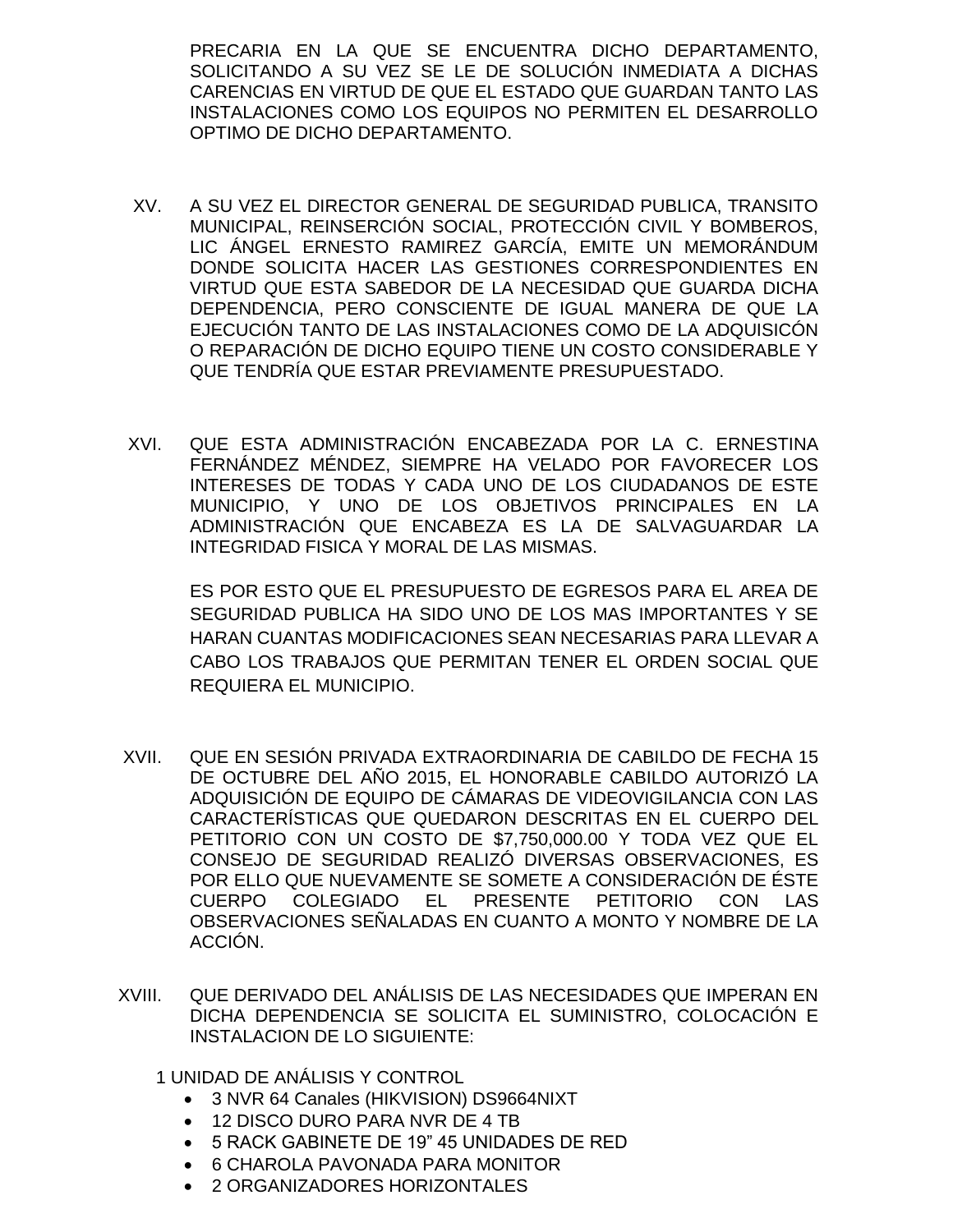PRECARIA EN LA QUE SE ENCUENTRA DICHO DEPARTAMENTO, SOLICITANDO A SU VEZ SE LE DE SOLUCIÓN INMEDIATA A DICHAS CARENCIAS EN VIRTUD DE QUE EL ESTADO QUE GUARDAN TANTO LAS INSTALACIONES COMO LOS EQUIPOS NO PERMITEN EL DESARROLLO OPTIMO DE DICHO DEPARTAMENTO.

XV. A SU VEZ EL DIRECTOR GENERAL DE SEGURIDAD PUBLICA, TRANSITO MUNICIPAL, REINSERCIÓN SOCIAL, PROTECCIÓN CIVIL Y BOMBEROS, LIC ÁNGEL ERNESTO RAMIREZ GARCÍA, EMITE UN MEMORÁNDUM DONDE SOLICITA HACER LAS GESTIONES CORRESPONDIENTES EN VIRTUD QUE ESTA SABEDOR DE LA NECESIDAD QUE GUARDA DICHA DEPENDENCIA, PERO CONSCIENTE DE IGUAL MANERA DE QUE LA EJECUCIÓN TANTO DE LAS INSTALACIONES COMO DE LA ADQUISICÓN O REPARACIÓN DE DICHO EQUIPO TIENE UN COSTO CONSIDERABLE Y QUE TENDRÍA QUE ESTAR PREVIAMENTE PRESUPUESTADO.

XVI. QUE ESTA ADMINISTRACIÓN ENCABEZADA POR LA C. ERNESTINA FERNÁNDEZ MÉNDEZ, SIEMPRE HA VELADO POR FAVORECER LOS INTERESES DE TODAS Y CADA UNO DE LOS CIUDADANOS DE ESTE MUNICIPIO, Y UNO DE LOS OBJETIVOS PRINCIPALES EN LA ADMINISTRACIÓN QUE ENCABEZA ES LA DE SALVAGUARDAR LA INTEGRIDAD FISICA Y MORAL DE LAS MISMAS.

ES POR ESTO QUE EL PRESUPUESTO DE EGRESOS PARA EL AREA DE SEGURIDAD PUBLICA HA SIDO UNO DE LOS MAS IMPORTANTES Y SE HARAN CUANTAS MODIFICACIONES SEAN NECESARIAS PARA LLEVAR A CABO LOS TRABAJOS QUE PERMITAN TENER EL ORDEN SOCIAL QUE REQUIERA EL MUNICIPIO.

XVII. QUE EN SESIÓN PRIVADA EXTRAORDINARIA DE CABILDO DE FECHA 15 DE OCTUBRE DEL AÑO 2015, EL HONORABLE CABILDO AUTORIZÓ LA ADQUISICIÓN DE EQUIPO DE CÁMARAS DE VIDEOVIGILANCIA CON LAS CARACTERÍSTICAS QUE QUEDARON DESCRITAS EN EL CUERPO DEL PETITORIO CON UN COSTO DE $7,750,000.00 Y TODA VEZ QUE EL CONSEJO DE SEGURIDAD REALIZÓ DIVERSAS OBSERVACIONES, ES POR ELLO QUE NUEVAMENTE SE SOMETE A CONSIDERACIÓN DE ÉSTE CUERPO COLEGIADO EL PRESENTE PETITORIO CON LAS OBSERVACIONES SEÑALADAS EN CUANTO A MONTO Y NOMBRE DE LA ACCIÓN.

XVIII. QUE DERIVADO DEL ANÁLISIS DE LAS NECESIDADES QUE IMPERAN EN DICHA DEPENDENCIA SE SOLICITA EL SUMINISTRO, COLOCACIÓN E INSTALACION DE LO SIGUIENTE:

1 UNIDAD DE ANÁLISIS Y CONTROL

- 3 NVR 64 Canales (HIKVISION) DS9664NIXT
- 12 DISCO DURO PARA NVR DE 4 TB
- 5 RACK GABINETE DE 19" 45 UNIDADES DE RED
- 6 CHAROLA PAVONADA PARA MONITOR
- 2 ORGANIZADORES HORIZONTALES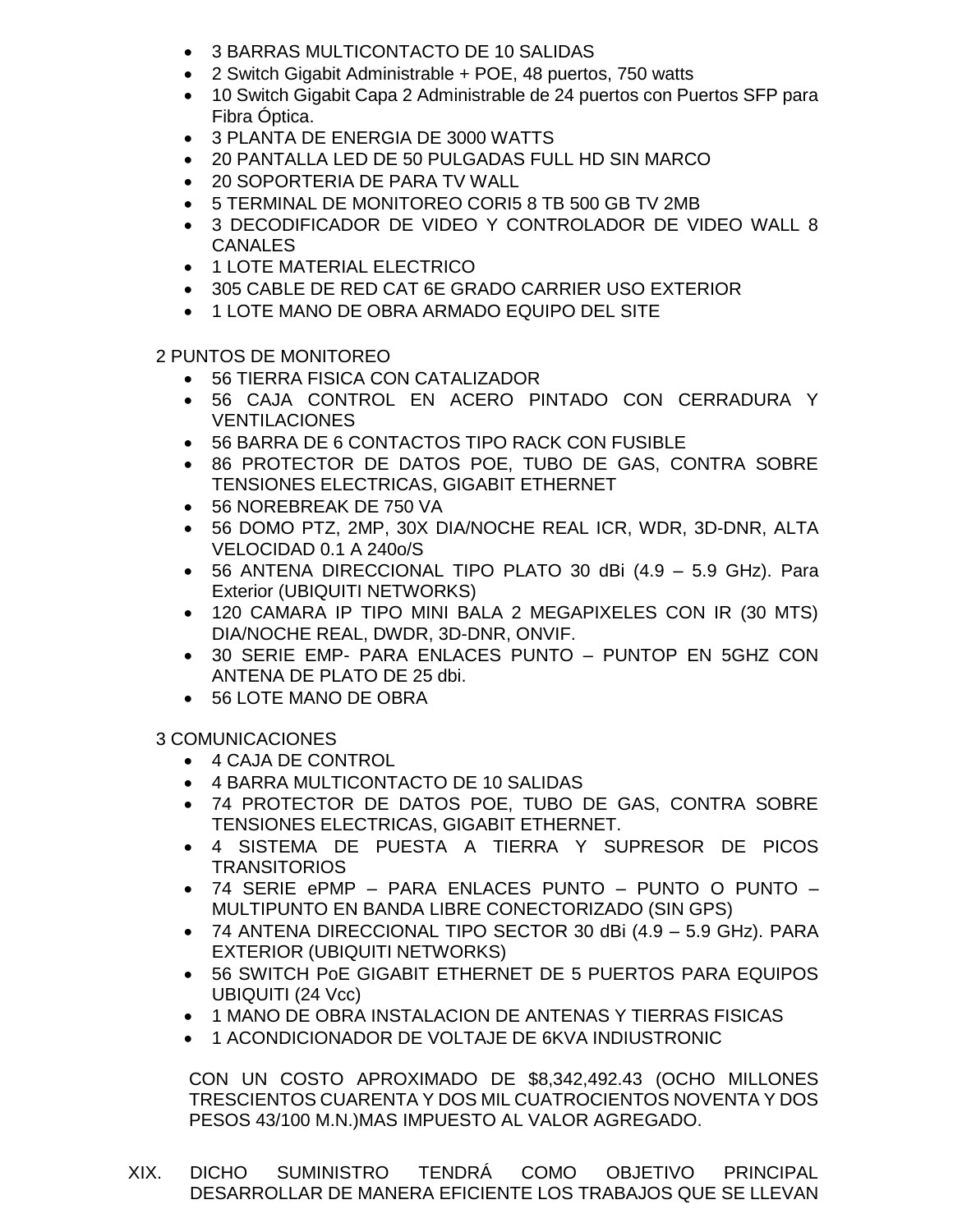- 3 BARRAS MULTICONTACTO DE 10 SALIDAS
- 2 Switch Gigabit Administrable + POE, 48 puertos, 750 watts
- 10 Switch Gigabit Capa 2 Administrable de 24 puertos con Puertos SFP para Fibra Óptica.
- 3 PLANTA DE ENERGIA DE 3000 WATTS
- 20 PANTALLA LED DE 50 PULGADAS FULL HD SIN MARCO
- 20 SOPORTERIA DE PARA TV WALL
- 5 TERMINAL DE MONITOREO CORI5 8 TB 500 GB TV 2MB
- 3 DECODIFICADOR DE VIDEO Y CONTROLADOR DE VIDEO WALL 8 CANALES
- 1 LOTE MATERIAL ELECTRICO
- 305 CABLE DE RED CAT 6E GRADO CARRIER USO EXTERIOR
- 1 LOTE MANO DE OBRA ARMADO EQUIPO DEL SITE

2 PUNTOS DE MONITOREO

- 56 TIERRA FISICA CON CATALIZADOR
- 56 CAJA CONTROL EN ACERO PINTADO CON CERRADURA Y VENTILACIONES
- 56 BARRA DE 6 CONTACTOS TIPO RACK CON FUSIBLE
- 86 PROTECTOR DE DATOS POE, TUBO DE GAS, CONTRA SOBRE TENSIONES ELECTRICAS, GIGABIT ETHERNET
- 56 NOREBREAK DE 750 VA
- 56 DOMO PTZ, 2MP, 30X DIA/NOCHE REAL ICR, WDR, 3D-DNR, ALTA VELOCIDAD 0.1 A 240o/S
- 56 ANTENA DIRECCIONAL TIPO PLATO 30 dBi (4.9 – 5.9 GHz). Para Exterior (UBIQUITI NETWORKS)
- 120 CAMARA IP TIPO MINI BALA 2 MEGAPIXELES CON IR (30 MTS) DIA/NOCHE REAL, DWDR, 3D-DNR, ONVIF.
- 30 SERIE EMP- PARA ENLACES PUNTO – PUNTOP EN 5GHZ CON ANTENA DE PLATO DE 25 dbi.
- 56 LOTE MANO DE OBRA

3 COMUNICACIONES

- 4 CAJA DE CONTROL
- 4 BARRA MULTICONTACTO DE 10 SALIDAS
- 74 PROTECTOR DE DATOS POE, TUBO DE GAS, CONTRA SOBRE TENSIONES ELECTRICAS, GIGABIT ETHERNET.
- 4 SISTEMA DE PUESTA A TIERRA Y SUPRESOR DE PICOS TRANSITORIOS
- 74 SERIE ePMP – PARA ENLACES PUNTO – PUNTO O PUNTO – MULTIPUNTO EN BANDA LIBRE CONECTORIZADO (SIN GPS)
- 74 ANTENA DIRECCIONAL TIPO SECTOR 30 dBi (4.9 – 5.9 GHz). PARA EXTERIOR (UBIQUITI NETWORKS)
- 56 SWITCH PoE GIGABIT ETHERNET DE 5 PUERTOS PARA EQUIPOS UBIQUITI (24 Vcc)
- 1 MANO DE OBRA INSTALACION DE ANTENAS Y TIERRAS FISICAS
- 1 ACONDICIONADOR DE VOLTAJE DE 6KVA INDIUSTRONIC

CON UN COSTO APROXIMADO DE $8,342,492.43 (OCHO MILLONES TRESCIENTOS CUARENTA Y DOS MIL CUATROCIENTOS NOVENTA Y DOS PESOS 43/100 M.N.)MAS IMPUESTO AL VALOR AGREGADO.

XIX. DICHO SUMINISTRO TENDRÁ COMO OBJETIVO PRINCIPAL DESARROLLAR DE MANERA EFICIENTE LOS TRABAJOS QUE SE LLEVAN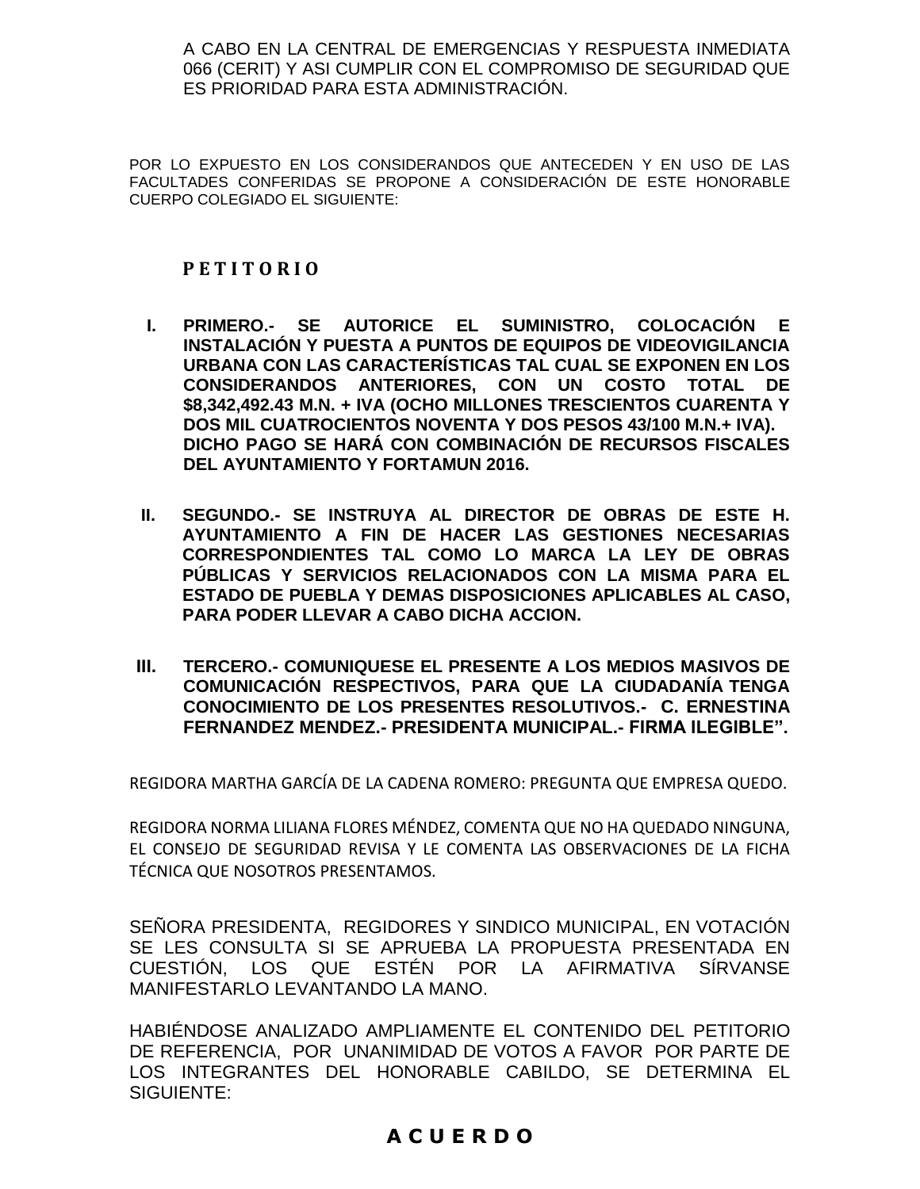A CABO EN LA CENTRAL DE EMERGENCIAS Y RESPUESTA INMEDIATA 066 (CERIT) Y ASI CUMPLIR CON EL COMPROMISO DE SEGURIDAD QUE ES PRIORIDAD PARA ESTA ADMINISTRACIÓN.

POR LO EXPUESTO EN LOS CONSIDERANDOS QUE ANTECEDEN Y EN USO DE LAS FACULTADES CONFERIDAS SE PROPONE A CONSIDERACIÓN DE ESTE HONORABLE CUERPO COLEGIADO EL SIGUIENTE:

**P E T I T O R I O**

I. **PRIMERO.- SE AUTORICE EL SUMINISTRO, COLOCACIÓN E INSTALACIÓN Y PUESTA A PUNTOS DE EQUIPOS DE VIDEOVIGILANCIA URBANA CON LAS CARACTERÍSTICAS TAL CUAL SE EXPONEN EN LOS CONSIDERANDOS ANTERIORES, CON UN COSTO TOTAL DE $8,342,492.43 M.N. + IVA (OCHO MILLONES TRESCIENTOS CUARENTA Y DOS MIL CUATROCIENTOS NOVENTA Y DOS PESOS 43/100 M.N.+ IVA). DICHO PAGO SE HARÁ CON COMBINACIÓN DE RECURSOS FISCALES DEL AYUNTAMIENTO Y FORTAMUN 2016.**

II. **SEGUNDO.- SE INSTRUYA AL DIRECTOR DE OBRAS DE ESTE H. AYUNTAMIENTO A FIN DE HACER LAS GESTIONES NECESARIAS CORRESPONDIENTES TAL COMO LO MARCA LA LEY DE OBRAS PÚBLICAS Y SERVICIOS RELACIONADOS CON LA MISMA PARA EL ESTADO DE PUEBLA Y DEMAS DISPOSICIONES APLICABLES AL CASO, PARA PODER LLEVAR A CABO DICHA ACCION.**

III. **TERCERO.- COMUNIQUESE EL PRESENTE A LOS MEDIOS MASIVOS DE COMUNICACIÓN RESPECTIVOS, PARA QUE LA CIUDADANÍA TENGA CONOCIMIENTO DE LOS PRESENTES RESOLUTIVOS.- C. ERNESTINA FERNANDEZ MENDEZ.- PRESIDENTA MUNICIPAL.- FIRMA ILEGIBLE".**

REGIDORA MARTHA GARCÍA DE LA CADENA ROMERO: PREGUNTA QUE EMPRESA QUEDO.

REGIDORA NORMA LILIANA FLORES MÉNDEZ, COMENTA QUE NO HA QUEDADO NINGUNA, EL CONSEJO DE SEGURIDAD REVISA Y LE COMENTA LAS OBSERVACIONES DE LA FICHA TÉCNICA QUE NOSOTROS PRESENTAMOS.

SEÑORA PRESIDENTA, REGIDORES Y SINDICO MUNICIPAL, EN VOTACIÓN SE LES CONSULTA SI SE APRUEBA LA PROPUESTA PRESENTADA EN CUESTIÓN, LOS QUE ESTÉN POR LA AFIRMATIVA SÍRVANSE MANIFESTARLO LEVANTANDO LA MANO.

HABIÉNDOSE ANALIZADO AMPLIAMENTE EL CONTENIDO DEL PETITORIO DE REFERENCIA, POR UNANIMIDAD DE VOTOS A FAVOR POR PARTE DE LOS INTEGRANTES DEL HONORABLE CABILDO, SE DETERMINA EL SIGUIENTE:

**A C U E R D O**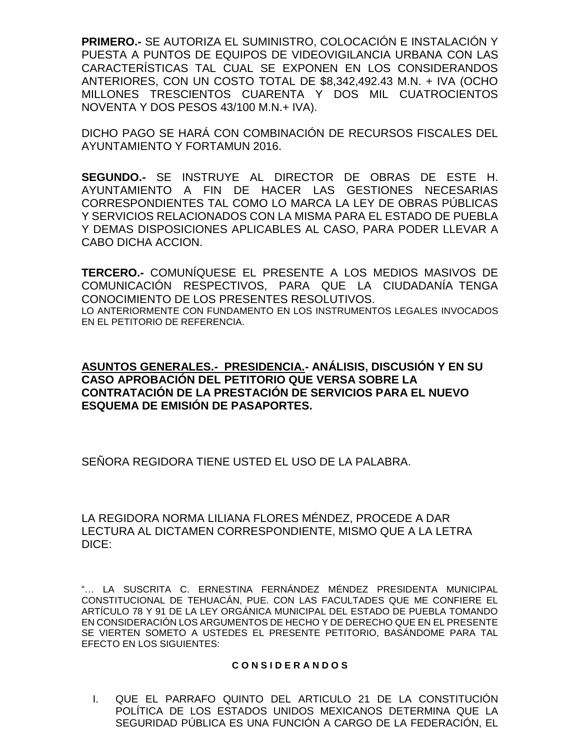**PRIMERO.-** SE AUTORIZA EL SUMINISTRO, COLOCACIÓN E INSTALACIÓN Y PUESTA A PUNTOS DE EQUIPOS DE VIDEOVIGILANCIA URBANA CON LAS CARACTERÍSTICAS TAL CUAL SE EXPONEN EN LOS CONSIDERANDOS ANTERIORES, CON UN COSTO TOTAL DE $8,342,492.43 M.N. + IVA (OCHO MILLONES TRESCIENTOS CUARENTA Y DOS MIL CUATROCIENTOS NOVENTA Y DOS PESOS 43/100 M.N.+ IVA).

DICHO PAGO SE HARÁ CON COMBINACIÓN DE RECURSOS FISCALES DEL AYUNTAMIENTO Y FORTAMUN 2016.

**SEGUNDO.-** SE INSTRUYE AL DIRECTOR DE OBRAS DE ESTE H. AYUNTAMIENTO A FIN DE HACER LAS GESTIONES NECESARIAS CORRESPONDIENTES TAL COMO LO MARCA LA LEY DE OBRAS PÚBLICAS Y SERVICIOS RELACIONADOS CON LA MISMA PARA EL ESTADO DE PUEBLA Y DEMAS DISPOSICIONES APLICABLES AL CASO, PARA PODER LLEVAR A CABO DICHA ACCION.

**TERCERO.-** COMUNÍQUESE EL PRESENTE A LOS MEDIOS MASIVOS DE COMUNICACIÓN RESPECTIVOS, PARA QUE LA CIUDADANÍA TENGA CONOCIMIENTO DE LOS PRESENTES RESOLUTIVOS.
LO ANTERIORMENTE CON FUNDAMENTO EN LOS INSTRUMENTOS LEGALES INVOCADOS EN EL PETITORIO DE REFERENCIA.

**ASUNTOS GENERALES.- PRESIDENCIA.- ANÁLISIS, DISCUSIÓN Y EN SU CASO APROBACIÓN DEL PETITORIO QUE VERSA SOBRE LA CONTRATACIÓN DE LA PRESTACIÓN DE SERVICIOS PARA EL NUEVO ESQUEMA DE EMISIÓN DE PASAPORTES.**

SEÑORA REGIDORA TIENE USTED EL USO DE LA PALABRA.

LA REGIDORA NORMA LILIANA FLORES MÉNDEZ, PROCEDE A DAR LECTURA AL DICTAMEN CORRESPONDIENTE, MISMO QUE A LA LETRA DICE:

"… LA SUSCRITA C. ERNESTINA FERNÁNDEZ MÉNDEZ PRESIDENTA MUNICIPAL CONSTITUCIONAL DE TEHUACÁN, PUE. CON LAS FACULTADES QUE ME CONFIERE EL ARTÍCULO 78 Y 91 DE LA LEY ORGÁNICA MUNICIPAL DEL ESTADO DE PUEBLA TOMANDO EN CONSIDERACIÓN LOS ARGUMENTOS DE HECHO Y DE DERECHO QUE EN EL PRESENTE SE VIERTEN SOMETO A USTEDES EL PRESENTE PETITORIO, BASÁNDOME PARA TAL EFECTO EN LOS SIGUIENTES:

**C O N S I D E R A N D O S**

I. QUE EL PARRAFO QUINTO DEL ARTICULO 21 DE LA CONSTITUCIÓN POLÍTICA DE LOS ESTADOS UNIDOS MEXICANOS DETERMINA QUE LA SEGURIDAD PÚBLICA ES UNA FUNCIÓN A CARGO DE LA FEDERACIÓN, EL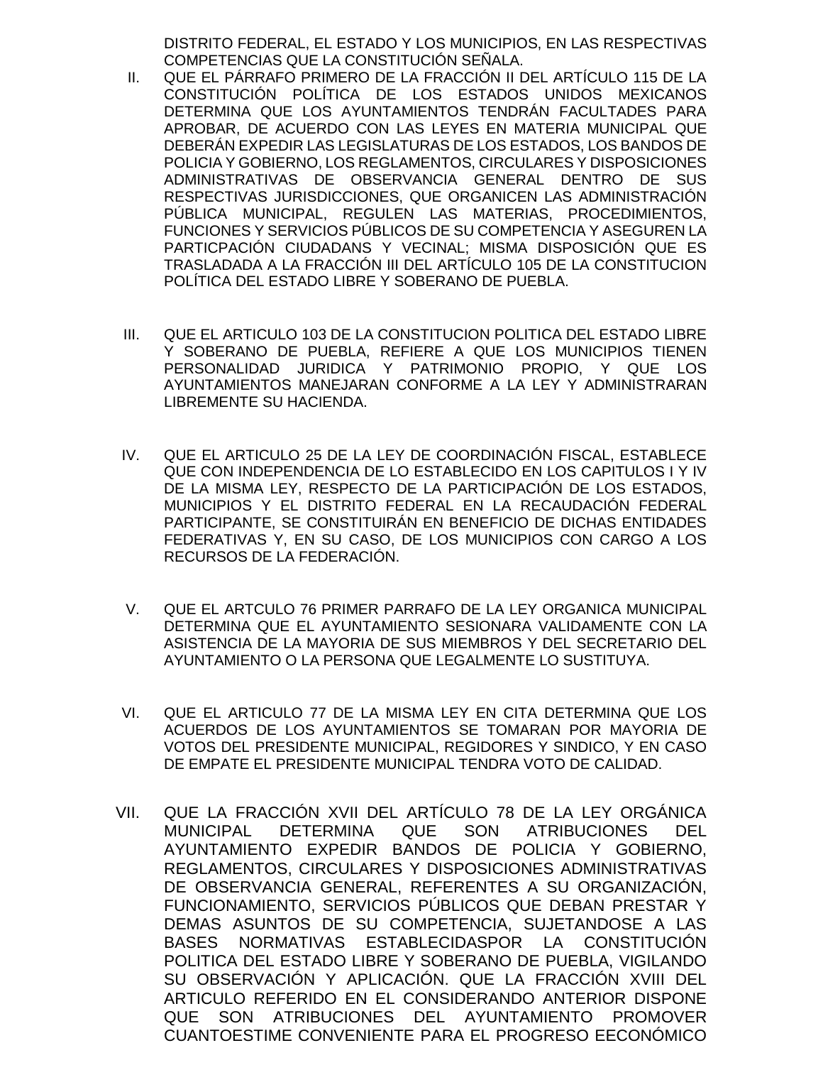DISTRITO FEDERAL, EL ESTADO Y LOS MUNICIPIOS, EN LAS RESPECTIVAS COMPETENCIAS QUE LA CONSTITUCIÓN SEÑALA.

II. QUE EL PÁRRAFO PRIMERO DE LA FRACCIÓN II DEL ARTÍCULO 115 DE LA CONSTITUCIÓN POLÍTICA DE LOS ESTADOS UNIDOS MEXICANOS DETERMINA QUE LOS AYUNTAMIENTOS TENDRÁN FACULTADES PARA APROBAR, DE ACUERDO CON LAS LEYES EN MATERIA MUNICIPAL QUE DEBERÁN EXPEDIR LAS LEGISLATURAS DE LOS ESTADOS, LOS BANDOS DE POLICIA Y GOBIERNO, LOS REGLAMENTOS, CIRCULARES Y DISPOSICIONES ADMINISTRATIVAS DE OBSERVANCIA GENERAL DENTRO DE SUS RESPECTIVAS JURISDICCIONES, QUE ORGANICEN LAS ADMINISTRACIÓN PÚBLICA MUNICIPAL, REGULEN LAS MATERIAS, PROCEDIMIENTOS, FUNCIONES Y SERVICIOS PÚBLICOS DE SU COMPETENCIA Y ASEGUREN LA PARTICPACIÓN CIUDADANS Y VECINAL; MISMA DISPOSICIÓN QUE ES TRASLADADA A LA FRACCIÓN III DEL ARTÍCULO 105 DE LA CONSTITUCION POLÍTICA DEL ESTADO LIBRE Y SOBERANO DE PUEBLA.

III. QUE EL ARTICULO 103 DE LA CONSTITUCION POLITICA DEL ESTADO LIBRE Y SOBERANO DE PUEBLA, REFIERE A QUE LOS MUNICIPIOS TIENEN PERSONALIDAD JURIDICA Y PATRIMONIO PROPIO, Y QUE LOS AYUNTAMIENTOS MANEJARAN CONFORME A LA LEY Y ADMINISTRARAN LIBREMENTE SU HACIENDA.

IV. QUE EL ARTICULO 25 DE LA LEY DE COORDINACIÓN FISCAL, ESTABLECE QUE CON INDEPENDENCIA DE LO ESTABLECIDO EN LOS CAPITULOS I Y IV DE LA MISMA LEY, RESPECTO DE LA PARTICIPACIÓN DE LOS ESTADOS, MUNICIPIOS Y EL DISTRITO FEDERAL EN LA RECAUDACIÓN FEDERAL PARTICIPANTE, SE CONSTITUIRÁN EN BENEFICIO DE DICHAS ENTIDADES FEDERATIVAS Y, EN SU CASO, DE LOS MUNICIPIOS CON CARGO A LOS RECURSOS DE LA FEDERACIÓN.

V. QUE EL ARTCULO 76 PRIMER PARRAFO DE LA LEY ORGANICA MUNICIPAL DETERMINA QUE EL AYUNTAMIENTO SESIONARA VALIDAMENTE CON LA ASISTENCIA DE LA MAYORIA DE SUS MIEMBROS Y DEL SECRETARIO DEL AYUNTAMIENTO O LA PERSONA QUE LEGALMENTE LO SUSTITUYA.

VI. QUE EL ARTICULO 77 DE LA MISMA LEY EN CITA DETERMINA QUE LOS ACUERDOS DE LOS AYUNTAMIENTOS SE TOMARAN POR MAYORIA DE VOTOS DEL PRESIDENTE MUNICIPAL, REGIDORES Y SINDICO, Y EN CASO DE EMPATE EL PRESIDENTE MUNICIPAL TENDRA VOTO DE CALIDAD.

VII. QUE LA FRACCIÓN XVII DEL ARTÍCULO 78 DE LA LEY ORGÁNICA MUNICIPAL DETERMINA QUE SON ATRIBUCIONES DEL AYUNTAMIENTO EXPEDIR BANDOS DE POLICIA Y GOBIERNO, REGLAMENTOS, CIRCULARES Y DISPOSICIONES ADMINISTRATIVAS DE OBSERVANCIA GENERAL, REFERENTES A SU ORGANIZACIÓN, FUNCIONAMIENTO, SERVICIOS PÚBLICOS QUE DEBAN PRESTAR Y DEMAS ASUNTOS DE SU COMPETENCIA, SUJETANDOSE A LAS BASES NORMATIVAS ESTABLECIDASPOR LA CONSTITUCIÓN POLITICA DEL ESTADO LIBRE Y SOBERANO DE PUEBLA, VIGILANDO SU OBSERVACIÓN Y APLICACIÓN. QUE LA FRACCIÓN XVIII DEL ARTICULO REFERIDO EN EL CONSIDERANDO ANTERIOR DISPONE QUE SON ATRIBUCIONES DEL AYUNTAMIENTO PROMOVER CUANTOESTIME CONVENIENTE PARA EL PROGRESO EECONÓMICO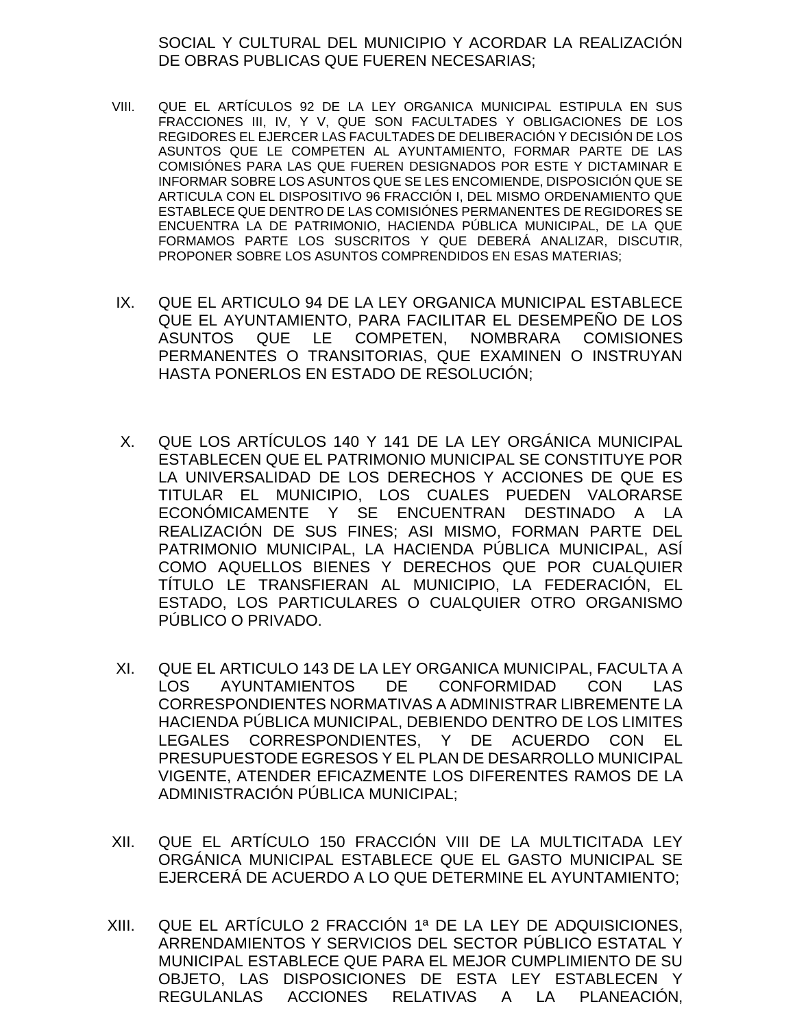SOCIAL Y CULTURAL DEL MUNICIPIO Y ACORDAR LA REALIZACIÓN DE OBRAS PUBLICAS QUE FUEREN NECESARIAS;

VIII. QUE EL ARTÍCULOS 92 DE LA LEY ORGANICA MUNICIPAL ESTIPULA EN SUS FRACCIONES III, IV, Y V, QUE SON FACULTADES Y OBLIGACIONES DE LOS REGIDORES EL EJERCER LAS FACULTADES DE DELIBERACIÓN Y DECISIÓN DE LOS ASUNTOS QUE LE COMPETEN AL AYUNTAMIENTO, FORMAR PARTE DE LAS COMISIÓNES PARA LAS QUE FUEREN DESIGNADOS POR ESTE Y DICTAMINAR E INFORMAR SOBRE LOS ASUNTOS QUE SE LES ENCOMIENDE, DISPOSICIÓN QUE SE ARTICULA CON EL DISPOSITIVO 96 FRACCIÓN I, DEL MISMO ORDENAMIENTO QUE ESTABLECE QUE DENTRO DE LAS COMISIÓNES PERMANENTES DE REGIDORES SE ENCUENTRA LA DE PATRIMONIO, HACIENDA PÚBLICA MUNICIPAL, DE LA QUE FORMAMOS PARTE LOS SUSCRITOS Y QUE DEBERÁ ANALIZAR, DISCUTIR, PROPONER SOBRE LOS ASUNTOS COMPRENDIDOS EN ESAS MATERIAS;

IX. QUE EL ARTICULO 94 DE LA LEY ORGANICA MUNICIPAL ESTABLECE QUE EL AYUNTAMIENTO, PARA FACILITAR EL DESEMPEÑO DE LOS ASUNTOS QUE LE COMPETEN, NOMBRARA COMISIONES PERMANENTES O TRANSITORIAS, QUE EXAMINEN O INSTRUYAN HASTA PONERLOS EN ESTADO DE RESOLUCIÓN;

X. QUE LOS ARTÍCULOS 140 Y 141 DE LA LEY ORGÁNICA MUNICIPAL ESTABLECEN QUE EL PATRIMONIO MUNICIPAL SE CONSTITUYE POR LA UNIVERSALIDAD DE LOS DERECHOS Y ACCIONES DE QUE ES TITULAR EL MUNICIPIO, LOS CUALES PUEDEN VALORARSE ECONÓMICAMENTE Y SE ENCUENTRAN DESTINADO A LA REALIZACIÓN DE SUS FINES; ASI MISMO, FORMAN PARTE DEL PATRIMONIO MUNICIPAL, LA HACIENDA PÚBLICA MUNICIPAL, ASÍ COMO AQUELLOS BIENES Y DERECHOS QUE POR CUALQUIER TÍTULO LE TRANSFIERAN AL MUNICIPIO, LA FEDERACIÓN, EL ESTADO, LOS PARTICULARES O CUALQUIER OTRO ORGANISMO PÚBLICO O PRIVADO.

XI. QUE EL ARTICULO 143 DE LA LEY ORGANICA MUNICIPAL, FACULTA A LOS AYUNTAMIENTOS DE CONFORMIDAD CON LAS CORRESPONDIENTES NORMATIVAS A ADMINISTRAR LIBREMENTE LA HACIENDA PÚBLICA MUNICIPAL, DEBIENDO DENTRO DE LOS LIMITES LEGALES CORRESPONDIENTES, Y DE ACUERDO CON EL PRESUPUESTODE EGRESOS Y EL PLAN DE DESARROLLO MUNICIPAL VIGENTE, ATENDER EFICAZMENTE LOS DIFERENTES RAMOS DE LA ADMINISTRACIÓN PÚBLICA MUNICIPAL;

XII. QUE EL ARTÍCULO 150 FRACCIÓN VIII DE LA MULTICITADA LEY ORGÁNICA MUNICIPAL ESTABLECE QUE EL GASTO MUNICIPAL SE EJERCERÁ DE ACUERDO A LO QUE DETERMINE EL AYUNTAMIENTO;

XIII. QUE EL ARTÍCULO 2 FRACCIÓN 1ª DE LA LEY DE ADQUISICIONES, ARRENDAMIENTOS Y SERVICIOS DEL SECTOR PÚBLICO ESTATAL Y MUNICIPAL ESTABLECE QUE PARA EL MEJOR CUMPLIMIENTO DE SU OBJETO, LAS DISPOSICIONES DE ESTA LEY ESTABLECEN Y REGULANLAS ACCIONES RELATIVAS A LA PLANEACIÓN,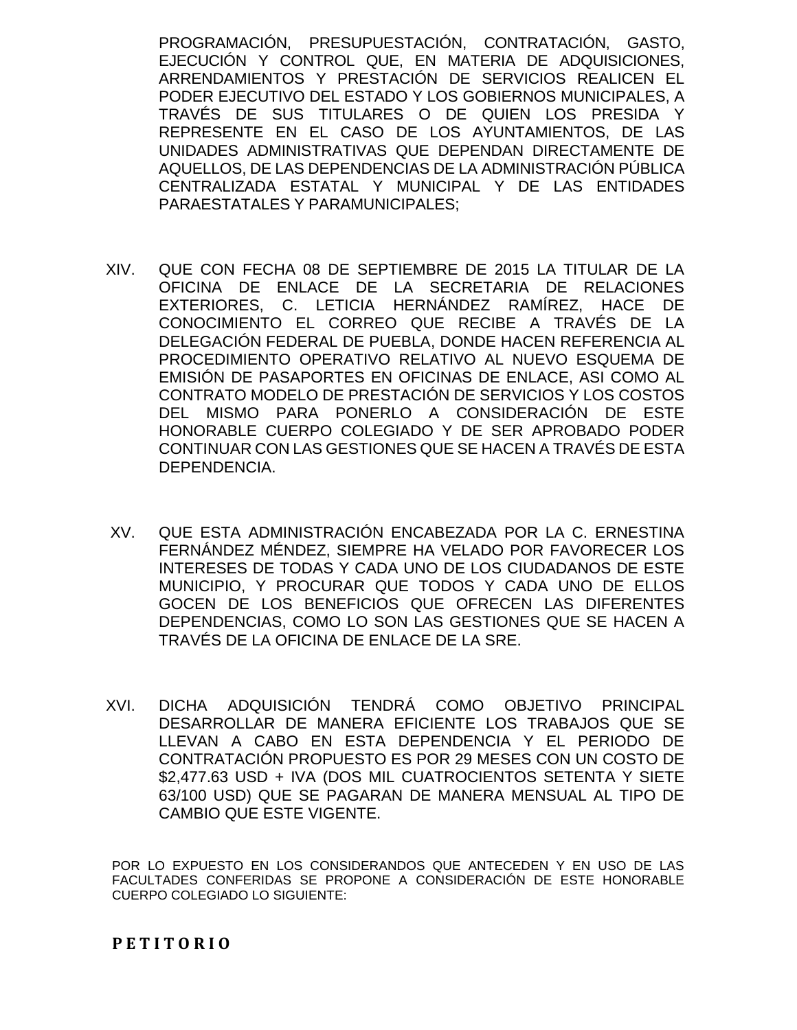PROGRAMACIÓN, PRESUPUESTACIÓN, CONTRATACIÓN, GASTO, EJECUCIÓN Y CONTROL QUE, EN MATERIA DE ADQUISICIONES, ARRENDAMIENTOS Y PRESTACIÓN DE SERVICIOS REALICEN EL PODER EJECUTIVO DEL ESTADO Y LOS GOBIERNOS MUNICIPALES, A TRAVÉS DE SUS TITULARES O DE QUIEN LOS PRESIDA Y REPRESENTE EN EL CASO DE LOS AYUNTAMIENTOS, DE LAS UNIDADES ADMINISTRATIVAS QUE DEPENDAN DIRECTAMENTE DE AQUELLOS, DE LAS DEPENDENCIAS DE LA ADMINISTRACIÓN PÚBLICA CENTRALIZADA ESTATAL Y MUNICIPAL Y DE LAS ENTIDADES PARAESTATALES Y PARAMUNICIPALES;

XIV. QUE CON FECHA 08 DE SEPTIEMBRE DE 2015 LA TITULAR DE LA OFICINA DE ENLACE DE LA SECRETARIA DE RELACIONES EXTERIORES, C. LETICIA HERNÁNDEZ RAMÍREZ, HACE DE CONOCIMIENTO EL CORREO QUE RECIBE A TRAVÉS DE LA DELEGACIÓN FEDERAL DE PUEBLA, DONDE HACEN REFERENCIA AL PROCEDIMIENTO OPERATIVO RELATIVO AL NUEVO ESQUEMA DE EMISIÓN DE PASAPORTES EN OFICINAS DE ENLACE, ASI COMO AL CONTRATO MODELO DE PRESTACIÓN DE SERVICIOS Y LOS COSTOS DEL MISMO PARA PONERLO A CONSIDERACIÓN DE ESTE HONORABLE CUERPO COLEGIADO Y DE SER APROBADO PODER CONTINUAR CON LAS GESTIONES QUE SE HACEN A TRAVÉS DE ESTA DEPENDENCIA.

XV. QUE ESTA ADMINISTRACIÓN ENCABEZADA POR LA C. ERNESTINA FERNÁNDEZ MÉNDEZ, SIEMPRE HA VELADO POR FAVORECER LOS INTERESES DE TODAS Y CADA UNO DE LOS CIUDADANOS DE ESTE MUNICIPIO, Y PROCURAR QUE TODOS Y CADA UNO DE ELLOS GOCEN DE LOS BENEFICIOS QUE OFRECEN LAS DIFERENTES DEPENDENCIAS, COMO LO SON LAS GESTIONES QUE SE HACEN A TRAVÉS DE LA OFICINA DE ENLACE DE LA SRE.

XVI. DICHA ADQUISICIÓN TENDRÁ COMO OBJETIVO PRINCIPAL DESARROLLAR DE MANERA EFICIENTE LOS TRABAJOS QUE SE LLEVAN A CABO EN ESTA DEPENDENCIA Y EL PERIODO DE CONTRATACIÓN PROPUESTO ES POR 29 MESES CON UN COSTO DE $2,477.63 USD + IVA (DOS MIL CUATROCIENTOS SETENTA Y SIETE 63/100 USD) QUE SE PAGARAN DE MANERA MENSUAL AL TIPO DE CAMBIO QUE ESTE VIGENTE.

POR LO EXPUESTO EN LOS CONSIDERANDOS QUE ANTECEDEN Y EN USO DE LAS FACULTADES CONFERIDAS SE PROPONE A CONSIDERACIÓN DE ESTE HONORABLE CUERPO COLEGIADO LO SIGUIENTE:

**P E T I T O R I O**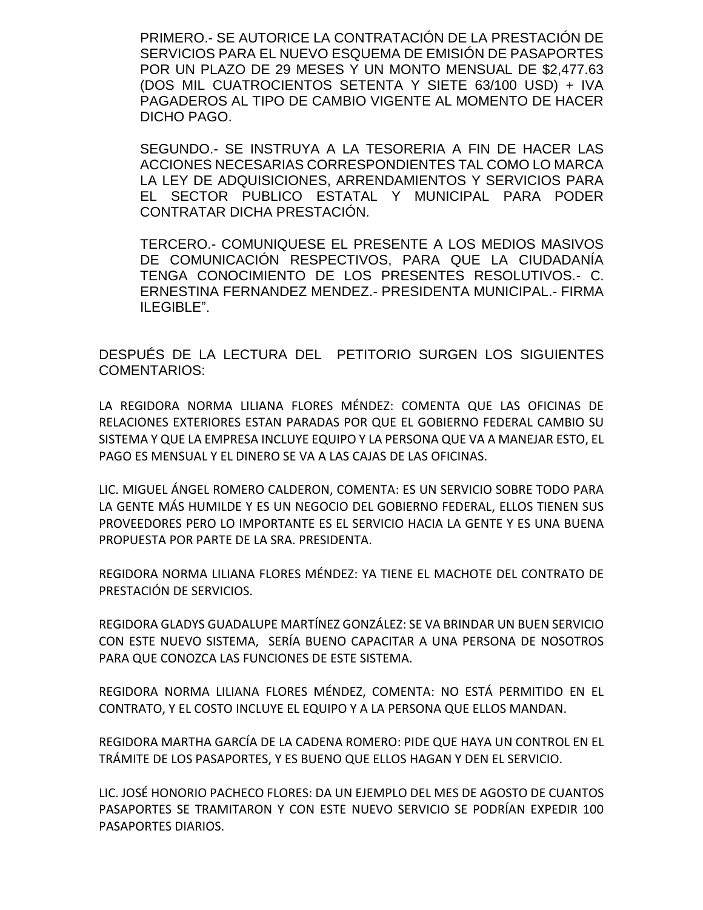PRIMERO.- SE AUTORICE LA CONTRATACIÓN DE LA PRESTACIÓN DE SERVICIOS PARA EL NUEVO ESQUEMA DE EMISIÓN DE PASAPORTES POR UN PLAZO DE 29 MESES Y UN MONTO MENSUAL DE $2,477.63 (DOS MIL CUATROCIENTOS SETENTA Y SIETE 63/100 USD) + IVA PAGADEROS AL TIPO DE CAMBIO VIGENTE AL MOMENTO DE HACER DICHO PAGO.

SEGUNDO.- SE INSTRUYA A LA TESORERIA A FIN DE HACER LAS ACCIONES NECESARIAS CORRESPONDIENTES TAL COMO LO MARCA LA LEY DE ADQUISICIONES, ARRENDAMIENTOS Y SERVICIOS PARA EL SECTOR PUBLICO ESTATAL Y MUNICIPAL PARA PODER CONTRATAR DICHA PRESTACIÓN.

TERCERO.- COMUNIQUESE EL PRESENTE A LOS MEDIOS MASIVOS DE COMUNICACIÓN RESPECTIVOS, PARA QUE LA CIUDADANÍA TENGA CONOCIMIENTO DE LOS PRESENTES RESOLUTIVOS.- C. ERNESTINA FERNANDEZ MENDEZ.- PRESIDENTA MUNICIPAL.- FIRMA ILEGIBLE".

DESPUÉS DE LA LECTURA DEL PETITORIO SURGEN LOS SIGUIENTES COMENTARIOS:

LA REGIDORA NORMA LILIANA FLORES MÉNDEZ: COMENTA QUE LAS OFICINAS DE RELACIONES EXTERIORES ESTAN PARADAS POR QUE EL GOBIERNO FEDERAL CAMBIO SU SISTEMA Y QUE LA EMPRESA INCLUYE EQUIPO Y LA PERSONA QUE VA A MANEJAR ESTO, EL PAGO ES MENSUAL Y EL DINERO SE VA A LAS CAJAS DE LAS OFICINAS.

LIC. MIGUEL ÁNGEL ROMERO CALDERON, COMENTA: ES UN SERVICIO SOBRE TODO PARA LA GENTE MÁS HUMILDE Y ES UN NEGOCIO DEL GOBIERNO FEDERAL, ELLOS TIENEN SUS PROVEEDORES PERO LO IMPORTANTE ES EL SERVICIO HACIA LA GENTE Y ES UNA BUENA PROPUESTA POR PARTE DE LA SRA. PRESIDENTA.

REGIDORA NORMA LILIANA FLORES MÉNDEZ: YA TIENE EL MACHOTE DEL CONTRATO DE PRESTACIÓN DE SERVICIOS.

REGIDORA GLADYS GUADALUPE MARTÍNEZ GONZÁLEZ: SE VA BRINDAR UN BUEN SERVICIO CON ESTE NUEVO SISTEMA, SERÍA BUENO CAPACITAR A UNA PERSONA DE NOSOTROS PARA QUE CONOZCA LAS FUNCIONES DE ESTE SISTEMA.

REGIDORA NORMA LILIANA FLORES MÉNDEZ, COMENTA: NO ESTÁ PERMITIDO EN EL CONTRATO, Y EL COSTO INCLUYE EL EQUIPO Y A LA PERSONA QUE ELLOS MANDAN.

REGIDORA MARTHA GARCÍA DE LA CADENA ROMERO: PIDE QUE HAYA UN CONTROL EN EL TRÁMITE DE LOS PASAPORTES, Y ES BUENO QUE ELLOS HAGAN Y DEN EL SERVICIO.

LIC. JOSÉ HONORIO PACHECO FLORES: DA UN EJEMPLO DEL MES DE AGOSTO DE CUANTOS PASAPORTES SE TRAMITARON Y CON ESTE NUEVO SERVICIO SE PODRÍAN EXPEDIR 100 PASAPORTES DIARIOS.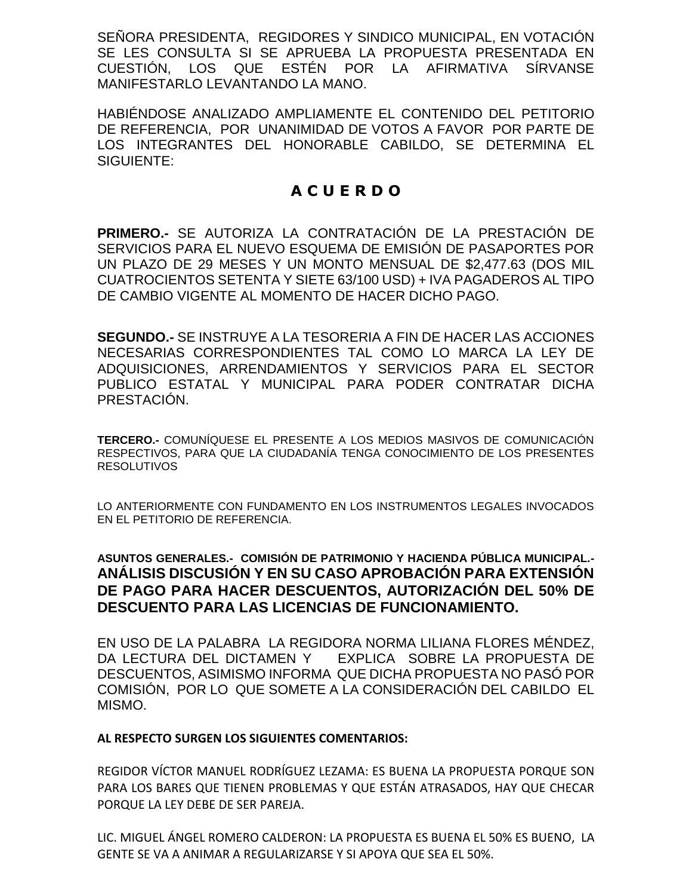SEÑORA PRESIDENTA, REGIDORES Y SINDICO MUNICIPAL, EN VOTACIÓN SE LES CONSULTA SI SE APRUEBA LA PROPUESTA PRESENTADA EN CUESTIÓN, LOS QUE ESTÉN POR LA AFIRMATIVA SÍRVANSE MANIFESTARLO LEVANTANDO LA MANO.

HABIÉNDOSE ANALIZADO AMPLIAMENTE EL CONTENIDO DEL PETITORIO DE REFERENCIA, POR UNANIMIDAD DE VOTOS A FAVOR POR PARTE DE LOS INTEGRANTES DEL HONORABLE CABILDO, SE DETERMINA EL SIGUIENTE:

## A C U E R D O

**PRIMERO.-** SE AUTORIZA LA CONTRATACIÓN DE LA PRESTACIÓN DE SERVICIOS PARA EL NUEVO ESQUEMA DE EMISIÓN DE PASAPORTES POR UN PLAZO DE 29 MESES Y UN MONTO MENSUAL DE $2,477.63 (DOS MIL CUATROCIENTOS SETENTA Y SIETE 63/100 USD) + IVA PAGADEROS AL TIPO DE CAMBIO VIGENTE AL MOMENTO DE HACER DICHO PAGO.

**SEGUNDO.-** SE INSTRUYE A LA TESORERIA A FIN DE HACER LAS ACCIONES NECESARIAS CORRESPONDIENTES TAL COMO LO MARCA LA LEY DE ADQUISICIONES, ARRENDAMIENTOS Y SERVICIOS PARA EL SECTOR PUBLICO ESTATAL Y MUNICIPAL PARA PODER CONTRATAR DICHA PRESTACIÓN.

**TERCERO.-** COMUNÍQUESE EL PRESENTE A LOS MEDIOS MASIVOS DE COMUNICACIÓN RESPECTIVOS, PARA QUE LA CIUDADANÍA TENGA CONOCIMIENTO DE LOS PRESENTES RESOLUTIVOS

LO ANTERIORMENTE CON FUNDAMENTO EN LOS INSTRUMENTOS LEGALES INVOCADOS EN EL PETITORIO DE REFERENCIA.

**ASUNTOS GENERALES.- COMISIÓN DE PATRIMONIO Y HACIENDA PÚBLICA MUNICIPAL.- ANÁLISIS DISCUSIÓN Y EN SU CASO APROBACIÓN PARA EXTENSIÓN DE PAGO PARA HACER DESCUENTOS, AUTORIZACIÓN DEL 50% DE DESCUENTO PARA LAS LICENCIAS DE FUNCIONAMIENTO.**

EN USO DE LA PALABRA LA REGIDORA NORMA LILIANA FLORES MÉNDEZ, DA LECTURA DEL DICTAMEN Y EXPLICA SOBRE LA PROPUESTA DE DESCUENTOS, ASIMISMO INFORMA QUE DICHA PROPUESTA NO PASÓ POR COMISIÓN, POR LO QUE SOMETE A LA CONSIDERACIÓN DEL CABILDO EL MISMO.

**AL RESPECTO SURGEN LOS SIGUIENTES COMENTARIOS:**

REGIDOR VÍCTOR MANUEL RODRÍGUEZ LEZAMA: ES BUENA LA PROPUESTA PORQUE SON PARA LOS BARES QUE TIENEN PROBLEMAS Y QUE ESTÁN ATRASADOS, HAY QUE CHECAR PORQUE LA LEY DEBE DE SER PAREJA.

LIC. MIGUEL ÁNGEL ROMERO CALDERON: LA PROPUESTA ES BUENA EL 50% ES BUENO, LA GENTE SE VA A ANIMAR A REGULARIZARSE Y SI APOYA QUE SEA EL 50%.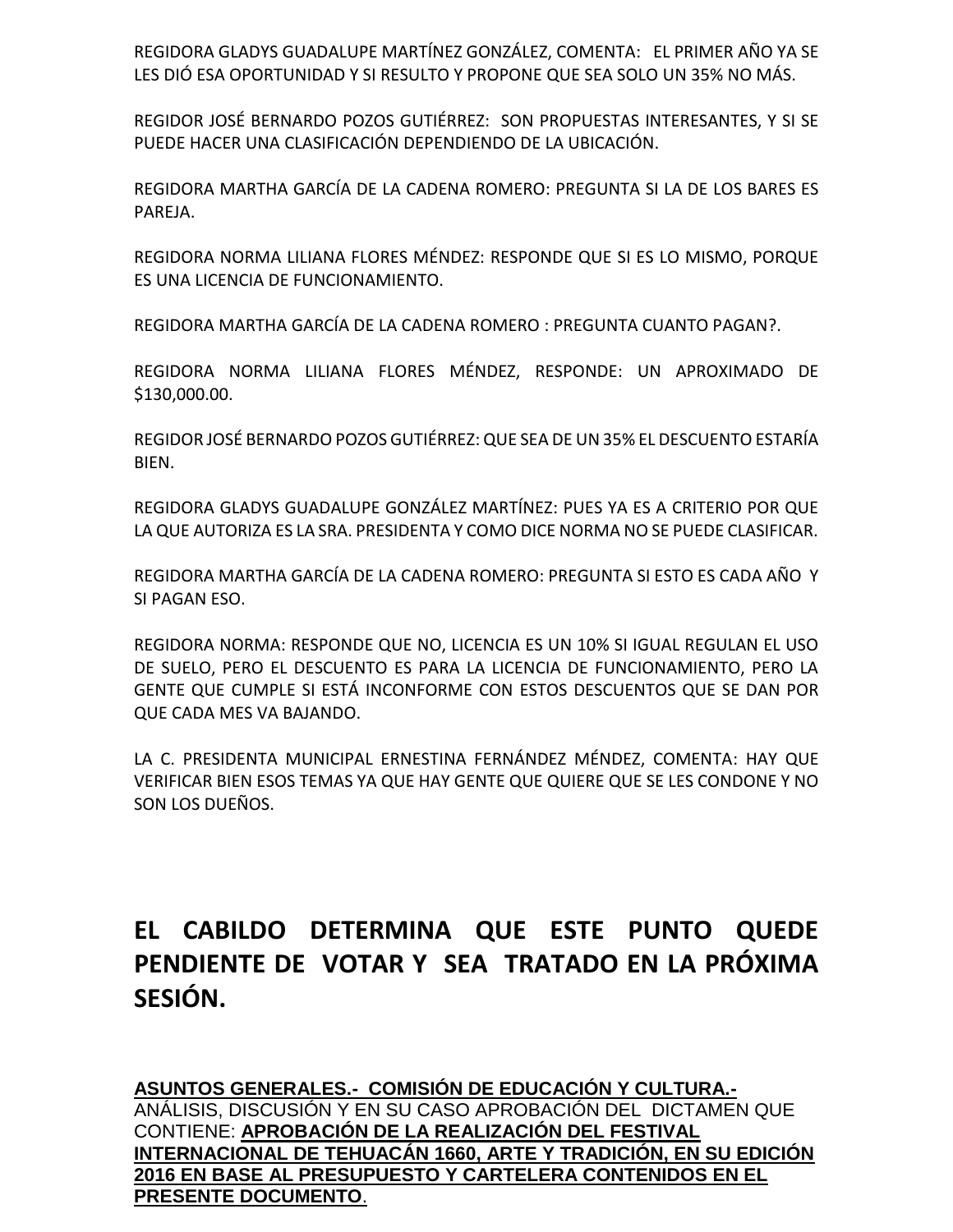REGIDORA GLADYS GUADALUPE MARTÍNEZ GONZÁLEZ, COMENTA: EL PRIMER AÑO YA SE LES DIÓ ESA OPORTUNIDAD Y SI RESULTO Y PROPONE QUE SEA SOLO UN 35% NO MÁS.

REGIDOR JOSÉ BERNARDO POZOS GUTIÉRREZ: SON PROPUESTAS INTERESANTES, Y SI SE PUEDE HACER UNA CLASIFICACIÓN DEPENDIENDO DE LA UBICACIÓN.

REGIDORA MARTHA GARCÍA DE LA CADENA ROMERO: PREGUNTA SI LA DE LOS BARES ES PAREJA.

REGIDORA NORMA LILIANA FLORES MÉNDEZ: RESPONDE QUE SI ES LO MISMO, PORQUE ES UNA LICENCIA DE FUNCIONAMIENTO.

REGIDORA MARTHA GARCÍA DE LA CADENA ROMERO : PREGUNTA CUANTO PAGAN?.

REGIDORA NORMA LILIANA FLORES MÉNDEZ, RESPONDE: UN APROXIMADO DE $130,000.00.

REGIDOR JOSÉ BERNARDO POZOS GUTIÉRREZ: QUE SEA DE UN 35% EL DESCUENTO ESTARÍA BIEN.

REGIDORA GLADYS GUADALUPE GONZÁLEZ MARTÍNEZ: PUES YA ES A CRITERIO POR QUE LA QUE AUTORIZA ES LA SRA. PRESIDENTA Y COMO DICE NORMA NO SE PUEDE CLASIFICAR.

REGIDORA MARTHA GARCÍA DE LA CADENA ROMERO: PREGUNTA SI ESTO ES CADA AÑO Y SI PAGAN ESO.

REGIDORA NORMA: RESPONDE QUE NO, LICENCIA ES UN 10% SI IGUAL REGULAN EL USO DE SUELO, PERO EL DESCUENTO ES PARA LA LICENCIA DE FUNCIONAMIENTO, PERO LA GENTE QUE CUMPLE SI ESTÁ INCONFORME CON ESTOS DESCUENTOS QUE SE DAN POR QUE CADA MES VA BAJANDO.

LA C. PRESIDENTA MUNICIPAL ERNESTINA FERNÁNDEZ MÉNDEZ, COMENTA: HAY QUE VERIFICAR BIEN ESOS TEMAS YA QUE HAY GENTE QUE QUIERE QUE SE LES CONDONE Y NO SON LOS DUEÑOS.

**EL CABILDO DETERMINA QUE ESTE PUNTO QUEDE PENDIENTE DE VOTAR Y SEA TRATADO EN LA PRÓXIMA SESIÓN.**

**ASUNTOS GENERALES.- COMISIÓN DE EDUCACIÓN Y CULTURA.-** ANÁLISIS, DISCUSIÓN Y EN SU CASO APROBACIÓN DEL DICTAMEN QUE CONTIENE: **APROBACIÓN DE LA REALIZACIÓN DEL FESTIVAL INTERNACIONAL DE TEHUACÁN 1660, ARTE Y TRADICIÓN, EN SU EDICIÓN 2016 EN BASE AL PRESUPUESTO Y CARTELERA CONTENIDOS EN EL PRESENTE DOCUMENTO**.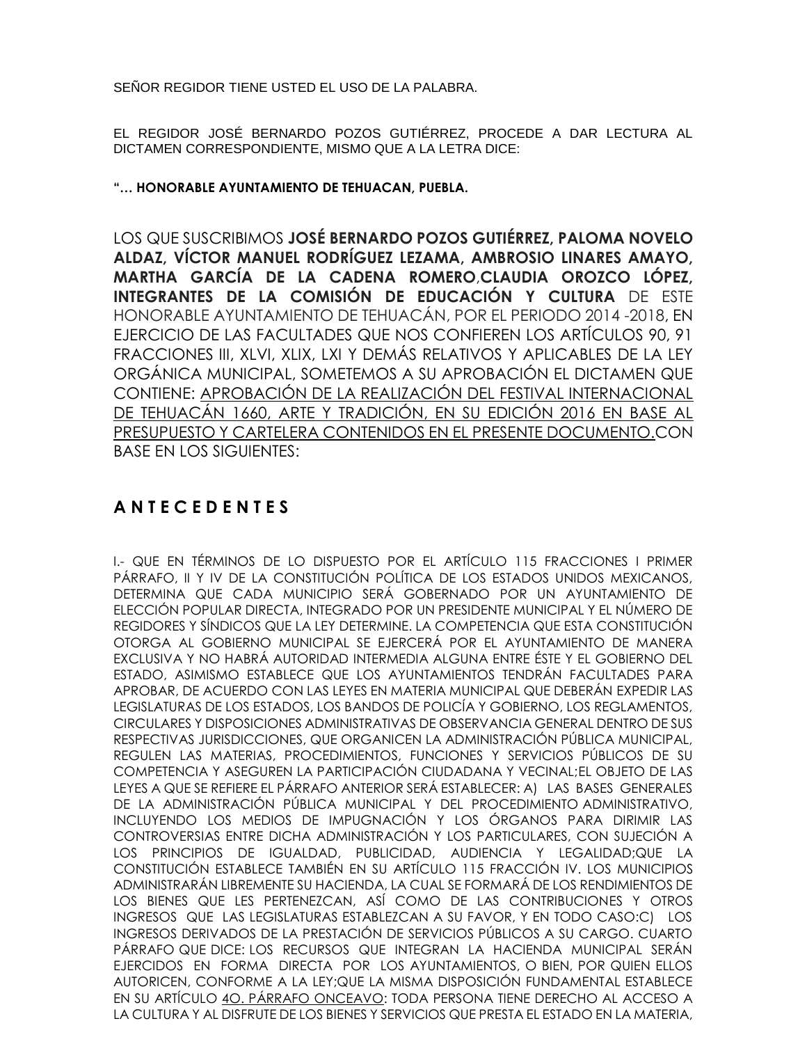SEÑOR REGIDOR TIENE USTED EL USO DE LA PALABRA.

EL REGIDOR JOSÉ BERNARDO POZOS GUTIÉRREZ, PROCEDE A DAR LECTURA AL DICTAMEN CORRESPONDIENTE, MISMO QUE A LA LETRA DICE:

**"… HONORABLE AYUNTAMIENTO DE TEHUACAN, PUEBLA.**

LOS QUE SUSCRIBIMOS **JOSÉ BERNARDO POZOS GUTIÉRREZ, PALOMA NOVELO ALDAZ, VÍCTOR MANUEL RODRÍGUEZ LEZAMA, AMBROSIO LINARES AMAYO, MARTHA GARCÍA DE LA CADENA ROMERO**,**CLAUDIA OROZCO LÓPEZ, INTEGRANTES DE LA COMISIÓN DE EDUCACIÓN Y CULTURA** DE ESTE HONORABLE AYUNTAMIENTO DE TEHUACÁN, POR EL PERIODO 2014 -2018, EN EJERCICIO DE LAS FACULTADES QUE NOS CONFIEREN LOS ARTÍCULOS 90, 91 FRACCIONES III, XLVI, XLIX, LXI Y DEMÁS RELATIVOS Y APLICABLES DE LA LEY ORGÁNICA MUNICIPAL, SOMETEMOS A SU APROBACIÓN EL DICTAMEN QUE CONTIENE: <u>APROBACIÓN DE LA REALIZACIÓN DEL FESTIVAL INTERNACIONAL DE TEHUACÁN 1660, ARTE Y TRADICIÓN, EN SU EDICIÓN 2016 EN BASE AL PRESUPUESTO Y CARTELERA CONTENIDOS EN EL PRESENTE DOCUMENTO.</u>CON BASE EN LOS SIGUIENTES:

## A N T E C E D E N T E S

I.- QUE EN TÉRMINOS DE LO DISPUESTO POR EL ARTÍCULO 115 FRACCIONES I PRIMER PÁRRAFO, II Y IV DE LA CONSTITUCIÓN POLÍTICA DE LOS ESTADOS UNIDOS MEXICANOS, DETERMINA QUE CADA MUNICIPIO SERÁ GOBERNADO POR UN AYUNTAMIENTO DE ELECCIÓN POPULAR DIRECTA, INTEGRADO POR UN PRESIDENTE MUNICIPAL Y EL NÚMERO DE REGIDORES Y SÍNDICOS QUE LA LEY DETERMINE. LA COMPETENCIA QUE ESTA CONSTITUCIÓN OTORGA AL GOBIERNO MUNICIPAL SE EJERCERÁ POR EL AYUNTAMIENTO DE MANERA EXCLUSIVA Y NO HABRÁ AUTORIDAD INTERMEDIA ALGUNA ENTRE ÉSTE Y EL GOBIERNO DEL ESTADO, ASIMISMO ESTABLECE QUE LOS AYUNTAMIENTOS TENDRÁN FACULTADES PARA APROBAR, DE ACUERDO CON LAS LEYES EN MATERIA MUNICIPAL QUE DEBERÁN EXPEDIR LAS LEGISLATURAS DE LOS ESTADOS, LOS BANDOS DE POLICÍA Y GOBIERNO, LOS REGLAMENTOS, CIRCULARES Y DISPOSICIONES ADMINISTRATIVAS DE OBSERVANCIA GENERAL DENTRO DE SUS RESPECTIVAS JURISDICCIONES, QUE ORGANICEN LA ADMINISTRACIÓN PÚBLICA MUNICIPAL, REGULEN LAS MATERIAS, PROCEDIMIENTOS, FUNCIONES Y SERVICIOS PÚBLICOS DE SU COMPETENCIA Y ASEGUREN LA PARTICIPACIÓN CIUDADANA Y VECINAL;EL OBJETO DE LAS LEYES A QUE SE REFIERE EL PÁRRAFO ANTERIOR SERÁ ESTABLECER: A) LAS BASES GENERALES DE LA ADMINISTRACIÓN PÚBLICA MUNICIPAL Y DEL PROCEDIMIENTO ADMINISTRATIVO, INCLUYENDO LOS MEDIOS DE IMPUGNACIÓN Y LOS ÓRGANOS PARA DIRIMIR LAS CONTROVERSIAS ENTRE DICHA ADMINISTRACIÓN Y LOS PARTICULARES, CON SUJECIÓN A LOS PRINCIPIOS DE IGUALDAD, PUBLICIDAD, AUDIENCIA Y LEGALIDAD;QUE LA CONSTITUCIÓN ESTABLECE TAMBIÉN EN SU ARTÍCULO 115 FRACCIÓN IV. LOS MUNICIPIOS ADMINISTRARÁN LIBREMENTE SU HACIENDA, LA CUAL SE FORMARÁ DE LOS RENDIMIENTOS DE LOS BIENES QUE LES PERTENEZCAN, ASÍ COMO DE LAS CONTRIBUCIONES Y OTROS INGRESOS QUE LAS LEGISLATURAS ESTABLEZCAN A SU FAVOR, Y EN TODO CASO:C) LOS INGRESOS DERIVADOS DE LA PRESTACIÓN DE SERVICIOS PÚBLICOS A SU CARGO. CUARTO PÁRRAFO QUE DICE: LOS RECURSOS QUE INTEGRAN LA HACIENDA MUNICIPAL SERÁN EJERCIDOS EN FORMA DIRECTA POR LOS AYUNTAMIENTOS, O BIEN, POR QUIEN ELLOS AUTORICEN, CONFORME A LA LEY;QUE LA MISMA DISPOSICIÓN FUNDAMENTAL ESTABLECE EN SU ARTÍCULO <u>4O. PÁRRAFO ONCEAVO</u>: TODA PERSONA TIENE DERECHO AL ACCESO A LA CULTURA Y AL DISFRUTE DE LOS BIENES Y SERVICIOS QUE PRESTA EL ESTADO EN LA MATERIA,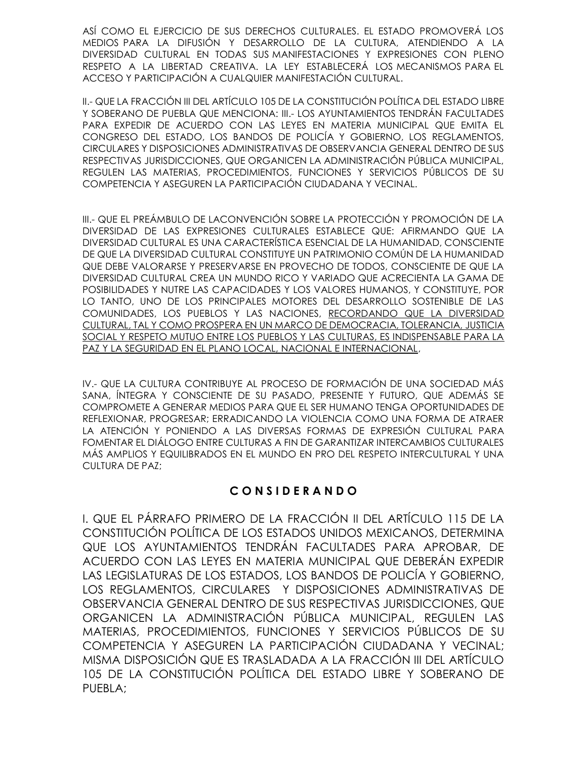ASÍ COMO EL EJERCICIO DE SUS DERECHOS CULTURALES. EL ESTADO PROMOVERÁ LOS MEDIOS PARA LA DIFUSIÓN Y DESARROLLO DE LA CULTURA, ATENDIENDO A LA DIVERSIDAD CULTURAL EN TODAS SUS MANIFESTACIONES Y EXPRESIONES CON PLENO RESPETO A LA LIBERTAD CREATIVA. LA LEY ESTABLECERÁ LOS MECANISMOS PARA EL ACCESO Y PARTICIPACIÓN A CUALQUIER MANIFESTACIÓN CULTURAL.

II.- QUE LA FRACCIÓN III DEL ARTÍCULO 105 DE LA CONSTITUCIÓN POLÍTICA DEL ESTADO LIBRE Y SOBERANO DE PUEBLA QUE MENCIONA: III.- LOS AYUNTAMIENTOS TENDRÁN FACULTADES PARA EXPEDIR DE ACUERDO CON LAS LEYES EN MATERIA MUNICIPAL QUE EMITA EL CONGRESO DEL ESTADO, LOS BANDOS DE POLICÍA Y GOBIERNO, LOS REGLAMENTOS, CIRCULARES Y DISPOSICIONES ADMINISTRATIVAS DE OBSERVANCIA GENERAL DENTRO DE SUS RESPECTIVAS JURISDICCIONES, QUE ORGANICEN LA ADMINISTRACIÓN PÚBLICA MUNICIPAL, REGULEN LAS MATERIAS, PROCEDIMIENTOS, FUNCIONES Y SERVICIOS PÚBLICOS DE SU COMPETENCIA Y ASEGUREN LA PARTICIPACIÓN CIUDADANA Y VECINAL.

III.- QUE EL PREÁMBULO DE LACONVENCIÓN SOBRE LA PROTECCIÓN Y PROMOCIÓN DE LA DIVERSIDAD DE LAS EXPRESIONES CULTURALES ESTABLECE QUE: AFIRMANDO QUE LA DIVERSIDAD CULTURAL ES UNA CARACTERÍSTICA ESENCIAL DE LA HUMANIDAD, CONSCIENTE DE QUE LA DIVERSIDAD CULTURAL CONSTITUYE UN PATRIMONIO COMÚN DE LA HUMANIDAD QUE DEBE VALORARSE Y PRESERVARSE EN PROVECHO DE TODOS, CONSCIENTE DE QUE LA DIVERSIDAD CULTURAL CREA UN MUNDO RICO Y VARIADO QUE ACRECIENTA LA GAMA DE POSIBILIDADES Y NUTRE LAS CAPACIDADES Y LOS VALORES HUMANOS, Y CONSTITUYE, POR LO TANTO, UNO DE LOS PRINCIPALES MOTORES DEL DESARROLLO SOSTENIBLE DE LAS COMUNIDADES, LOS PUEBLOS Y LAS NACIONES, <u>RECORDANDO QUE LA DIVERSIDAD CULTURAL, TAL Y COMO PROSPERA EN UN MARCO DE DEMOCRACIA, TOLERANCIA, JUSTICIA SOCIAL Y RESPETO MUTUO ENTRE LOS PUEBLOS Y LAS CULTURAS, ES INDISPENSABLE PARA LA PAZ Y LA SEGURIDAD EN EL PLANO LOCAL, NACIONAL E INTERNACIONAL</u>,

IV.- QUE LA CULTURA CONTRIBUYE AL PROCESO DE FORMACIÓN DE UNA SOCIEDAD MÁS SANA, ÍNTEGRA Y CONSCIENTE DE SU PASADO, PRESENTE Y FUTURO, QUE ADEMÁS SE COMPROMETE A GENERAR MEDIOS PARA QUE EL SER HUMANO TENGA OPORTUNIDADES DE REFLEXIONAR, PROGRESAR; ERRADICANDO LA VIOLENCIA COMO UNA FORMA DE ATRAER LA ATENCIÓN Y PONIENDO A LAS DIVERSAS FORMAS DE EXPRESIÓN CULTURAL PARA FOMENTAR EL DIÁLOGO ENTRE CULTURAS A FIN DE GARANTIZAR INTERCAMBIOS CULTURALES MÁS AMPLIOS Y EQUILIBRADOS EN EL MUNDO EN PRO DEL RESPETO INTERCULTURAL Y UNA CULTURA DE PAZ;

## C O N S I D E R A N D O

I. QUE EL PÁRRAFO PRIMERO DE LA FRACCIÓN II DEL ARTÍCULO 115 DE LA CONSTITUCIÓN POLÍTICA DE LOS ESTADOS UNIDOS MEXICANOS, DETERMINA QUE LOS AYUNTAMIENTOS TENDRÁN FACULTADES PARA APROBAR, DE ACUERDO CON LAS LEYES EN MATERIA MUNICIPAL QUE DEBERÁN EXPEDIR LAS LEGISLATURAS DE LOS ESTADOS, LOS BANDOS DE POLICÍA Y GOBIERNO, LOS REGLAMENTOS, CIRCULARES Y DISPOSICIONES ADMINISTRATIVAS DE OBSERVANCIA GENERAL DENTRO DE SUS RESPECTIVAS JURISDICCIONES, QUE ORGANICEN LA ADMINISTRACIÓN PÚBLICA MUNICIPAL, REGULEN LAS MATERIAS, PROCEDIMIENTOS, FUNCIONES Y SERVICIOS PÚBLICOS DE SU COMPETENCIA Y ASEGUREN LA PARTICIPACIÓN CIUDADANA Y VECINAL; MISMA DISPOSICIÓN QUE ES TRASLADADA A LA FRACCIÓN III DEL ARTÍCULO 105 DE LA CONSTITUCIÓN POLÍTICA DEL ESTADO LIBRE Y SOBERANO DE PUEBLA;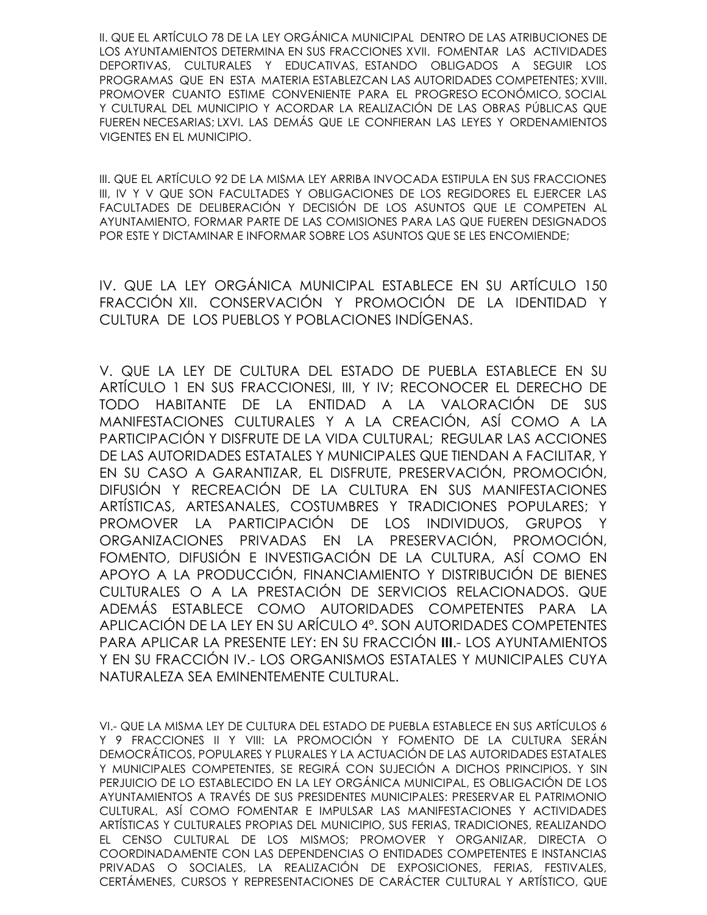II. QUE EL ARTÍCULO 78 DE LA LEY ORGÁNICA MUNICIPAL DENTRO DE LAS ATRIBUCIONES DE LOS AYUNTAMIENTOS DETERMINA EN SUS FRACCIONES XVII. FOMENTAR LAS ACTIVIDADES DEPORTIVAS, CULTURALES Y EDUCATIVAS, ESTANDO OBLIGADOS A SEGUIR LOS PROGRAMAS QUE EN ESTA MATERIA ESTABLEZCAN LAS AUTORIDADES COMPETENTES; XVIII. PROMOVER CUANTO ESTIME CONVENIENTE PARA EL PROGRESO ECONÓMICO, SOCIAL Y CULTURAL DEL MUNICIPIO Y ACORDAR LA REALIZACIÓN DE LAS OBRAS PÚBLICAS QUE FUEREN NECESARIAS; LXVI. LAS DEMÁS QUE LE CONFIERAN LAS LEYES Y ORDENAMIENTOS VIGENTES EN EL MUNICIPIO.

III. QUE EL ARTÍCULO 92 DE LA MISMA LEY ARRIBA INVOCADA ESTIPULA EN SUS FRACCIONES III, IV Y V QUE SON FACULTADES Y OBLIGACIONES DE LOS REGIDORES EL EJERCER LAS FACULTADES DE DELIBERACIÓN Y DECISIÓN DE LOS ASUNTOS QUE LE COMPETEN AL AYUNTAMIENTO, FORMAR PARTE DE LAS COMISIONES PARA LAS QUE FUEREN DESIGNADOS POR ESTE Y DICTAMINAR E INFORMAR SOBRE LOS ASUNTOS QUE SE LES ENCOMIENDE;

IV. QUE LA LEY ORGÁNICA MUNICIPAL ESTABLECE EN SU ARTÍCULO 150 FRACCIÓN XII. CONSERVACIÓN Y PROMOCIÓN DE LA IDENTIDAD Y CULTURA DE LOS PUEBLOS Y POBLACIONES INDÍGENAS.

V. QUE LA LEY DE CULTURA DEL ESTADO DE PUEBLA ESTABLECE EN SU ARTÍCULO 1 EN SUS FRACCIONESI, III, Y IV; RECONOCER EL DERECHO DE TODO HABITANTE DE LA ENTIDAD A LA VALORACIÓN DE SUS MANIFESTACIONES CULTURALES Y A LA CREACIÓN, ASÍ COMO A LA PARTICIPACIÓN Y DISFRUTE DE LA VIDA CULTURAL; REGULAR LAS ACCIONES DE LAS AUTORIDADES ESTATALES Y MUNICIPALES QUE TIENDAN A FACILITAR, Y EN SU CASO A GARANTIZAR, EL DISFRUTE, PRESERVACIÓN, PROMOCIÓN, DIFUSIÓN Y RECREACIÓN DE LA CULTURA EN SUS MANIFESTACIONES ARTÍSTICAS, ARTESANALES, COSTUMBRES Y TRADICIONES POPULARES; Y PROMOVER LA PARTICIPACIÓN DE LOS INDIVIDUOS, GRUPOS Y ORGANIZACIONES PRIVADAS EN LA PRESERVACIÓN, PROMOCIÓN, FOMENTO, DIFUSIÓN E INVESTIGACIÓN DE LA CULTURA, ASÍ COMO EN APOYO A LA PRODUCCIÓN, FINANCIAMIENTO Y DISTRIBUCIÓN DE BIENES CULTURALES O A LA PRESTACIÓN DE SERVICIOS RELACIONADOS. QUE ADEMÁS ESTABLECE COMO AUTORIDADES COMPETENTES PARA LA APLICACIÓN DE LA LEY EN SU ARÍCULO 4º. SON AUTORIDADES COMPETENTES PARA APLICAR LA PRESENTE LEY: EN SU FRACCIÓN **III**.- LOS AYUNTAMIENTOS Y EN SU FRACCIÓN IV.- LOS ORGANISMOS ESTATALES Y MUNICIPALES CUYA NATURALEZA SEA EMINENTEMENTE CULTURAL.

VI.- QUE LA MISMA LEY DE CULTURA DEL ESTADO DE PUEBLA ESTABLECE EN SUS ARTÍCULOS 6 Y 9 FRACCIONES II Y VIII: LA PROMOCIÓN Y FOMENTO DE LA CULTURA SERÁN DEMOCRÁTICOS, POPULARES Y PLURALES Y LA ACTUACIÓN DE LAS AUTORIDADES ESTATALES Y MUNICIPALES COMPETENTES, SE REGIRÁ CON SUJECIÓN A DICHOS PRINCIPIOS. Y SIN PERJUICIO DE LO ESTABLECIDO EN LA LEY ORGÁNICA MUNICIPAL, ES OBLIGACIÓN DE LOS AYUNTAMIENTOS A TRAVÉS DE SUS PRESIDENTES MUNICIPALES: PRESERVAR EL PATRIMONIO CULTURAL, ASÍ COMO FOMENTAR E IMPULSAR LAS MANIFESTACIONES Y ACTIVIDADES ARTÍSTICAS Y CULTURALES PROPIAS DEL MUNICIPIO, SUS FERIAS, TRADICIONES, REALIZANDO EL CENSO CULTURAL DE LOS MISMOS; PROMOVER Y ORGANIZAR, DIRECTA O COORDINADAMENTE CON LAS DEPENDENCIAS O ENTIDADES COMPETENTES E INSTANCIAS PRIVADAS O SOCIALES, LA REALIZACIÓN DE EXPOSICIONES, FERIAS, FESTIVALES, CERTÁMENES, CURSOS Y REPRESENTACIONES DE CARÁCTER CULTURAL Y ARTÍSTICO, QUE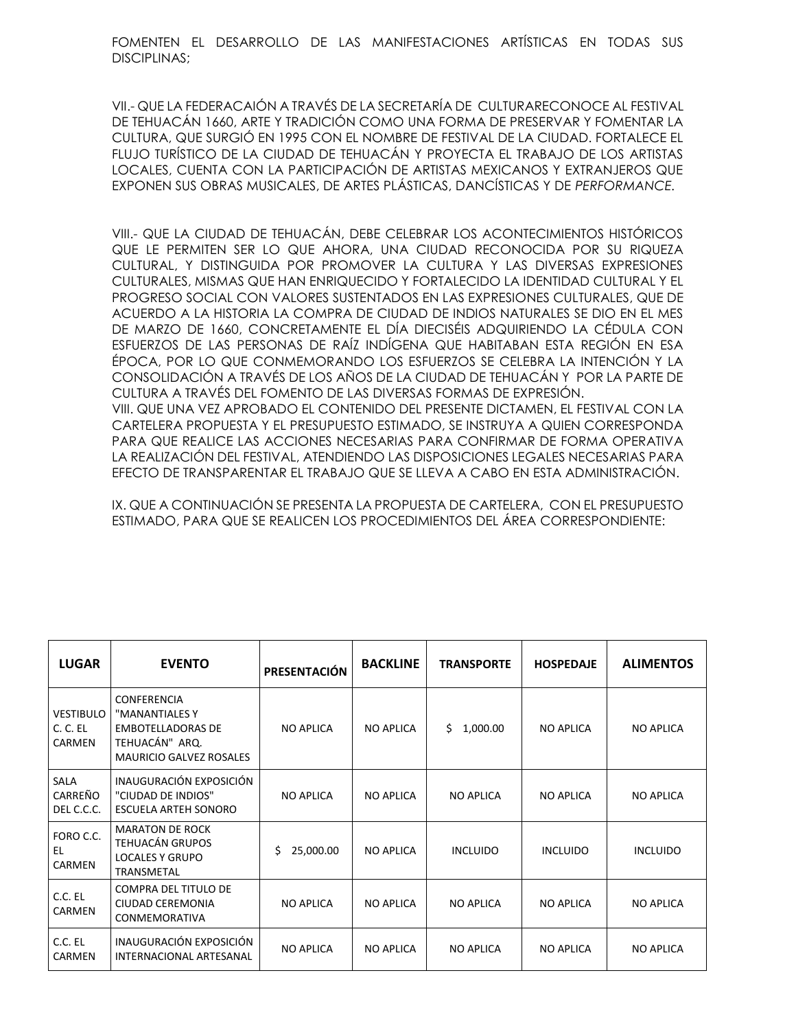FOMENTEN EL DESARROLLO DE LAS MANIFESTACIONES ARTÍSTICAS EN TODAS SUS DISCIPLINAS;

VII.- QUE LA FEDERACAIÓN A TRAVÉS DE LA SECRETARÍA DE CULTURARECONOCE AL FESTIVAL DE TEHUACÁN 1660, ARTE Y TRADICIÓN COMO UNA FORMA DE PRESERVAR Y FOMENTAR LA CULTURA, QUE SURGIÓ EN 1995 CON EL NOMBRE DE FESTIVAL DE LA CIUDAD. FORTALECE EL FLUJO TURÍSTICO DE LA CIUDAD DE TEHUACÁN Y PROYECTA EL TRABAJO DE LOS ARTISTAS LOCALES, CUENTA CON LA PARTICIPACIÓN DE ARTISTAS MEXICANOS Y EXTRANJEROS QUE EXPONEN SUS OBRAS MUSICALES, DE ARTES PLÁSTICAS, DANCÍSTICAS Y DE *PERFORMANCE*.

VIII.- QUE LA CIUDAD DE TEHUACÁN, DEBE CELEBRAR LOS ACONTECIMIENTOS HISTÓRICOS QUE LE PERMITEN SER LO QUE AHORA, UNA CIUDAD RECONOCIDA POR SU RIQUEZA CULTURAL, Y DISTINGUIDA POR PROMOVER LA CULTURA Y LAS DIVERSAS EXPRESIONES CULTURALES, MISMAS QUE HAN ENRIQUECIDO Y FORTALECIDO LA IDENTIDAD CULTURAL Y EL PROGRESO SOCIAL CON VALORES SUSTENTADOS EN LAS EXPRESIONES CULTURALES, QUE DE ACUERDO A LA HISTORIA LA COMPRA DE CIUDAD DE INDIOS NATURALES SE DIO EN EL MES DE MARZO DE 1660, CONCRETAMENTE EL DÍA DIECISÉIS ADQUIRIENDO LA CÉDULA CON ESFUERZOS DE LAS PERSONAS DE RAÍZ INDÍGENA QUE HABITABAN ESTA REGIÓN EN ESA ÉPOCA, POR LO QUE CONMEMORANDO LOS ESFUERZOS SE CELEBRA LA INTENCIÓN Y LA CONSOLIDACIÓN A TRAVÉS DE LOS AÑOS DE LA CIUDAD DE TEHUACÁN Y POR LA PARTE DE CULTURA A TRAVÉS DEL FOMENTO DE LAS DIVERSAS FORMAS DE EXPRESIÓN.

VIII. QUE UNA VEZ APROBADO EL CONTENIDO DEL PRESENTE DICTAMEN, EL FESTIVAL CON LA CARTELERA PROPUESTA Y EL PRESUPUESTO ESTIMADO, SE INSTRUYA A QUIEN CORRESPONDA PARA QUE REALICE LAS ACCIONES NECESARIAS PARA CONFIRMAR DE FORMA OPERATIVA LA REALIZACIÓN DEL FESTIVAL, ATENDIENDO LAS DISPOSICIONES LEGALES NECESARIAS PARA EFECTO DE TRANSPARENTAR EL TRABAJO QUE SE LLEVA A CABO EN ESTA ADMINISTRACIÓN.

IX. QUE A CONTINUACIÓN SE PRESENTA LA PROPUESTA DE CARTELERA, CON EL PRESUPUESTO ESTIMADO, PARA QUE SE REALICEN LOS PROCEDIMIENTOS DEL ÁREA CORRESPONDIENTE:

| LUGAR | EVENTO | PRESENTACIÓN | BACKLINE | TRANSPORTE | HOSPEDAJE | ALIMENTOS |
|---|---|---|---|---|---|---|
| VESTIBULO C. C. EL CARMEN | CONFERENCIA "MANANTIALES Y EMBOTELLADORAS DE TEHUACÁN" ARQ. MAURICIO GALVEZ ROSALES | NO APLICA | NO APLICA | $ 1,000.00 | NO APLICA | NO APLICA |
| SALA CARREÑO DEL C.C.C. | INAUGURACIÓN EXPOSICIÓN "CIUDAD DE INDIOS" ESCUELA ARTEH SONORO | NO APLICA | NO APLICA | NO APLICA | NO APLICA | NO APLICA |
| FORO C.C. EL CARMEN | MARATON DE ROCK TEHUACÁN GRUPOS LOCALES Y GRUPO TRANSMETAL | $ 25,000.00 | NO APLICA | INCLUIDO | INCLUIDO | INCLUIDO |
| C.C. EL CARMEN | COMPRA DEL TITULO DE CIUDAD CEREMONIA CONMEMORATIVA | NO APLICA | NO APLICA | NO APLICA | NO APLICA | NO APLICA |
| C.C. EL CARMEN | INAUGURACIÓN EXPOSICIÓN INTERNACIONAL ARTESANAL | NO APLICA | NO APLICA | NO APLICA | NO APLICA | NO APLICA |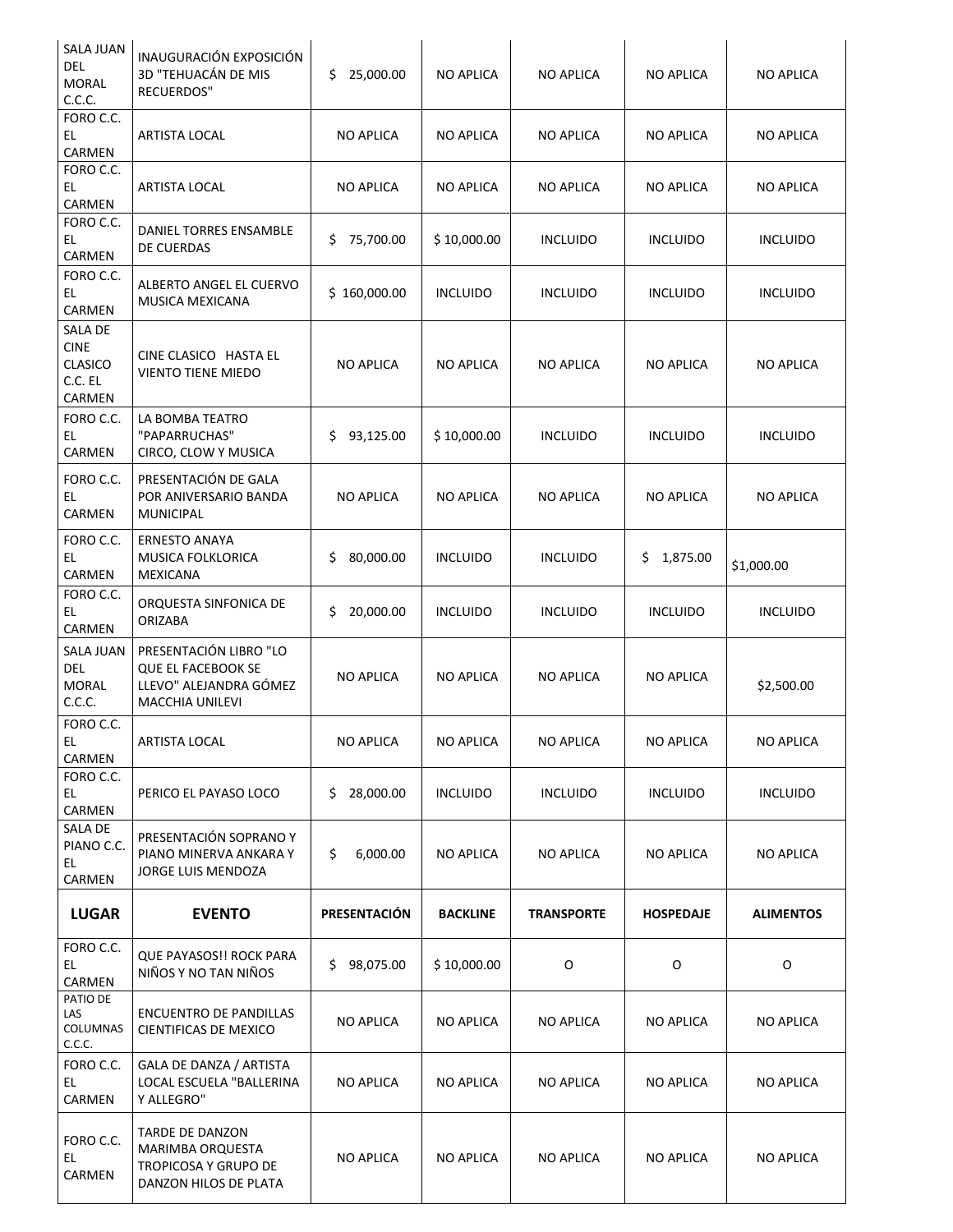| SALA JUAN DEL MORAL C.C.C. | INAUGURACIÓN EXPOSICIÓN 3D "TEHUACÁN DE MIS RECUERDOS" | $ 25,000.00 | NO APLICA | NO APLICA | NO APLICA | NO APLICA |
|---|---|---|---|---|---|---|
| FORO C.C. EL CARMEN | ARTISTA LOCAL | NO APLICA | NO APLICA | NO APLICA | NO APLICA | NO APLICA |
| FORO C.C. EL CARMEN | ARTISTA LOCAL | NO APLICA | NO APLICA | NO APLICA | NO APLICA | NO APLICA |
| FORO C.C. EL CARMEN | DANIEL TORRES ENSAMBLE DE CUERDAS | $ 75,700.00 | $ 10,000.00 | INCLUIDO | INCLUIDO | INCLUIDO |
| FORO C.C. EL CARMEN | ALBERTO ANGEL EL CUERVO MUSICA MEXICANA | $ 160,000.00 | INCLUIDO | INCLUIDO | INCLUIDO | INCLUIDO |
| SALA DE CINE CLASICO C.C. EL CARMEN | CINE CLASICO HASTA EL VIENTO TIENE MIEDO | NO APLICA | NO APLICA | NO APLICA | NO APLICA | NO APLICA |
| FORO C.C. EL CARMEN | LA BOMBA TEATRO "PAPARRUCHAS" CIRCO, CLOW Y MUSICA | $ 93,125.00 | $ 10,000.00 | INCLUIDO | INCLUIDO | INCLUIDO |
| FORO C.C. EL CARMEN | PRESENTACIÓN DE GALA POR ANIVERSARIO BANDA MUNICIPAL | NO APLICA | NO APLICA | NO APLICA | NO APLICA | NO APLICA |
| FORO C.C. EL CARMEN | ERNESTO ANAYA MUSICA FOLKLORICA MEXICANA | $ 80,000.00 | INCLUIDO | INCLUIDO | $ 1,875.00 | $1,000.00 |
| FORO C.C. EL CARMEN | ORQUESTA SINFONICA DE ORIZABA | $ 20,000.00 | INCLUIDO | INCLUIDO | INCLUIDO | INCLUIDO |
| SALA JUAN DEL MORAL C.C.C. | PRESENTACIÓN LIBRO "LO QUE EL FACEBOOK SE LLEVO" ALEJANDRA GÓMEZ MACCHIA UNILEVI | NO APLICA | NO APLICA | NO APLICA | NO APLICA | $2,500.00 |
| FORO C.C. EL CARMEN | ARTISTA LOCAL | NO APLICA | NO APLICA | NO APLICA | NO APLICA | NO APLICA |
| FORO C.C. EL CARMEN | PERICO EL PAYASO LOCO | $ 28,000.00 | INCLUIDO | INCLUIDO | INCLUIDO | INCLUIDO |
| SALA DE PIANO C.C. EL CARMEN | PRESENTACIÓN SOPRANO Y PIANO MINERVA ANKARA Y JORGE LUIS MENDOZA | $ 6,000.00 | NO APLICA | NO APLICA | NO APLICA | NO APLICA |
| **LUGAR** | **EVENTO** | **PRESENTACIÓN** | **BACKLINE** | **TRANSPORTE** | **HOSPEDAJE** | **ALIMENTOS** |
| FORO C.C. EL CARMEN | QUE PAYASOS!! ROCK PARA NIÑOS Y NO TAN NIÑOS | $ 98,075.00 | $ 10,000.00 | O | O | O |
| PATIO DE LAS COLUMNAS C.C.C. | ENCUENTRO DE PANDILLAS CIENTIFICAS DE MEXICO | NO APLICA | NO APLICA | NO APLICA | NO APLICA | NO APLICA |
| FORO C.C. EL CARMEN | GALA DE DANZA / ARTISTA LOCAL ESCUELA "BALLERINA Y ALLEGRO" | NO APLICA | NO APLICA | NO APLICA | NO APLICA | NO APLICA |
| FORO C.C. EL CARMEN | TARDE DE DANZON MARIMBA ORQUESTA TROPICOSA Y GRUPO DE DANZON HILOS DE PLATA | NO APLICA | NO APLICA | NO APLICA | NO APLICA | NO APLICA |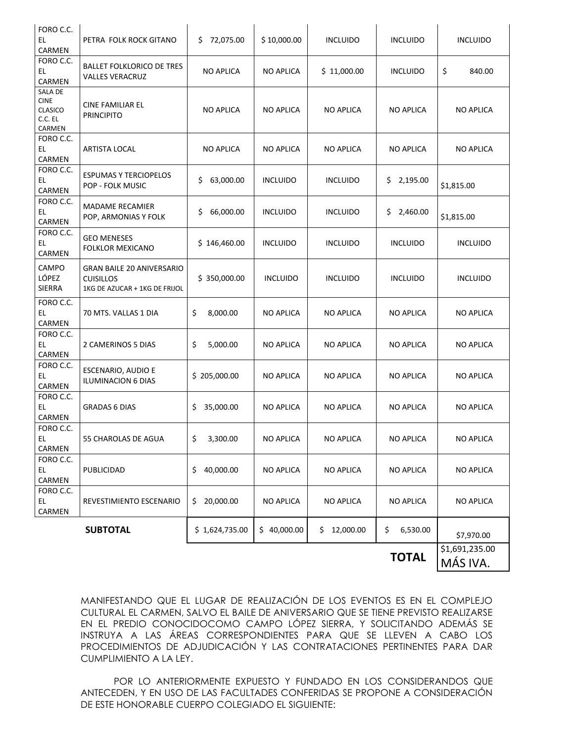| | | | | | | |
|---|---|---|---|---|---|---|
| FORO C.C. EL CARMEN | PETRA FOLK ROCK GITANO | $ 72,075.00 | $ 10,000.00 | INCLUIDO | INCLUIDO | INCLUIDO |
| FORO C.C. EL CARMEN | BALLET FOLKLORICO DE TRES VALLES VERACRUZ | NO APLICA | NO APLICA | $ 11,000.00 | INCLUIDO | $ 840.00 |
| SALA DE CINE CLASICO C.C. EL CARMEN | CINE FAMILIAR EL PRINCIPITO | NO APLICA | NO APLICA | NO APLICA | NO APLICA | NO APLICA |
| FORO C.C. EL CARMEN | ARTISTA LOCAL | NO APLICA | NO APLICA | NO APLICA | NO APLICA | NO APLICA |
| FORO C.C. EL CARMEN | ESPUMAS Y TERCIOPELOS POP - FOLK MUSIC | $ 63,000.00 | INCLUIDO | INCLUIDO | $ 2,195.00 | $1,815.00 |
| FORO C.C. EL CARMEN | MADAME RECAMIER POP, ARMONIAS Y FOLK | $ 66,000.00 | INCLUIDO | INCLUIDO | $ 2,460.00 | $1,815.00 |
| FORO C.C. EL CARMEN | GEO MENESES FOLKLOR MEXICANO | $ 146,460.00 | INCLUIDO | INCLUIDO | INCLUIDO | INCLUIDO |
| CAMPO LÓPEZ SIERRA | GRAN BAILE 20 ANIVERSARIO CUISILLOS 1KG DE AZUCAR + 1KG DE FRIJOL | $ 350,000.00 | INCLUIDO | INCLUIDO | INCLUIDO | INCLUIDO |
| FORO C.C. EL CARMEN | 70 MTS. VALLAS 1 DIA | $ 8,000.00 | NO APLICA | NO APLICA | NO APLICA | NO APLICA |
| FORO C.C. EL CARMEN | 2 CAMERINOS 5 DIAS | $ 5,000.00 | NO APLICA | NO APLICA | NO APLICA | NO APLICA |
| FORO C.C. EL CARMEN | ESCENARIO, AUDIO E ILUMINACION 6 DIAS | $ 205,000.00 | NO APLICA | NO APLICA | NO APLICA | NO APLICA |
| FORO C.C. EL CARMEN | GRADAS 6 DIAS | $ 35,000.00 | NO APLICA | NO APLICA | NO APLICA | NO APLICA |
| FORO C.C. EL CARMEN | 55 CHAROLAS DE AGUA | $ 3,300.00 | NO APLICA | NO APLICA | NO APLICA | NO APLICA |
| FORO C.C. EL CARMEN | PUBLICIDAD | $ 40,000.00 | NO APLICA | NO APLICA | NO APLICA | NO APLICA |
| FORO C.C. EL CARMEN | REVESTIMIENTO ESCENARIO | $ 20,000.00 | NO APLICA | NO APLICA | NO APLICA | NO APLICA |
| | **SUBTOTAL** | $ 1,624,735.00 | $ 40,000.00 | $ 12,000.00 | $ 6,530.00 | $7,970.00 |
| | | | | | **TOTAL** | $1,691,235.00 MÁS IVA. |

MANIFESTANDO QUE EL LUGAR DE REALIZACIÓN DE LOS EVENTOS ES EN EL COMPLEJO CULTURAL EL CARMEN, SALVO EL BAILE DE ANIVERSARIO QUE SE TIENE PREVISTO REALIZARSE EN EL PREDIO CONOCIDOCOMO CAMPO LÓPEZ SIERRA, Y SOLICITANDO ADEMÁS SE INSTRUYA A LAS ÁREAS CORRESPONDIENTES PARA QUE SE LLEVEN A CABO LOS PROCEDIMIENTOS DE ADJUDICACIÓN Y LAS CONTRATACIONES PERTINENTES PARA DAR CUMPLIMIENTO A LA LEY.

POR LO ANTERIORMENTE EXPUESTO Y FUNDADO EN LOS CONSIDERANDOS QUE ANTECEDEN, Y EN USO DE LAS FACULTADES CONFERIDAS SE PROPONE A CONSIDERACIÓN DE ESTE HONORABLE CUERPO COLEGIADO EL SIGUIENTE: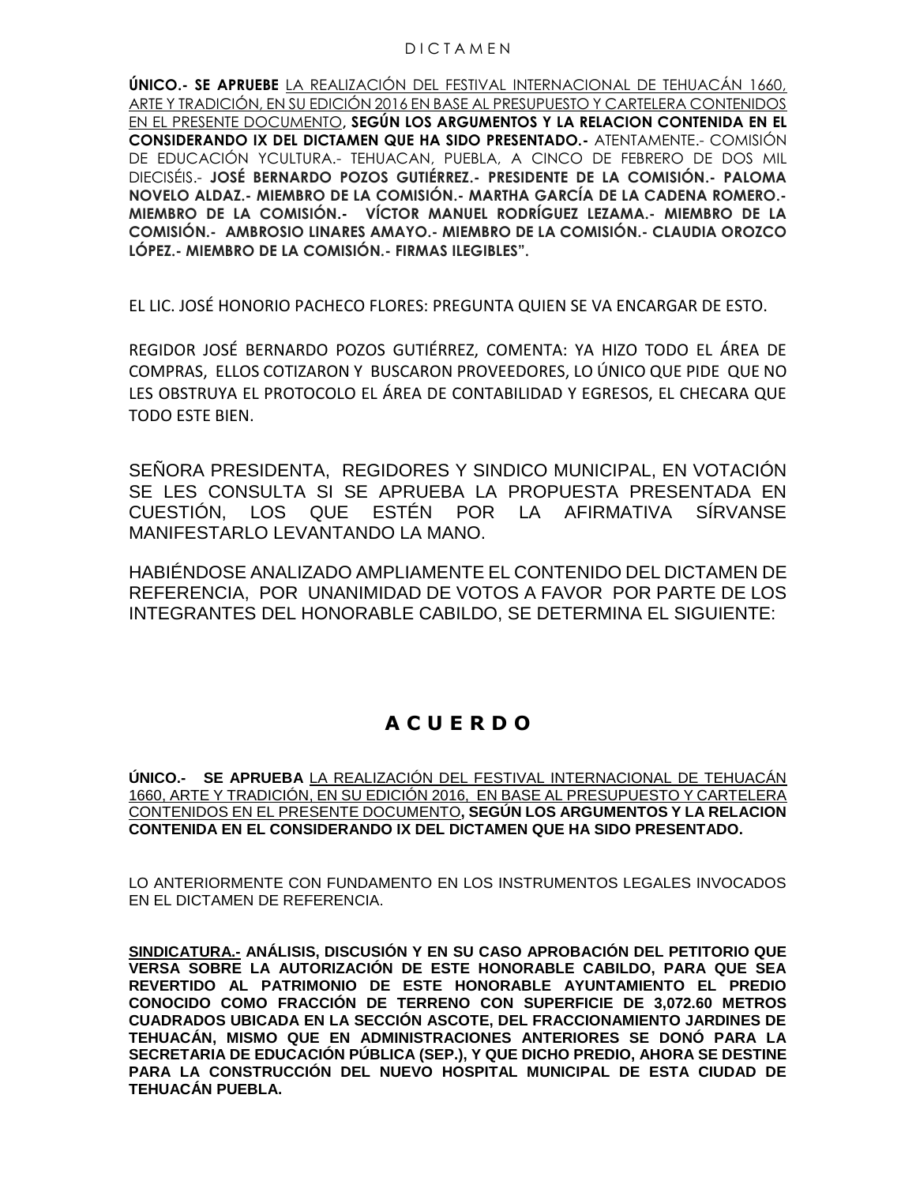**ÚNICO.- SE APRUEBE** LA REALIZACIÓN DEL FESTIVAL INTERNACIONAL DE TEHUACÁN 1660, ARTE Y TRADICIÓN, EN SU EDICIÓN 2016 EN BASE AL PRESUPUESTO Y CARTELERA CONTENIDOS EN EL PRESENTE DOCUMENTO, **SEGÚN LOS ARGUMENTOS Y LA RELACION CONTENIDA EN EL CONSIDERANDO IX DEL DICTAMEN QUE HA SIDO PRESENTADO.-** ATENTAMENTE.- COMISIÓN DE EDUCACIÓN YCULTURA.- TEHUACAN, PUEBLA, A CINCO DE FEBRERO DE DOS MIL DIECISÉIS.- **JOSÉ BERNARDO POZOS GUTIÉRREZ.- PRESIDENTE DE LA COMISIÓN.- PALOMA NOVELO ALDAZ.- MIEMBRO DE LA COMISIÓN.- MARTHA GARCÍA DE LA CADENA ROMERO.- MIEMBRO DE LA COMISIÓN.- VÍCTOR MANUEL RODRÍGUEZ LEZAMA.- MIEMBRO DE LA COMISIÓN.- AMBROSIO LINARES AMAYO.- MIEMBRO DE LA COMISIÓN.- CLAUDIA OROZCO LÓPEZ.- MIEMBRO DE LA COMISIÓN.- FIRMAS ILEGIBLES".**

EL LIC. JOSÉ HONORIO PACHECO FLORES: PREGUNTA QUIEN SE VA ENCARGAR DE ESTO.

REGIDOR JOSÉ BERNARDO POZOS GUTIÉRREZ, COMENTA: YA HIZO TODO EL ÁREA DE COMPRAS, ELLOS COTIZARON Y BUSCARON PROVEEDORES, LO ÚNICO QUE PIDE QUE NO LES OBSTRUYA EL PROTOCOLO EL ÁREA DE CONTABILIDAD Y EGRESOS, EL CHECARA QUE TODO ESTE BIEN.

SEÑORA PRESIDENTA, REGIDORES Y SINDICO MUNICIPAL, EN VOTACIÓN SE LES CONSULTA SI SE APRUEBA LA PROPUESTA PRESENTADA EN CUESTIÓN, LOS QUE ESTÉN POR LA AFIRMATIVA SÍRVANSE MANIFESTARLO LEVANTANDO LA MANO.

HABIÉNDOSE ANALIZADO AMPLIAMENTE EL CONTENIDO DEL DICTAMEN DE REFERENCIA, POR UNANIMIDAD DE VOTOS A FAVOR POR PARTE DE LOS INTEGRANTES DEL HONORABLE CABILDO, SE DETERMINA EL SIGUIENTE:

# A C U E R D O

**ÚNICO.- SE APRUEBA** LA REALIZACIÓN DEL FESTIVAL INTERNACIONAL DE TEHUACÁN 1660, ARTE Y TRADICIÓN, EN SU EDICIÓN 2016, EN BASE AL PRESUPUESTO Y CARTELERA CONTENIDOS EN EL PRESENTE DOCUMENTO**, SEGÚN LOS ARGUMENTOS Y LA RELACION CONTENIDA EN EL CONSIDERANDO IX DEL DICTAMEN QUE HA SIDO PRESENTADO.**

LO ANTERIORMENTE CON FUNDAMENTO EN LOS INSTRUMENTOS LEGALES INVOCADOS EN EL DICTAMEN DE REFERENCIA.

**SINDICATURA.- ANÁLISIS, DISCUSIÓN Y EN SU CASO APROBACIÓN DEL PETITORIO QUE VERSA SOBRE LA AUTORIZACIÓN DE ESTE HONORABLE CABILDO, PARA QUE SEA REVERTIDO AL PATRIMONIO DE ESTE HONORABLE AYUNTAMIENTO EL PREDIO CONOCIDO COMO FRACCIÓN DE TERRENO CON SUPERFICIE DE 3,072.60 METROS CUADRADOS UBICADA EN LA SECCIÓN ASCOTE, DEL FRACCIONAMIENTO JARDINES DE TEHUACÁN, MISMO QUE EN ADMINISTRACIONES ANTERIORES SE DONÓ PARA LA SECRETARIA DE EDUCACIÓN PÚBLICA (SEP.), Y QUE DICHO PREDIO, AHORA SE DESTINE PARA LA CONSTRUCCIÓN DEL NUEVO HOSPITAL MUNICIPAL DE ESTA CIUDAD DE TEHUACÁN PUEBLA.**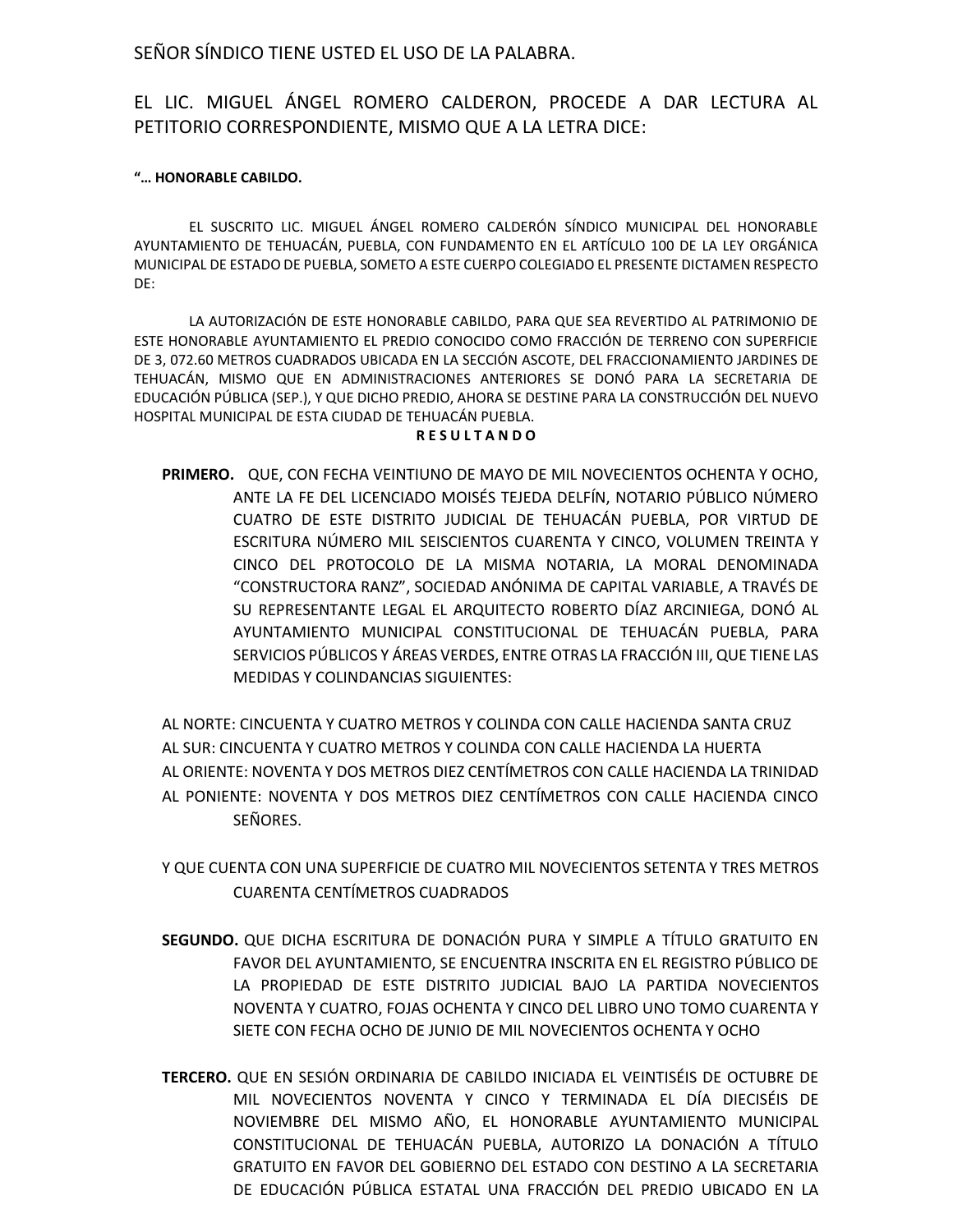SEÑOR SÍNDICO TIENE USTED EL USO DE LA PALABRA.

EL LIC. MIGUEL ÁNGEL ROMERO CALDERON, PROCEDE A DAR LECTURA AL PETITORIO CORRESPONDIENTE, MISMO QUE A LA LETRA DICE:

**"… HONORABLE CABILDO.**

EL SUSCRITO LIC. MIGUEL ÁNGEL ROMERO CALDERÓN SÍNDICO MUNICIPAL DEL HONORABLE AYUNTAMIENTO DE TEHUACÁN, PUEBLA, CON FUNDAMENTO EN EL ARTÍCULO 100 DE LA LEY ORGÁNICA MUNICIPAL DE ESTADO DE PUEBLA, SOMETO A ESTE CUERPO COLEGIADO EL PRESENTE DICTAMEN RESPECTO DE:

LA AUTORIZACIÓN DE ESTE HONORABLE CABILDO, PARA QUE SEA REVERTIDO AL PATRIMONIO DE ESTE HONORABLE AYUNTAMIENTO EL PREDIO CONOCIDO COMO FRACCIÓN DE TERRENO CON SUPERFICIE DE 3, 072.60 METROS CUADRADOS UBICADA EN LA SECCIÓN ASCOTE, DEL FRACCIONAMIENTO JARDINES DE TEHUACÁN, MISMO QUE EN ADMINISTRACIONES ANTERIORES SE DONÓ PARA LA SECRETARIA DE EDUCACIÓN PÚBLICA (SEP.), Y QUE DICHO PREDIO, AHORA SE DESTINE PARA LA CONSTRUCCIÓN DEL NUEVO HOSPITAL MUNICIPAL DE ESTA CIUDAD DE TEHUACÁN PUEBLA.

**R E S U L T A N D O**

**PRIMERO.** QUE, CON FECHA VEINTIUNO DE MAYO DE MIL NOVECIENTOS OCHENTA Y OCHO, ANTE LA FE DEL LICENCIADO MOISÉS TEJEDA DELFÍN, NOTARIO PÚBLICO NÚMERO CUATRO DE ESTE DISTRITO JUDICIAL DE TEHUACÁN PUEBLA, POR VIRTUD DE ESCRITURA NÚMERO MIL SEISCIENTOS CUARENTA Y CINCO, VOLUMEN TREINTA Y CINCO DEL PROTOCOLO DE LA MISMA NOTARIA, LA MORAL DENOMINADA "CONSTRUCTORA RANZ", SOCIEDAD ANÓNIMA DE CAPITAL VARIABLE, A TRAVÉS DE SU REPRESENTANTE LEGAL EL ARQUITECTO ROBERTO DÍAZ ARCINIEGA, DONÓ AL AYUNTAMIENTO MUNICIPAL CONSTITUCIONAL DE TEHUACÁN PUEBLA, PARA SERVICIOS PÚBLICOS Y ÁREAS VERDES, ENTRE OTRAS LA FRACCIÓN III, QUE TIENE LAS MEDIDAS Y COLINDANCIAS SIGUIENTES:

AL NORTE: CINCUENTA Y CUATRO METROS Y COLINDA CON CALLE HACIENDA SANTA CRUZ
AL SUR: CINCUENTA Y CUATRO METROS Y COLINDA CON CALLE HACIENDA LA HUERTA
AL ORIENTE: NOVENTA Y DOS METROS DIEZ CENTÍMETROS CON CALLE HACIENDA LA TRINIDAD
AL PONIENTE: NOVENTA Y DOS METROS DIEZ CENTÍMETROS CON CALLE HACIENDA CINCO SEÑORES.

Y QUE CUENTA CON UNA SUPERFICIE DE CUATRO MIL NOVECIENTOS SETENTA Y TRES METROS CUARENTA CENTÍMETROS CUADRADOS

**SEGUNDO.** QUE DICHA ESCRITURA DE DONACIÓN PURA Y SIMPLE A TÍTULO GRATUITO EN FAVOR DEL AYUNTAMIENTO, SE ENCUENTRA INSCRITA EN EL REGISTRO PÚBLICO DE LA PROPIEDAD DE ESTE DISTRITO JUDICIAL BAJO LA PARTIDA NOVECIENTOS NOVENTA Y CUATRO, FOJAS OCHENTA Y CINCO DEL LIBRO UNO TOMO CUARENTA Y SIETE CON FECHA OCHO DE JUNIO DE MIL NOVECIENTOS OCHENTA Y OCHO

**TERCERO.** QUE EN SESIÓN ORDINARIA DE CABILDO INICIADA EL VEINTISÉIS DE OCTUBRE DE MIL NOVECIENTOS NOVENTA Y CINCO Y TERMINADA EL DÍA DIECISÉIS DE NOVIEMBRE DEL MISMO AÑO, EL HONORABLE AYUNTAMIENTO MUNICIPAL CONSTITUCIONAL DE TEHUACÁN PUEBLA, AUTORIZO LA DONACIÓN A TÍTULO GRATUITO EN FAVOR DEL GOBIERNO DEL ESTADO CON DESTINO A LA SECRETARIA DE EDUCACIÓN PÚBLICA ESTATAL UNA FRACCIÓN DEL PREDIO UBICADO EN LA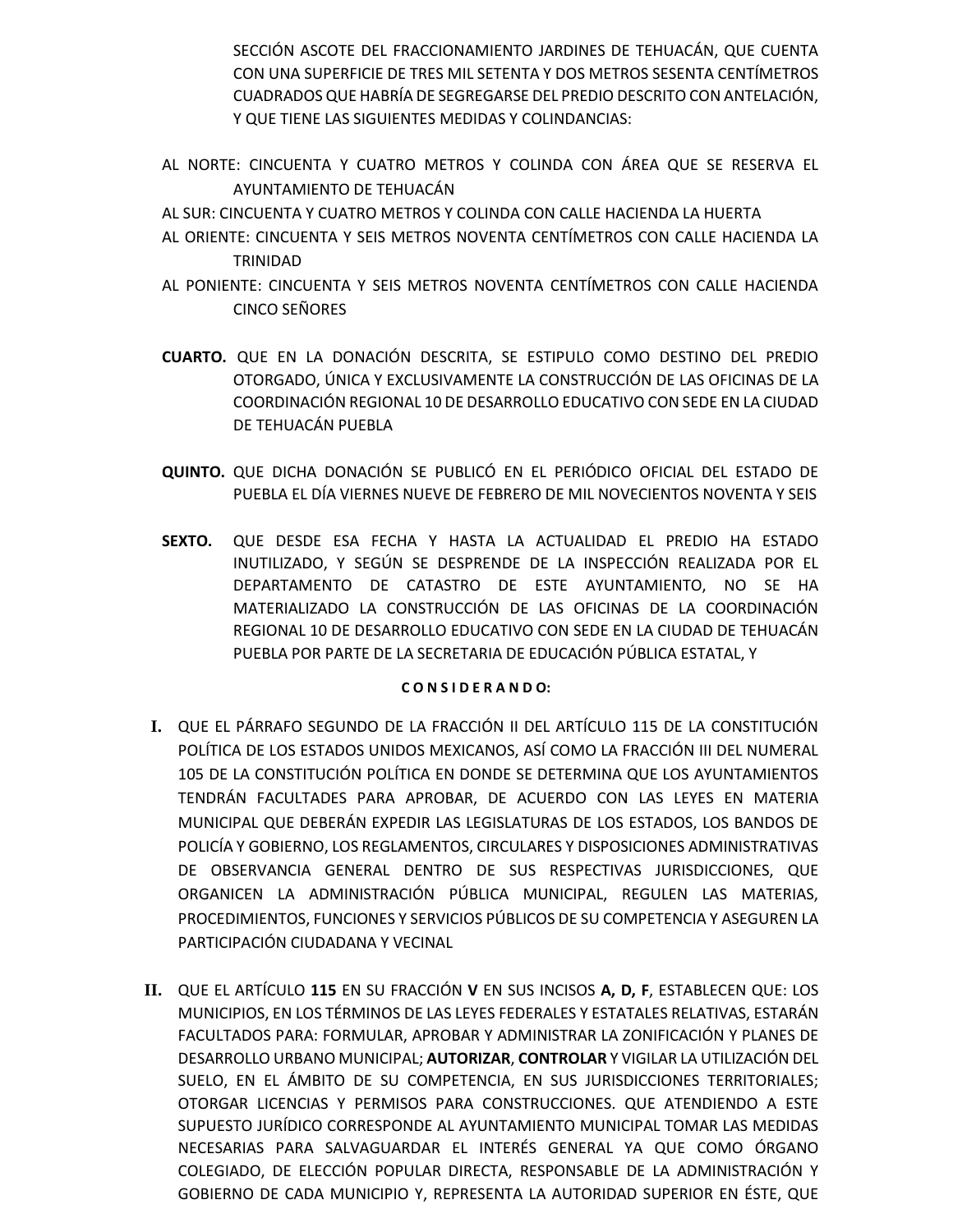SECCIÓN ASCOTE DEL FRACCIONAMIENTO JARDINES DE TEHUACÁN, QUE CUENTA CON UNA SUPERFICIE DE TRES MIL SETENTA Y DOS METROS SESENTA CENTÍMETROS CUADRADOS QUE HABRÍA DE SEGREGARSE DEL PREDIO DESCRITO CON ANTELACIÓN, Y QUE TIENE LAS SIGUIENTES MEDIDAS Y COLINDANCIAS:

AL NORTE: CINCUENTA Y CUATRO METROS Y COLINDA CON ÁREA QUE SE RESERVA EL AYUNTAMIENTO DE TEHUACÁN

AL SUR: CINCUENTA Y CUATRO METROS Y COLINDA CON CALLE HACIENDA LA HUERTA

AL ORIENTE: CINCUENTA Y SEIS METROS NOVENTA CENTÍMETROS CON CALLE HACIENDA LA TRINIDAD

AL PONIENTE: CINCUENTA Y SEIS METROS NOVENTA CENTÍMETROS CON CALLE HACIENDA CINCO SEÑORES

**CUARTO.** QUE EN LA DONACIÓN DESCRITA, SE ESTIPULO COMO DESTINO DEL PREDIO OTORGADO, ÚNICA Y EXCLUSIVAMENTE LA CONSTRUCCIÓN DE LAS OFICINAS DE LA COORDINACIÓN REGIONAL 10 DE DESARROLLO EDUCATIVO CON SEDE EN LA CIUDAD DE TEHUACÁN PUEBLA

**QUINTO.** QUE DICHA DONACIÓN SE PUBLICÓ EN EL PERIÓDICO OFICIAL DEL ESTADO DE PUEBLA EL DÍA VIERNES NUEVE DE FEBRERO DE MIL NOVECIENTOS NOVENTA Y SEIS

**SEXTO.** QUE DESDE ESA FECHA Y HASTA LA ACTUALIDAD EL PREDIO HA ESTADO INUTILIZADO, Y SEGÚN SE DESPRENDE DE LA INSPECCIÓN REALIZADA POR EL DEPARTAMENTO DE CATASTRO DE ESTE AYUNTAMIENTO, NO SE HA MATERIALIZADO LA CONSTRUCCIÓN DE LAS OFICINAS DE LA COORDINACIÓN REGIONAL 10 DE DESARROLLO EDUCATIVO CON SEDE EN LA CIUDAD DE TEHUACÁN PUEBLA POR PARTE DE LA SECRETARIA DE EDUCACIÓN PÚBLICA ESTATAL, Y

**C O N S I D E R A N D O:**

**I.** QUE EL PÁRRAFO SEGUNDO DE LA FRACCIÓN II DEL ARTÍCULO 115 DE LA CONSTITUCIÓN POLÍTICA DE LOS ESTADOS UNIDOS MEXICANOS, ASÍ COMO LA FRACCIÓN III DEL NUMERAL 105 DE LA CONSTITUCIÓN POLÍTICA EN DONDE SE DETERMINA QUE LOS AYUNTAMIENTOS TENDRÁN FACULTADES PARA APROBAR, DE ACUERDO CON LAS LEYES EN MATERIA MUNICIPAL QUE DEBERÁN EXPEDIR LAS LEGISLATURAS DE LOS ESTADOS, LOS BANDOS DE POLICÍA Y GOBIERNO, LOS REGLAMENTOS, CIRCULARES Y DISPOSICIONES ADMINISTRATIVAS DE OBSERVANCIA GENERAL DENTRO DE SUS RESPECTIVAS JURISDICCIONES, QUE ORGANICEN LA ADMINISTRACIÓN PÚBLICA MUNICIPAL, REGULEN LAS MATERIAS, PROCEDIMIENTOS, FUNCIONES Y SERVICIOS PÚBLICOS DE SU COMPETENCIA Y ASEGUREN LA PARTICIPACIÓN CIUDADANA Y VECINAL

**II.** QUE EL ARTÍCULO **115** EN SU FRACCIÓN **V** EN SUS INCISOS **A, D, F**, ESTABLECEN QUE: LOS MUNICIPIOS, EN LOS TÉRMINOS DE LAS LEYES FEDERALES Y ESTATALES RELATIVAS, ESTARÁN FACULTADOS PARA: FORMULAR, APROBAR Y ADMINISTRAR LA ZONIFICACIÓN Y PLANES DE DESARROLLO URBANO MUNICIPAL; **AUTORIZAR**, **CONTROLAR** Y VIGILAR LA UTILIZACIÓN DEL SUELO, EN EL ÁMBITO DE SU COMPETENCIA, EN SUS JURISDICCIONES TERRITORIALES; OTORGAR LICENCIAS Y PERMISOS PARA CONSTRUCCIONES. QUE ATENDIENDO A ESTE SUPUESTO JURÍDICO CORRESPONDE AL AYUNTAMIENTO MUNICIPAL TOMAR LAS MEDIDAS NECESARIAS PARA SALVAGUARDAR EL INTERÉS GENERAL YA QUE COMO ÓRGANO COLEGIADO, DE ELECCIÓN POPULAR DIRECTA, RESPONSABLE DE LA ADMINISTRACIÓN Y GOBIERNO DE CADA MUNICIPIO Y, REPRESENTA LA AUTORIDAD SUPERIOR EN ÉSTE, QUE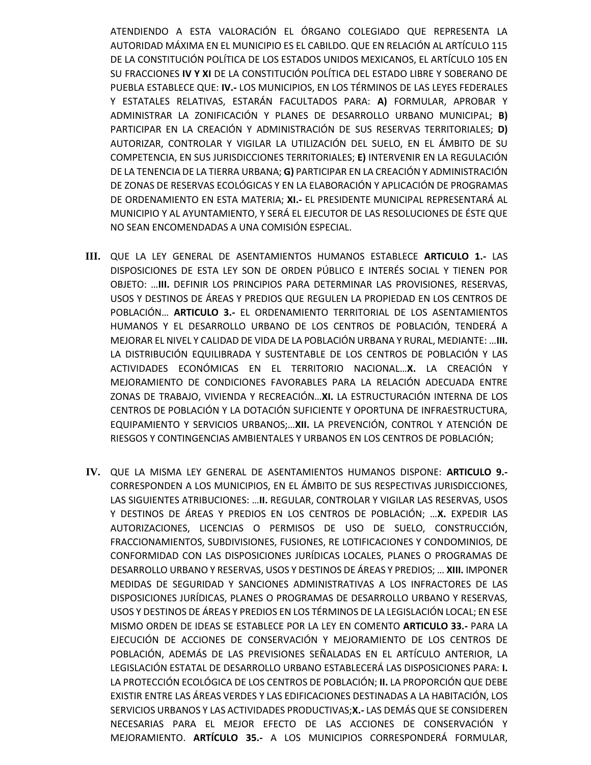ATENDIENDO A ESTA VALORACIÓN EL ÓRGANO COLEGIADO QUE REPRESENTA LA AUTORIDAD MÁXIMA EN EL MUNICIPIO ES EL CABILDO. QUE EN RELACIÓN AL ARTÍCULO 115 DE LA CONSTITUCIÓN POLÍTICA DE LOS ESTADOS UNIDOS MEXICANOS, EL ARTÍCULO 105 EN SU FRACCIONES **IV Y XI** DE LA CONSTITUCIÓN POLÍTICA DEL ESTADO LIBRE Y SOBERANO DE PUEBLA ESTABLECE QUE: **IV.-** LOS MUNICIPIOS, EN LOS TÉRMINOS DE LAS LEYES FEDERALES Y ESTATALES RELATIVAS, ESTARÁN FACULTADOS PARA: **A)** FORMULAR, APROBAR Y ADMINISTRAR LA ZONIFICACIÓN Y PLANES DE DESARROLLO URBANO MUNICIPAL; **B)** PARTICIPAR EN LA CREACIÓN Y ADMINISTRACIÓN DE SUS RESERVAS TERRITORIALES; **D)** AUTORIZAR, CONTROLAR Y VIGILAR LA UTILIZACIÓN DEL SUELO, EN EL ÁMBITO DE SU COMPETENCIA, EN SUS JURISDICCIONES TERRITORIALES; **E)** INTERVENIR EN LA REGULACIÓN DE LA TENENCIA DE LA TIERRA URBANA; **G)** PARTICIPAR EN LA CREACIÓN Y ADMINISTRACIÓN DE ZONAS DE RESERVAS ECOLÓGICAS Y EN LA ELABORACIÓN Y APLICACIÓN DE PROGRAMAS DE ORDENAMIENTO EN ESTA MATERIA; **XI.-** EL PRESIDENTE MUNICIPAL REPRESENTARÁ AL MUNICIPIO Y AL AYUNTAMIENTO, Y SERÁ EL EJECUTOR DE LAS RESOLUCIONES DE ÉSTE QUE NO SEAN ENCOMENDADAS A UNA COMISIÓN ESPECIAL.

**III.** QUE LA LEY GENERAL DE ASENTAMIENTOS HUMANOS ESTABLECE **ARTICULO 1.-** LAS DISPOSICIONES DE ESTA LEY SON DE ORDEN PÚBLICO E INTERÉS SOCIAL Y TIENEN POR OBJETO: …**III.** DEFINIR LOS PRINCIPIOS PARA DETERMINAR LAS PROVISIONES, RESERVAS, USOS Y DESTINOS DE ÁREAS Y PREDIOS QUE REGULEN LA PROPIEDAD EN LOS CENTROS DE POBLACIÓN… **ARTICULO 3.-** EL ORDENAMIENTO TERRITORIAL DE LOS ASENTAMIENTOS HUMANOS Y EL DESARROLLO URBANO DE LOS CENTROS DE POBLACIÓN, TENDERÁ A MEJORAR EL NIVEL Y CALIDAD DE VIDA DE LA POBLACIÓN URBANA Y RURAL, MEDIANTE: …**III.** LA DISTRIBUCIÓN EQUILIBRADA Y SUSTENTABLE DE LOS CENTROS DE POBLACIÓN Y LAS ACTIVIDADES ECONÓMICAS EN EL TERRITORIO NACIONAL…**X.** LA CREACIÓN Y MEJORAMIENTO DE CONDICIONES FAVORABLES PARA LA RELACIÓN ADECUADA ENTRE ZONAS DE TRABAJO, VIVIENDA Y RECREACIÓN…**XI.** LA ESTRUCTURACIÓN INTERNA DE LOS CENTROS DE POBLACIÓN Y LA DOTACIÓN SUFICIENTE Y OPORTUNA DE INFRAESTRUCTURA, EQUIPAMIENTO Y SERVICIOS URBANOS;…**XII.** LA PREVENCIÓN, CONTROL Y ATENCIÓN DE RIESGOS Y CONTINGENCIAS AMBIENTALES Y URBANOS EN LOS CENTROS DE POBLACIÓN;

**IV.** QUE LA MISMA LEY GENERAL DE ASENTAMIENTOS HUMANOS DISPONE: **ARTICULO 9.-** CORRESPONDEN A LOS MUNICIPIOS, EN EL ÁMBITO DE SUS RESPECTIVAS JURISDICCIONES, LAS SIGUIENTES ATRIBUCIONES: …**II.** REGULAR, CONTROLAR Y VIGILAR LAS RESERVAS, USOS Y DESTINOS DE ÁREAS Y PREDIOS EN LOS CENTROS DE POBLACIÓN; …**X.** EXPEDIR LAS AUTORIZACIONES, LICENCIAS O PERMISOS DE USO DE SUELO, CONSTRUCCIÓN, FRACCIONAMIENTOS, SUBDIVISIONES, FUSIONES, RE LOTIFICACIONES Y CONDOMINIOS, DE CONFORMIDAD CON LAS DISPOSICIONES JURÍDICAS LOCALES, PLANES O PROGRAMAS DE DESARROLLO URBANO Y RESERVAS, USOS Y DESTINOS DE ÁREAS Y PREDIOS; … **XIII.** IMPONER MEDIDAS DE SEGURIDAD Y SANCIONES ADMINISTRATIVAS A LOS INFRACTORES DE LAS DISPOSICIONES JURÍDICAS, PLANES O PROGRAMAS DE DESARROLLO URBANO Y RESERVAS, USOS Y DESTINOS DE ÁREAS Y PREDIOS EN LOS TÉRMINOS DE LA LEGISLACIÓN LOCAL; EN ESE MISMO ORDEN DE IDEAS SE ESTABLECE POR LA LEY EN COMENTO **ARTICULO 33.-** PARA LA EJECUCIÓN DE ACCIONES DE CONSERVACIÓN Y MEJORAMIENTO DE LOS CENTROS DE POBLACIÓN, ADEMÁS DE LAS PREVISIONES SEÑALADAS EN EL ARTÍCULO ANTERIOR, LA LEGISLACIÓN ESTATAL DE DESARROLLO URBANO ESTABLECERÁ LAS DISPOSICIONES PARA: **I.** LA PROTECCIÓN ECOLÓGICA DE LOS CENTROS DE POBLACIÓN; **II.** LA PROPORCIÓN QUE DEBE EXISTIR ENTRE LAS ÁREAS VERDES Y LAS EDIFICACIONES DESTINADAS A LA HABITACIÓN, LOS SERVICIOS URBANOS Y LAS ACTIVIDADES PRODUCTIVAS;**X.-** LAS DEMÁS QUE SE CONSIDEREN NECESARIAS PARA EL MEJOR EFECTO DE LAS ACCIONES DE CONSERVACIÓN Y MEJORAMIENTO. **ARTÍCULO 35.-** A LOS MUNICIPIOS CORRESPONDERÁ FORMULAR,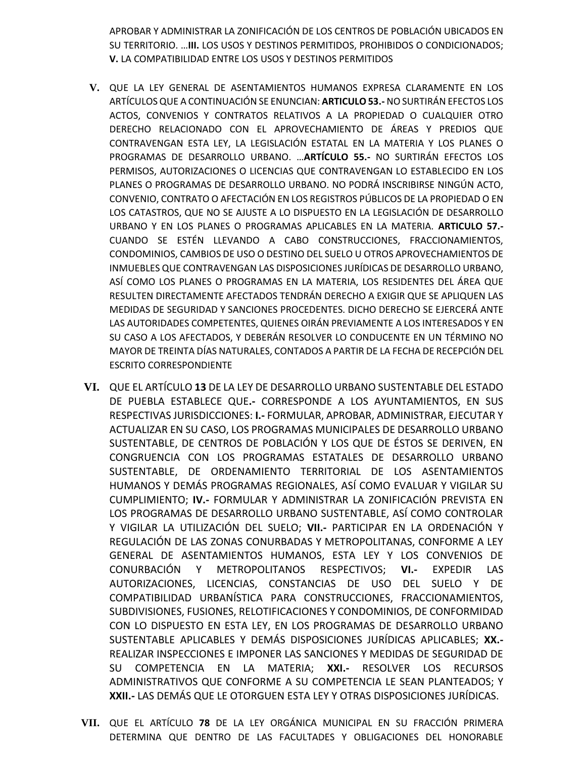APROBAR Y ADMINISTRAR LA ZONIFICACIÓN DE LOS CENTROS DE POBLACIÓN UBICADOS EN SU TERRITORIO. …**III.** LOS USOS Y DESTINOS PERMITIDOS, PROHIBIDOS O CONDICIONADOS; **V.** LA COMPATIBILIDAD ENTRE LOS USOS Y DESTINOS PERMITIDOS

**V.** QUE LA LEY GENERAL DE ASENTAMIENTOS HUMANOS EXPRESA CLARAMENTE EN LOS ARTÍCULOS QUE A CONTINUACIÓN SE ENUNCIAN: **ARTICULO 53.-** NO SURTIRÁN EFECTOS LOS ACTOS, CONVENIOS Y CONTRATOS RELATIVOS A LA PROPIEDAD O CUALQUIER OTRO DERECHO RELACIONADO CON EL APROVECHAMIENTO DE ÁREAS Y PREDIOS QUE CONTRAVENGAN ESTA LEY, LA LEGISLACIÓN ESTATAL EN LA MATERIA Y LOS PLANES O PROGRAMAS DE DESARROLLO URBANO. …**ARTÍCULO 55.-** NO SURTIRÁN EFECTOS LOS PERMISOS, AUTORIZACIONES O LICENCIAS QUE CONTRAVENGAN LO ESTABLECIDO EN LOS PLANES O PROGRAMAS DE DESARROLLO URBANO. NO PODRÁ INSCRIBIRSE NINGÚN ACTO, CONVENIO, CONTRATO O AFECTACIÓN EN LOS REGISTROS PÚBLICOS DE LA PROPIEDAD O EN LOS CATASTROS, QUE NO SE AJUSTE A LO DISPUESTO EN LA LEGISLACIÓN DE DESARROLLO URBANO Y EN LOS PLANES O PROGRAMAS APLICABLES EN LA MATERIA. **ARTICULO 57.-** CUANDO SE ESTÉN LLEVANDO A CABO CONSTRUCCIONES, FRACCIONAMIENTOS, CONDOMINIOS, CAMBIOS DE USO O DESTINO DEL SUELO U OTROS APROVECHAMIENTOS DE INMUEBLES QUE CONTRAVENGAN LAS DISPOSICIONES JURÍDICAS DE DESARROLLO URBANO, ASÍ COMO LOS PLANES O PROGRAMAS EN LA MATERIA, LOS RESIDENTES DEL ÁREA QUE RESULTEN DIRECTAMENTE AFECTADOS TENDRÁN DERECHO A EXIGIR QUE SE APLIQUEN LAS MEDIDAS DE SEGURIDAD Y SANCIONES PROCEDENTES. DICHO DERECHO SE EJERCERÁ ANTE LAS AUTORIDADES COMPETENTES, QUIENES OIRÁN PREVIAMENTE A LOS INTERESADOS Y EN SU CASO A LOS AFECTADOS, Y DEBERÁN RESOLVER LO CONDUCENTE EN UN TÉRMINO NO MAYOR DE TREINTA DÍAS NATURALES, CONTADOS A PARTIR DE LA FECHA DE RECEPCIÓN DEL ESCRITO CORRESPONDIENTE

**VI.** QUE EL ARTÍCULO **13** DE LA LEY DE DESARROLLO URBANO SUSTENTABLE DEL ESTADO DE PUEBLA ESTABLECE QUE**.-** CORRESPONDE A LOS AYUNTAMIENTOS, EN SUS RESPECTIVAS JURISDICCIONES: **I.-** FORMULAR, APROBAR, ADMINISTRAR, EJECUTAR Y ACTUALIZAR EN SU CASO, LOS PROGRAMAS MUNICIPALES DE DESARROLLO URBANO SUSTENTABLE, DE CENTROS DE POBLACIÓN Y LOS QUE DE ÉSTOS SE DERIVEN, EN CONGRUENCIA CON LOS PROGRAMAS ESTATALES DE DESARROLLO URBANO SUSTENTABLE, DE ORDENAMIENTO TERRITORIAL DE LOS ASENTAMIENTOS HUMANOS Y DEMÁS PROGRAMAS REGIONALES, ASÍ COMO EVALUAR Y VIGILAR SU CUMPLIMIENTO; **IV.-** FORMULAR Y ADMINISTRAR LA ZONIFICACIÓN PREVISTA EN LOS PROGRAMAS DE DESARROLLO URBANO SUSTENTABLE, ASÍ COMO CONTROLAR Y VIGILAR LA UTILIZACIÓN DEL SUELO; **VII.-** PARTICIPAR EN LA ORDENACIÓN Y REGULACIÓN DE LAS ZONAS CONURBADAS Y METROPOLITANAS, CONFORME A LEY GENERAL DE ASENTAMIENTOS HUMANOS, ESTA LEY Y LOS CONVENIOS DE CONURBACIÓN Y METROPOLITANOS RESPECTIVOS; **VI.-** EXPEDIR LAS AUTORIZACIONES, LICENCIAS, CONSTANCIAS DE USO DEL SUELO Y DE COMPATIBILIDAD URBANÍSTICA PARA CONSTRUCCIONES, FRACCIONAMIENTOS, SUBDIVISIONES, FUSIONES, RELOTIFICACIONES Y CONDOMINIOS, DE CONFORMIDAD CON LO DISPUESTO EN ESTA LEY, EN LOS PROGRAMAS DE DESARROLLO URBANO SUSTENTABLE APLICABLES Y DEMÁS DISPOSICIONES JURÍDICAS APLICABLES; **XX.-** REALIZAR INSPECCIONES E IMPONER LAS SANCIONES Y MEDIDAS DE SEGURIDAD DE SU COMPETENCIA EN LA MATERIA; **XXI.-** RESOLVER LOS RECURSOS ADMINISTRATIVOS QUE CONFORME A SU COMPETENCIA LE SEAN PLANTEADOS; Y **XXII.-** LAS DEMÁS QUE LE OTORGUEN ESTA LEY Y OTRAS DISPOSICIONES JURÍDICAS.

**VII.** QUE EL ARTÍCULO **78** DE LA LEY ORGÁNICA MUNICIPAL EN SU FRACCIÓN PRIMERA DETERMINA QUE DENTRO DE LAS FACULTADES Y OBLIGACIONES DEL HONORABLE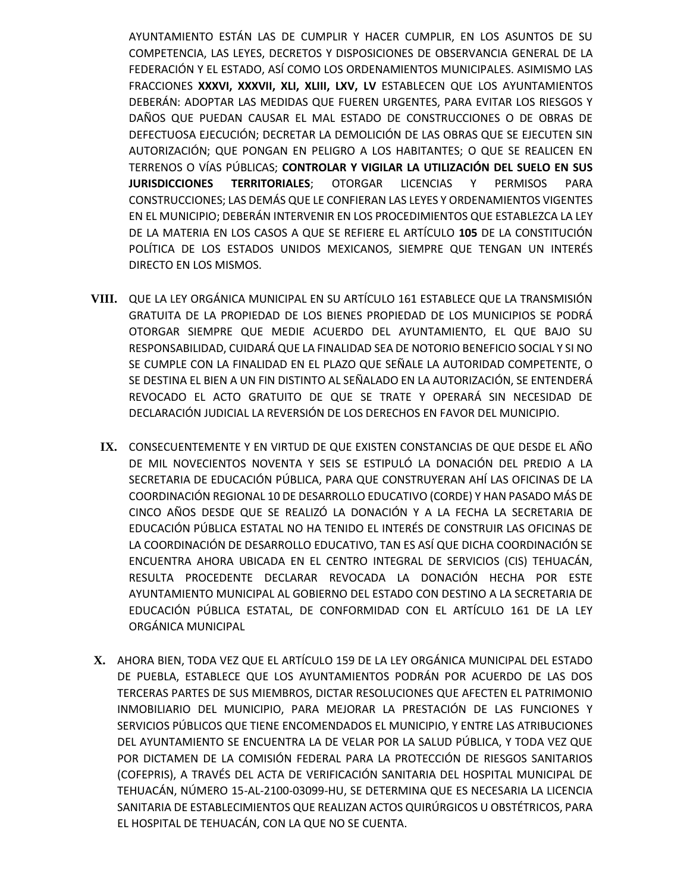AYUNTAMIENTO ESTÁN LAS DE CUMPLIR Y HACER CUMPLIR, EN LOS ASUNTOS DE SU COMPETENCIA, LAS LEYES, DECRETOS Y DISPOSICIONES DE OBSERVANCIA GENERAL DE LA FEDERACIÓN Y EL ESTADO, ASÍ COMO LOS ORDENAMIENTOS MUNICIPALES. ASIMISMO LAS FRACCIONES **XXXVI, XXXVII, XLI, XLIII, LXV, LV** ESTABLECEN QUE LOS AYUNTAMIENTOS DEBERÁN: ADOPTAR LAS MEDIDAS QUE FUEREN URGENTES, PARA EVITAR LOS RIESGOS Y DAÑOS QUE PUEDAN CAUSAR EL MAL ESTADO DE CONSTRUCCIONES O DE OBRAS DE DEFECTUOSA EJECUCIÓN; DECRETAR LA DEMOLICIÓN DE LAS OBRAS QUE SE EJECUTEN SIN AUTORIZACIÓN; QUE PONGAN EN PELIGRO A LOS HABITANTES; O QUE SE REALICEN EN TERRENOS O VÍAS PÚBLICAS; **CONTROLAR Y VIGILAR LA UTILIZACIÓN DEL SUELO EN SUS JURISDICCIONES TERRITORIALES**; OTORGAR LICENCIAS Y PERMISOS PARA CONSTRUCCIONES; LAS DEMÁS QUE LE CONFIERAN LAS LEYES Y ORDENAMIENTOS VIGENTES EN EL MUNICIPIO; DEBERÁN INTERVENIR EN LOS PROCEDIMIENTOS QUE ESTABLEZCA LA LEY DE LA MATERIA EN LOS CASOS A QUE SE REFIERE EL ARTÍCULO **105** DE LA CONSTITUCIÓN POLÍTICA DE LOS ESTADOS UNIDOS MEXICANOS, SIEMPRE QUE TENGAN UN INTERÉS DIRECTO EN LOS MISMOS.

**VIII.** QUE LA LEY ORGÁNICA MUNICIPAL EN SU ARTÍCULO 161 ESTABLECE QUE LA TRANSMISIÓN GRATUITA DE LA PROPIEDAD DE LOS BIENES PROPIEDAD DE LOS MUNICIPIOS SE PODRÁ OTORGAR SIEMPRE QUE MEDIE ACUERDO DEL AYUNTAMIENTO, EL QUE BAJO SU RESPONSABILIDAD, CUIDARÁ QUE LA FINALIDAD SEA DE NOTORIO BENEFICIO SOCIAL Y SI NO SE CUMPLE CON LA FINALIDAD EN EL PLAZO QUE SEÑALE LA AUTORIDAD COMPETENTE, O SE DESTINA EL BIEN A UN FIN DISTINTO AL SEÑALADO EN LA AUTORIZACIÓN, SE ENTENDERÁ REVOCADO EL ACTO GRATUITO DE QUE SE TRATE Y OPERARÁ SIN NECESIDAD DE DECLARACIÓN JUDICIAL LA REVERSIÓN DE LOS DERECHOS EN FAVOR DEL MUNICIPIO.

**IX.** CONSECUENTEMENTE Y EN VIRTUD DE QUE EXISTEN CONSTANCIAS DE QUE DESDE EL AÑO DE MIL NOVECIENTOS NOVENTA Y SEIS SE ESTIPULÓ LA DONACIÓN DEL PREDIO A LA SECRETARIA DE EDUCACIÓN PÚBLICA, PARA QUE CONSTRUYERAN AHÍ LAS OFICINAS DE LA COORDINACIÓN REGIONAL 10 DE DESARROLLO EDUCATIVO (CORDE) Y HAN PASADO MÁS DE CINCO AÑOS DESDE QUE SE REALIZÓ LA DONACIÓN Y A LA FECHA LA SECRETARIA DE EDUCACIÓN PÚBLICA ESTATAL NO HA TENIDO EL INTERÉS DE CONSTRUIR LAS OFICINAS DE LA COORDINACIÓN DE DESARROLLO EDUCATIVO, TAN ES ASÍ QUE DICHA COORDINACIÓN SE ENCUENTRA AHORA UBICADA EN EL CENTRO INTEGRAL DE SERVICIOS (CIS) TEHUACÁN, RESULTA PROCEDENTE DECLARAR REVOCADA LA DONACIÓN HECHA POR ESTE AYUNTAMIENTO MUNICIPAL AL GOBIERNO DEL ESTADO CON DESTINO A LA SECRETARIA DE EDUCACIÓN PÚBLICA ESTATAL, DE CONFORMIDAD CON EL ARTÍCULO 161 DE LA LEY ORGÁNICA MUNICIPAL

**X.** AHORA BIEN, TODA VEZ QUE EL ARTÍCULO 159 DE LA LEY ORGÁNICA MUNICIPAL DEL ESTADO DE PUEBLA, ESTABLECE QUE LOS AYUNTAMIENTOS PODRÁN POR ACUERDO DE LAS DOS TERCERAS PARTES DE SUS MIEMBROS, DICTAR RESOLUCIONES QUE AFECTEN EL PATRIMONIO INMOBILIARIO DEL MUNICIPIO, PARA MEJORAR LA PRESTACIÓN DE LAS FUNCIONES Y SERVICIOS PÚBLICOS QUE TIENE ENCOMENDADOS EL MUNICIPIO, Y ENTRE LAS ATRIBUCIONES DEL AYUNTAMIENTO SE ENCUENTRA LA DE VELAR POR LA SALUD PÚBLICA, Y TODA VEZ QUE POR DICTAMEN DE LA COMISIÓN FEDERAL PARA LA PROTECCIÓN DE RIESGOS SANITARIOS (COFEPRIS), A TRAVÉS DEL ACTA DE VERIFICACIÓN SANITARIA DEL HOSPITAL MUNICIPAL DE TEHUACÁN, NÚMERO 15-AL-2100-03099-HU, SE DETERMINA QUE ES NECESARIA LA LICENCIA SANITARIA DE ESTABLECIMIENTOS QUE REALIZAN ACTOS QUIRÚRGICOS U OBSTÉTRICOS, PARA EL HOSPITAL DE TEHUACÁN, CON LA QUE NO SE CUENTA.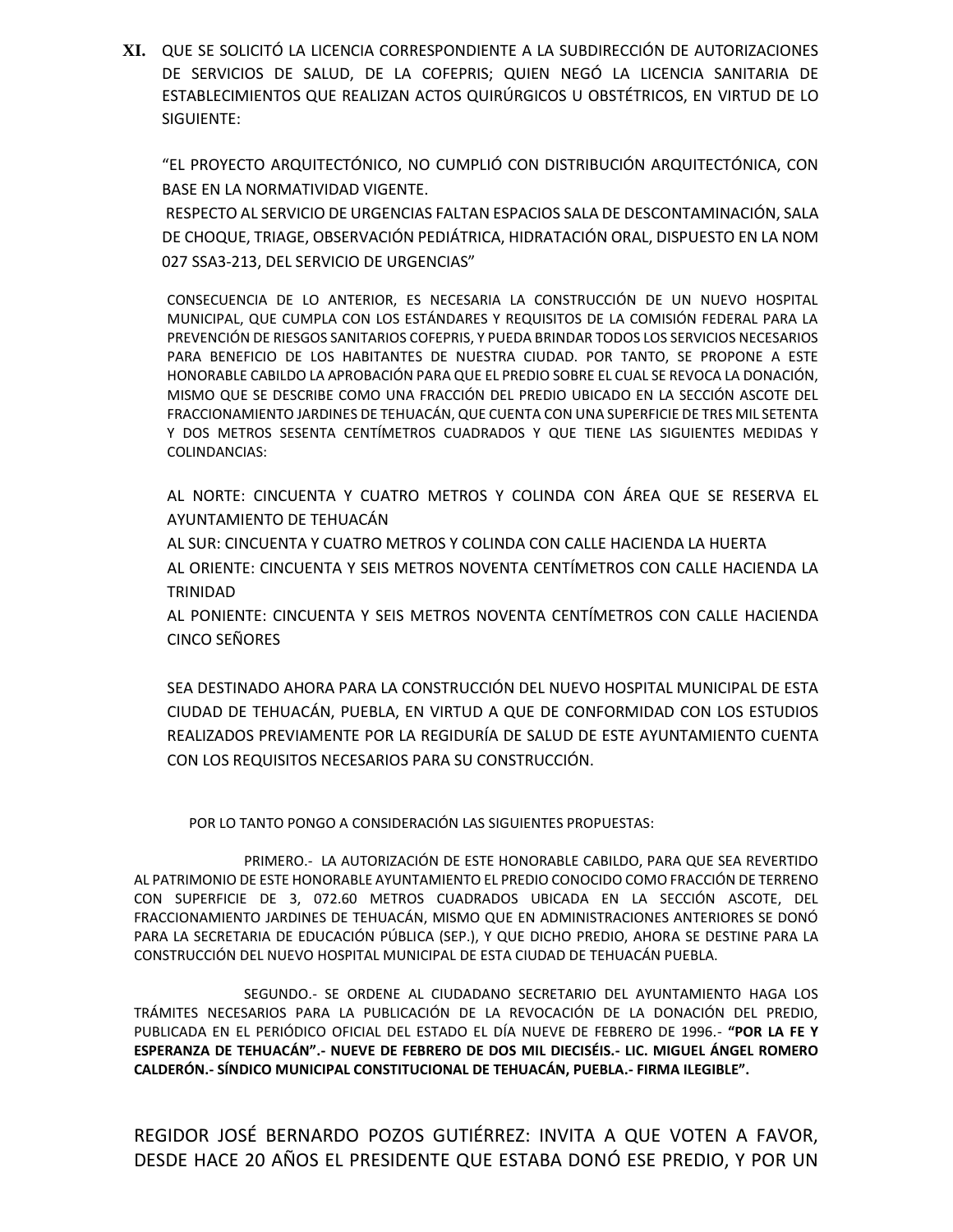**XI.** QUE SE SOLICITÓ LA LICENCIA CORRESPONDIENTE A LA SUBDIRECCIÓN DE AUTORIZACIONES DE SERVICIOS DE SALUD, DE LA COFEPRIS; QUIEN NEGÓ LA LICENCIA SANITARIA DE ESTABLECIMIENTOS QUE REALIZAN ACTOS QUIRÚRGICOS U OBSTÉTRICOS, EN VIRTUD DE LO SIGUIENTE:

"EL PROYECTO ARQUITECTÓNICO, NO CUMPLIÓ CON DISTRIBUCIÓN ARQUITECTÓNICA, CON BASE EN LA NORMATIVIDAD VIGENTE.
RESPECTO AL SERVICIO DE URGENCIAS FALTAN ESPACIOS SALA DE DESCONTAMINACIÓN, SALA DE CHOQUE, TRIAGE, OBSERVACIÓN PEDIÁTRICA, HIDRATACIÓN ORAL, DISPUESTO EN LA NOM 027 SSA3-213, DEL SERVICIO DE URGENCIAS"

CONSECUENCIA DE LO ANTERIOR, ES NECESARIA LA CONSTRUCCIÓN DE UN NUEVO HOSPITAL MUNICIPAL, QUE CUMPLA CON LOS ESTÁNDARES Y REQUISITOS DE LA COMISIÓN FEDERAL PARA LA PREVENCIÓN DE RIESGOS SANITARIOS COFEPRIS, Y PUEDA BRINDAR TODOS LOS SERVICIOS NECESARIOS PARA BENEFICIO DE LOS HABITANTES DE NUESTRA CIUDAD. POR TANTO, SE PROPONE A ESTE HONORABLE CABILDO LA APROBACIÓN PARA QUE EL PREDIO SOBRE EL CUAL SE REVOCA LA DONACIÓN, MISMO QUE SE DESCRIBE COMO UNA FRACCIÓN DEL PREDIO UBICADO EN LA SECCIÓN ASCOTE DEL FRACCIONAMIENTO JARDINES DE TEHUACÁN, QUE CUENTA CON UNA SUPERFICIE DE TRES MIL SETENTA Y DOS METROS SESENTA CENTÍMETROS CUADRADOS Y QUE TIENE LAS SIGUIENTES MEDIDAS Y COLINDANCIAS:

AL NORTE: CINCUENTA Y CUATRO METROS Y COLINDA CON ÁREA QUE SE RESERVA EL AYUNTAMIENTO DE TEHUACÁN
AL SUR: CINCUENTA Y CUATRO METROS Y COLINDA CON CALLE HACIENDA LA HUERTA
AL ORIENTE: CINCUENTA Y SEIS METROS NOVENTA CENTÍMETROS CON CALLE HACIENDA LA TRINIDAD
AL PONIENTE: CINCUENTA Y SEIS METROS NOVENTA CENTÍMETROS CON CALLE HACIENDA CINCO SEÑORES

SEA DESTINADO AHORA PARA LA CONSTRUCCIÓN DEL NUEVO HOSPITAL MUNICIPAL DE ESTA CIUDAD DE TEHUACÁN, PUEBLA, EN VIRTUD A QUE DE CONFORMIDAD CON LOS ESTUDIOS REALIZADOS PREVIAMENTE POR LA REGIDURÍA DE SALUD DE ESTE AYUNTAMIENTO CUENTA CON LOS REQUISITOS NECESARIOS PARA SU CONSTRUCCIÓN.

POR LO TANTO PONGO A CONSIDERACIÓN LAS SIGUIENTES PROPUESTAS:

PRIMERO.- LA AUTORIZACIÓN DE ESTE HONORABLE CABILDO, PARA QUE SEA REVERTIDO AL PATRIMONIO DE ESTE HONORABLE AYUNTAMIENTO EL PREDIO CONOCIDO COMO FRACCIÓN DE TERRENO CON SUPERFICIE DE 3, 072.60 METROS CUADRADOS UBICADA EN LA SECCIÓN ASCOTE, DEL FRACCIONAMIENTO JARDINES DE TEHUACÁN, MISMO QUE EN ADMINISTRACIONES ANTERIORES SE DONÓ PARA LA SECRETARIA DE EDUCACIÓN PÚBLICA (SEP.), Y QUE DICHO PREDIO, AHORA SE DESTINE PARA LA CONSTRUCCIÓN DEL NUEVO HOSPITAL MUNICIPAL DE ESTA CIUDAD DE TEHUACÁN PUEBLA.

SEGUNDO.- SE ORDENE AL CIUDADANO SECRETARIO DEL AYUNTAMIENTO HAGA LOS TRÁMITES NECESARIOS PARA LA PUBLICACIÓN DE LA REVOCACIÓN DE LA DONACIÓN DEL PREDIO, PUBLICADA EN EL PERIÓDICO OFICIAL DEL ESTADO EL DÍA NUEVE DE FEBRERO DE 1996.- **"POR LA FE Y ESPERANZA DE TEHUACÁN".- NUEVE DE FEBRERO DE DOS MIL DIECISÉIS.- LIC. MIGUEL ÁNGEL ROMERO CALDERÓN.- SÍNDICO MUNICIPAL CONSTITUCIONAL DE TEHUACÁN, PUEBLA.- FIRMA ILEGIBLE".**

REGIDOR JOSÉ BERNARDO POZOS GUTIÉRREZ: INVITA A QUE VOTEN A FAVOR, DESDE HACE 20 AÑOS EL PRESIDENTE QUE ESTABA DONÓ ESE PREDIO, Y POR UN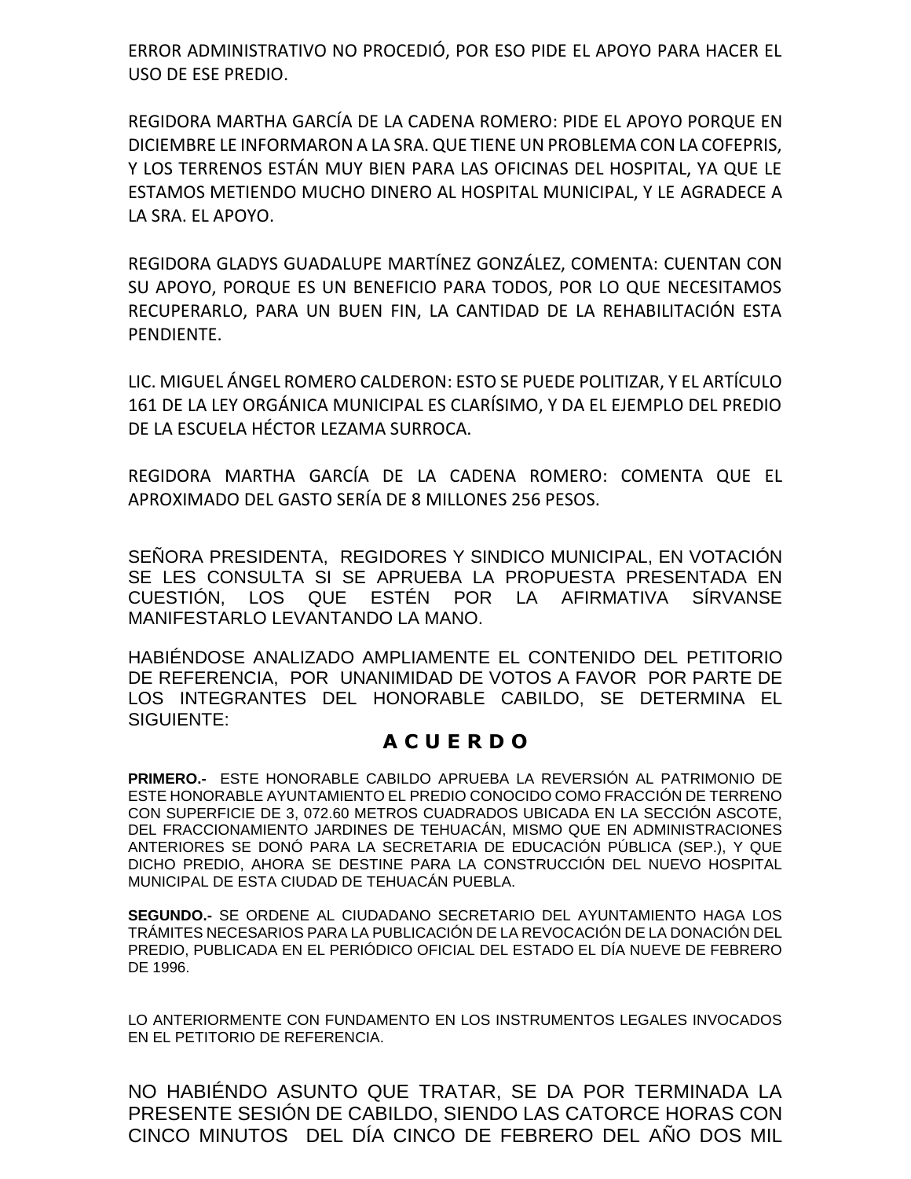ERROR ADMINISTRATIVO NO PROCEDIÓ, POR ESO PIDE EL APOYO PARA HACER EL USO DE ESE PREDIO.

REGIDORA MARTHA GARCÍA DE LA CADENA ROMERO: PIDE EL APOYO PORQUE EN DICIEMBRE LE INFORMARON A LA SRA. QUE TIENE UN PROBLEMA CON LA COFEPRIS, Y LOS TERRENOS ESTÁN MUY BIEN PARA LAS OFICINAS DEL HOSPITAL, YA QUE LE ESTAMOS METIENDO MUCHO DINERO AL HOSPITAL MUNICIPAL, Y LE AGRADECE A LA SRA. EL APOYO.

REGIDORA GLADYS GUADALUPE MARTÍNEZ GONZÁLEZ, COMENTA: CUENTAN CON SU APOYO, PORQUE ES UN BENEFICIO PARA TODOS, POR LO QUE NECESITAMOS RECUPERARLO, PARA UN BUEN FIN, LA CANTIDAD DE LA REHABILITACIÓN ESTA PENDIENTE.

LIC. MIGUEL ÁNGEL ROMERO CALDERON: ESTO SE PUEDE POLITIZAR, Y EL ARTÍCULO 161 DE LA LEY ORGÁNICA MUNICIPAL ES CLARÍSIMO, Y DA EL EJEMPLO DEL PREDIO DE LA ESCUELA HÉCTOR LEZAMA SURROCA.

REGIDORA MARTHA GARCÍA DE LA CADENA ROMERO: COMENTA QUE EL APROXIMADO DEL GASTO SERÍA DE 8 MILLONES 256 PESOS.

SEÑORA PRESIDENTA, REGIDORES Y SINDICO MUNICIPAL, EN VOTACIÓN SE LES CONSULTA SI SE APRUEBA LA PROPUESTA PRESENTADA EN CUESTIÓN, LOS QUE ESTÉN POR LA AFIRMATIVA SÍRVANSE MANIFESTARLO LEVANTANDO LA MANO.

HABIÉNDOSE ANALIZADO AMPLIAMENTE EL CONTENIDO DEL PETITORIO DE REFERENCIA, POR UNANIMIDAD DE VOTOS A FAVOR POR PARTE DE LOS INTEGRANTES DEL HONORABLE CABILDO, SE DETERMINA EL SIGUIENTE:

## A C U E R D O

**PRIMERO.-** ESTE HONORABLE CABILDO APRUEBA LA REVERSIÓN AL PATRIMONIO DE ESTE HONORABLE AYUNTAMIENTO EL PREDIO CONOCIDO COMO FRACCIÓN DE TERRENO CON SUPERFICIE DE 3, 072.60 METROS CUADRADOS UBICADA EN LA SECCIÓN ASCOTE, DEL FRACCIONAMIENTO JARDINES DE TEHUACÁN, MISMO QUE EN ADMINISTRACIONES ANTERIORES SE DONÓ PARA LA SECRETARIA DE EDUCACIÓN PÚBLICA (SEP.), Y QUE DICHO PREDIO, AHORA SE DESTINE PARA LA CONSTRUCCIÓN DEL NUEVO HOSPITAL MUNICIPAL DE ESTA CIUDAD DE TEHUACÁN PUEBLA.

**SEGUNDO.-** SE ORDENE AL CIUDADANO SECRETARIO DEL AYUNTAMIENTO HAGA LOS TRÁMITES NECESARIOS PARA LA PUBLICACIÓN DE LA REVOCACIÓN DE LA DONACIÓN DEL PREDIO, PUBLICADA EN EL PERIÓDICO OFICIAL DEL ESTADO EL DÍA NUEVE DE FEBRERO DE 1996.

LO ANTERIORMENTE CON FUNDAMENTO EN LOS INSTRUMENTOS LEGALES INVOCADOS EN EL PETITORIO DE REFERENCIA.

NO HABIÉNDO ASUNTO QUE TRATAR, SE DA POR TERMINADA LA PRESENTE SESIÓN DE CABILDO, SIENDO LAS CATORCE HORAS CON CINCO MINUTOS DEL DÍA CINCO DE FEBRERO DEL AÑO DOS MIL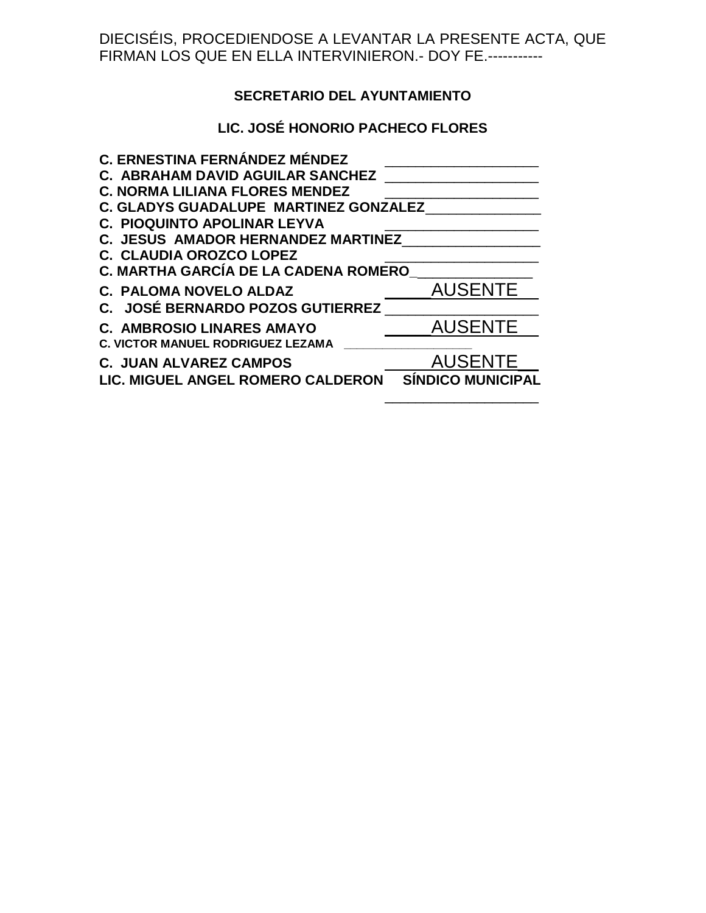DIECISÉIS, PROCEDIENDOSE A LEVANTAR LA PRESENTE ACTA, QUE FIRMAN LOS QUE EN ELLA INTERVINIERON.- DOY FE.-----------

**SECRETARIO DEL AYUNTAMIENTO**

**LIC. JOSÉ HONORIO PACHECO FLORES**

| | |
|---|---|
| **C. ERNESTINA FERNÁNDEZ MÉNDEZ** | ____________________ |
| **C. ABRAHAM DAVID AGUILAR SANCHEZ** | ____________________ |
| **C. NORMA LILIANA FLORES MENDEZ** | ____________________ |
| **C. GLADYS GUADALUPE MARTINEZ GONZALEZ** | ________________ |
| **C. PIOQUINTO APOLINAR LEYVA** | ____________________ |
| **C. JESUS AMADOR HERNANDEZ MARTINEZ** | __________________ |
| **C. CLAUDIA OROZCO LOPEZ** | ____________________ |
| **C. MARTHA GARCÍA DE LA CADENA ROMERO** | ________________ |
| **C. PALOMA NOVELO ALDAZ** | _____AUSENTE__ |
| **C. JOSÉ BERNARDO POZOS GUTIERREZ** | __________________ |
| **C. AMBROSIO LINARES AMAYO** | _____AUSENTE__ |
| **C. VICTOR MANUEL RODRIGUEZ LEZAMA** | __________________ |
| **C. JUAN ALVAREZ CAMPOS** | _____AUSENTE__ |
| **LIC. MIGUEL ANGEL ROMERO CALDERON** | **SÍNDICO MUNICIPAL** |
| | ____________________ |